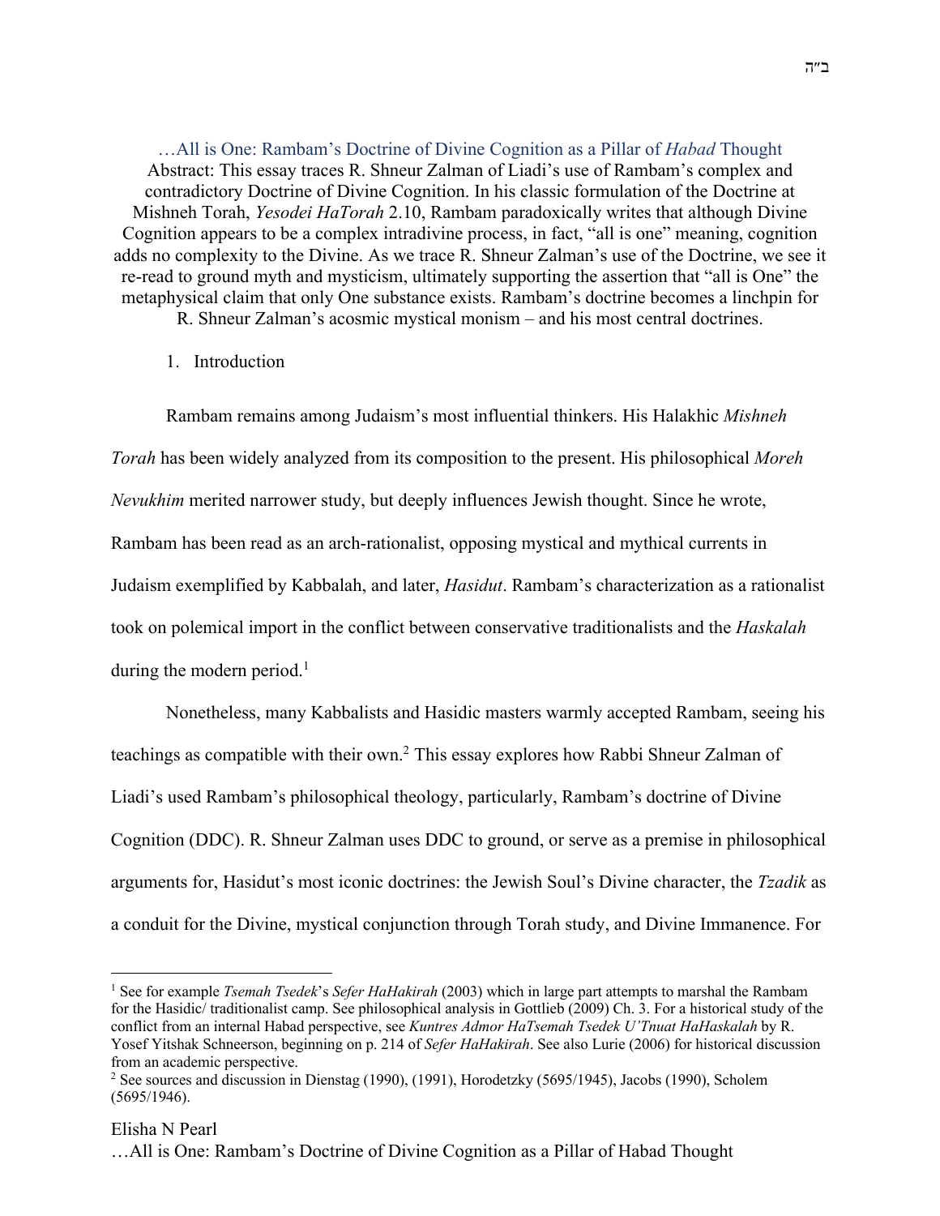ב"ה

# …All is One: Rambam's Doctrine of Divine Cognition as a Pillar of *Habad* Thought

Abstract: This essay traces R. Shneur Zalman of Liadi's use of Rambam's complex and contradictory Doctrine of Divine Cognition. In his classic formulation of the Doctrine at Mishneh Torah, *Yesodei HaTorah* 2.10, Rambam paradoxically writes that although Divine Cognition appears to be a complex intradivine process, in fact, "all is one" meaning, cognition adds no complexity to the Divine. As we trace R. Shneur Zalman's use of the Doctrine, we see it re-read to ground myth and mysticism, ultimately supporting the assertion that "all is One" the metaphysical claim that only One substance exists. Rambam's doctrine becomes a linchpin for R. Shneur Zalman's acosmic mystical monism – and his most central doctrines.

## 1. Introduction

Rambam remains among Judaism's most influential thinkers. His Halakhic *Mishneh Torah* has been widely analyzed from its composition to the present. His philosophical *Moreh Nevukhim* merited narrower study, but deeply influences Jewish thought. Since he wrote, Rambam has been read as an arch-rationalist, opposing mystical and mythical currents in Judaism exemplified by Kabbalah, and later, *Hasidut*. Rambam's characterization as a rationalist took on polemical import in the conflict between conservative traditionalists and the *Haskalah* during the modern period.[1]

Nonetheless, many Kabbalists and Hasidic masters warmly accepted Rambam, seeing his teachings as compatible with their own.[2] This essay explores how Rabbi Shneur Zalman of Liadi's used Rambam's philosophical theology, particularly, Rambam's doctrine of Divine Cognition (DDC). R. Shneur Zalman uses DDC to ground, or serve as a premise in philosophical arguments for, Hasidut's most iconic doctrines: the Jewish Soul's Divine character, the *Tzadik* as a conduit for the Divine, mystical conjunction through Torah study, and Divine Immanence. For

[1] See for example *Tsemah Tsedek*'s *Sefer HaHakirah* (2003) which in large part attempts to marshal the Rambam for the Hasidic/ traditionalist camp. See philosophical analysis in Gottlieb (2009) Ch. 3. For a historical study of the conflict from an internal Habad perspective, see *Kuntres Admor HaTsemah Tsedek U'Tnuat HaHaskalah* by R. Yosef Yitshak Schneerson, beginning on p. 214 of *Sefer HaHakirah*. See also Lurie (2006) for historical discussion from an academic perspective.

[2] See sources and discussion in Dienstag (1990), (1991), Horodetzky (5695/1945), Jacobs (1990), Scholem (5695/1946).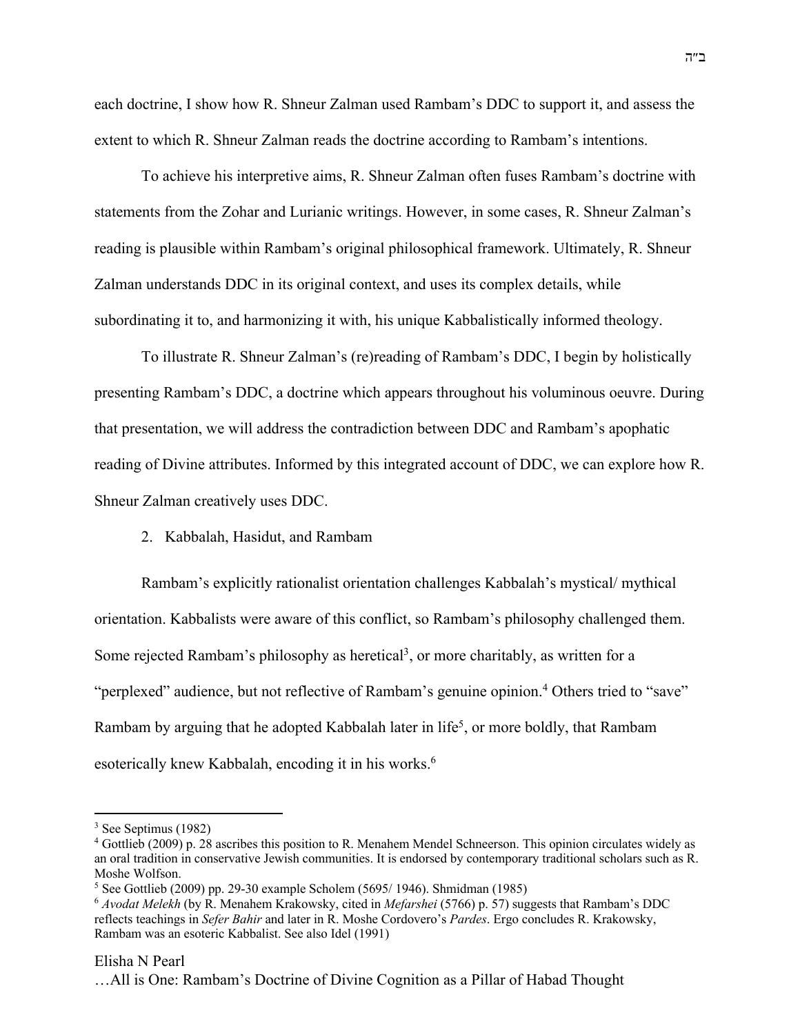each doctrine, I show how R. Shneur Zalman used Rambam's DDC to support it, and assess the extent to which R. Shneur Zalman reads the doctrine according to Rambam's intentions.

To achieve his interpretive aims, R. Shneur Zalman often fuses Rambam's doctrine with statements from the Zohar and Lurianic writings. However, in some cases, R. Shneur Zalman's reading is plausible within Rambam's original philosophical framework. Ultimately, R. Shneur Zalman understands DDC in its original context, and uses its complex details, while subordinating it to, and harmonizing it with, his unique Kabbalistically informed theology.

To illustrate R. Shneur Zalman's (re)reading of Rambam's DDC, I begin by holistically presenting Rambam's DDC, a doctrine which appears throughout his voluminous oeuvre. During that presentation, we will address the contradiction between DDC and Rambam's apophatic reading of Divine attributes. Informed by this integrated account of DDC, we can explore how R. Shneur Zalman creatively uses DDC.

## 2. Kabbalah, Hasidut, and Rambam

Rambam's explicitly rationalist orientation challenges Kabbalah's mystical/ mythical orientation. Kabbalists were aware of this conflict, so Rambam's philosophy challenged them. Some rejected Rambam's philosophy as heretical[3], or more charitably, as written for a "perplexed" audience, but not reflective of Rambam's genuine opinion.[4] Others tried to "save" Rambam by arguing that he adopted Kabbalah later in life[5], or more boldly, that Rambam esoterically knew Kabbalah, encoding it in his works.[6]

---

[3] See Septimus (1982)

[4] Gottlieb (2009) p. 28 ascribes this position to R. Menahem Mendel Schneerson. This opinion circulates widely as an oral tradition in conservative Jewish communities. It is endorsed by contemporary traditional scholars such as R. Moshe Wolfson.

[5] See Gottlieb (2009) pp. 29-30 example Scholem (5695/ 1946). Shmidman (1985)

[6] *Avodat Melekh* (by R. Menahem Krakowsky, cited in *Mefarshei* (5766) p. 57) suggests that Rambam's DDC reflects teachings in *Sefer Bahir* and later in R. Moshe Cordovero's *Pardes*. Ergo concludes R. Krakowsky, Rambam was an esoteric Kabbalist. See also Idel (1991)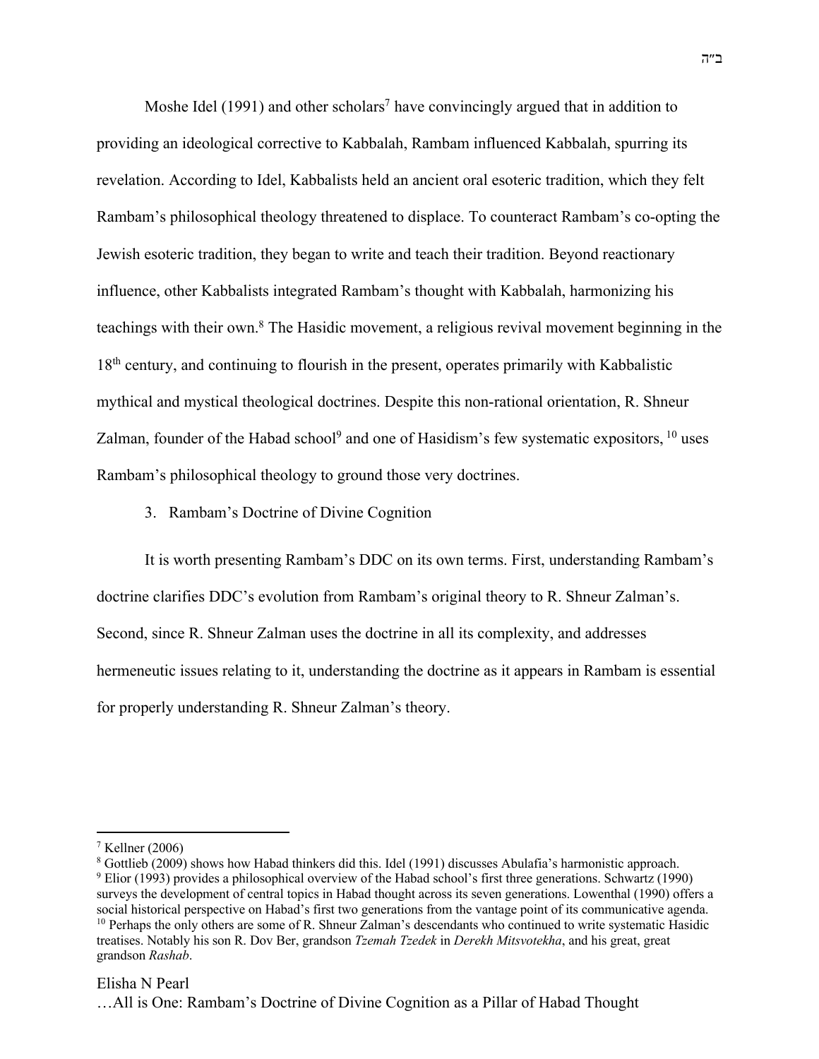Moshe Idel (1991) and other scholars[7] have convincingly argued that in addition to providing an ideological corrective to Kabbalah, Rambam influenced Kabbalah, spurring its revelation. According to Idel, Kabbalists held an ancient oral esoteric tradition, which they felt Rambam's philosophical theology threatened to displace. To counteract Rambam's co-opting the Jewish esoteric tradition, they began to write and teach their tradition. Beyond reactionary influence, other Kabbalists integrated Rambam's thought with Kabbalah, harmonizing his teachings with their own.[8] The Hasidic movement, a religious revival movement beginning in the 18th century, and continuing to flourish in the present, operates primarily with Kabbalistic mythical and mystical theological doctrines. Despite this non-rational orientation, R. Shneur Zalman, founder of the Habad school[9] and one of Hasidism's few systematic expositors, [10] uses Rambam's philosophical theology to ground those very doctrines.

3. Rambam's Doctrine of Divine Cognition

It is worth presenting Rambam's DDC on its own terms. First, understanding Rambam's doctrine clarifies DDC's evolution from Rambam's original theory to R. Shneur Zalman's. Second, since R. Shneur Zalman uses the doctrine in all its complexity, and addresses hermeneutic issues relating to it, understanding the doctrine as it appears in Rambam is essential for properly understanding R. Shneur Zalman's theory.

---

[7] Kellner (2006)

[8] Gottlieb (2009) shows how Habad thinkers did this. Idel (1991) discusses Abulafia's harmonistic approach.

[9] Elior (1993) provides a philosophical overview of the Habad school's first three generations. Schwartz (1990) surveys the development of central topics in Habad thought across its seven generations. Lowenthal (1990) offers a social historical perspective on Habad's first two generations from the vantage point of its communicative agenda.

[10] Perhaps the only others are some of R. Shneur Zalman's descendants who continued to write systematic Hasidic treatises. Notably his son R. Dov Ber, grandson *Tzemah Tzedek* in *Derekh Mitsvotekha*, and his great, great grandson *Rashab*.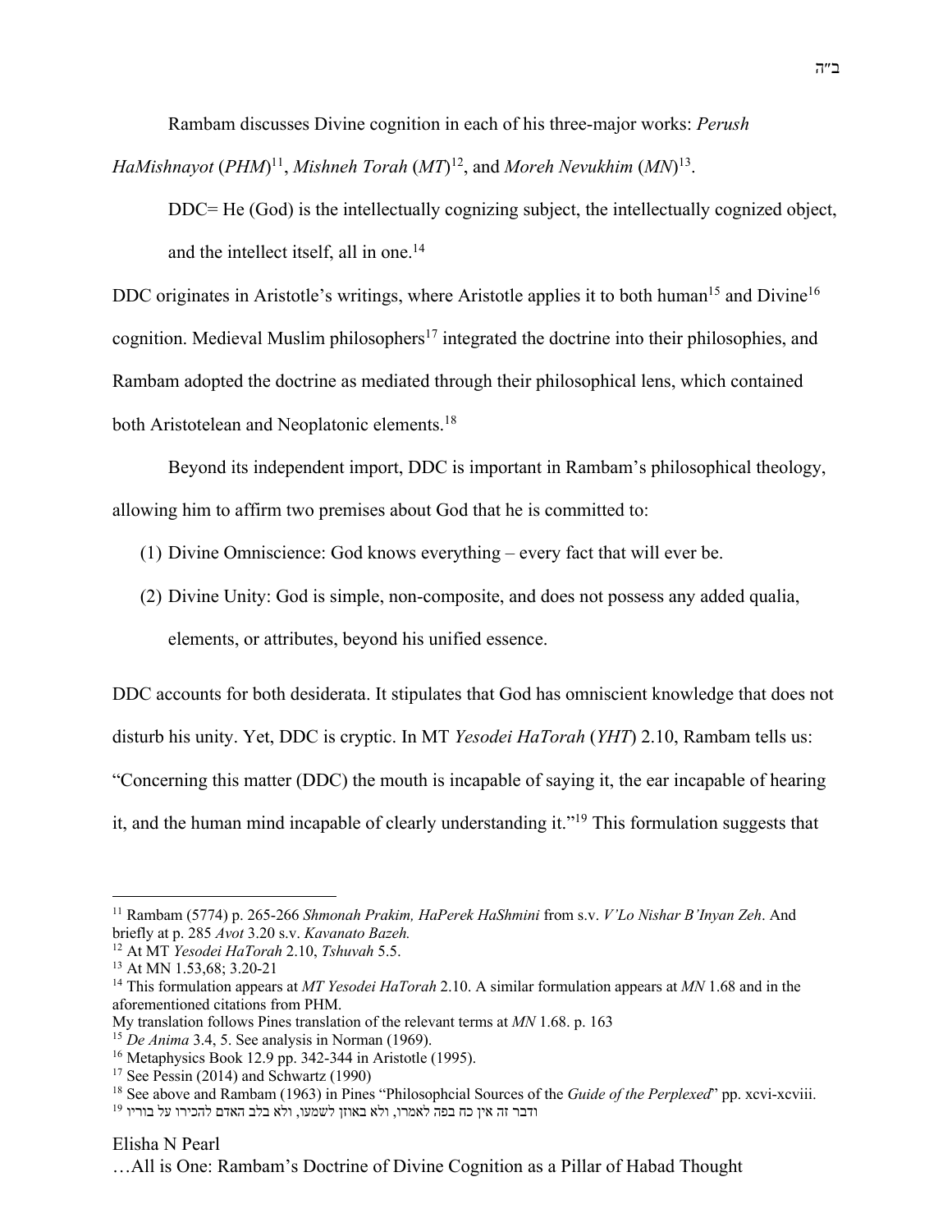Rambam discusses Divine cognition in each of his three-major works: *Perush HaMishnayot* (*PHM*)[11], *Mishneh Torah* (*MT*)[12], and *Moreh Nevukhim* (*MN*)[13].

> DDC= He (God) is the intellectually cognizing subject, the intellectually cognized object, and the intellect itself, all in one.[14]

DDC originates in Aristotle's writings, where Aristotle applies it to both human[15] and Divine[16] cognition. Medieval Muslim philosophers[17] integrated the doctrine into their philosophies, and Rambam adopted the doctrine as mediated through their philosophical lens, which contained both Aristotelean and Neoplatonic elements.[18]

Beyond its independent import, DDC is important in Rambam's philosophical theology, allowing him to affirm two premises about God that he is committed to:

(1) Divine Omniscience: God knows everything – every fact that will ever be.

(2) Divine Unity: God is simple, non-composite, and does not possess any added qualia, elements, or attributes, beyond his unified essence.

DDC accounts for both desiderata. It stipulates that God has omniscient knowledge that does not disturb his unity. Yet, DDC is cryptic. In MT *Yesodei HaTorah* (*YHT*) 2.10, Rambam tells us: "Concerning this matter (DDC) the mouth is incapable of saying it, the ear incapable of hearing it, and the human mind incapable of clearly understanding it."[19] This formulation suggests that

---

[11] Rambam (5774) p. 265-266 *Shmonah Prakim, HaPerek HaShmini* from s.v. *V'Lo Nishar B'Inyan Zeh*. And briefly at p. 285 *Avot* 3.20 s.v. *Kavanato Bazeh.*

[12] At MT *Yesodei HaTorah* 2.10, *Tshuvah* 5.5.

[13] At MN 1.53,68; 3.20-21

[14] This formulation appears at *MT Yesodei HaTorah* 2.10. A similar formulation appears at *MN* 1.68 and in the aforementioned citations from PHM.
My translation follows Pines translation of the relevant terms at *MN* 1.68. p. 163

[15] *De Anima* 3.4, 5. See analysis in Norman (1969).

[16] Metaphysics Book 12.9 pp. 342-344 in Aristotle (1995).

[17] See Pessin (2014) and Schwartz (1990)

[18] See above and Rambam (1963) in Pines "Philosophcial Sources of the *Guide of the Perplexed*" pp. xcvi-xcviii.

[19] ודבר זה אין כח בפה לאמרו, ולא באוזן לשמעו, ולא בלב האדם להכירו על בוריו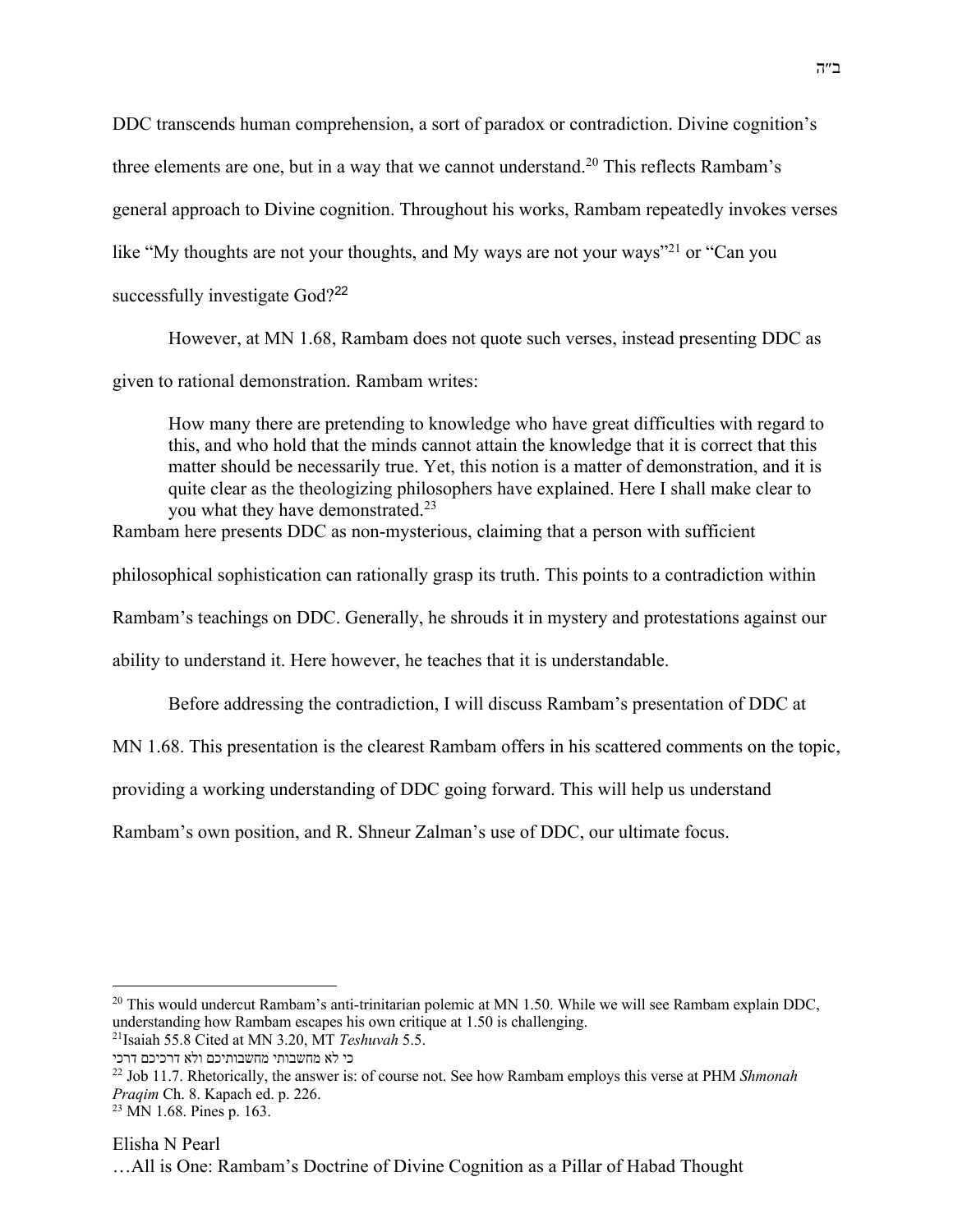DDC transcends human comprehension, a sort of paradox or contradiction. Divine cognition's three elements are one, but in a way that we cannot understand.[20] This reflects Rambam's general approach to Divine cognition. Throughout his works, Rambam repeatedly invokes verses like "My thoughts are not your thoughts, and My ways are not your ways"[21] or "Can you successfully investigate God?[22]

However, at MN 1.68, Rambam does not quote such verses, instead presenting DDC as given to rational demonstration. Rambam writes:

> How many there are pretending to knowledge who have great difficulties with regard to this, and who hold that the minds cannot attain the knowledge that it is correct that this matter should be necessarily true. Yet, this notion is a matter of demonstration, and it is quite clear as the theologizing philosophers have explained. Here I shall make clear to you what they have demonstrated.[23]

Rambam here presents DDC as non-mysterious, claiming that a person with sufficient philosophical sophistication can rationally grasp its truth. This points to a contradiction within Rambam's teachings on DDC. Generally, he shrouds it in mystery and protestations against our ability to understand it. Here however, he teaches that it is understandable.

Before addressing the contradiction, I will discuss Rambam's presentation of DDC at MN 1.68. This presentation is the clearest Rambam offers in his scattered comments on the topic, providing a working understanding of DDC going forward. This will help us understand Rambam's own position, and R. Shneur Zalman's use of DDC, our ultimate focus.

---

[20] This would undercut Rambam's anti-trinitarian polemic at MN 1.50. While we will see Rambam explain DDC, understanding how Rambam escapes his own critique at 1.50 is challenging.

[21] Isaiah 55.8 Cited at MN 3.20, MT *Teshuvah* 5.5.
כי לא מחשבותי מחשבותיכם ולא דרכיכם דרכי

[22] Job 11.7. Rhetorically, the answer is: of course not. See how Rambam employs this verse at PHM *Shmonah Praqim* Ch. 8. Kapach ed. p. 226.

[23] MN 1.68. Pines p. 163.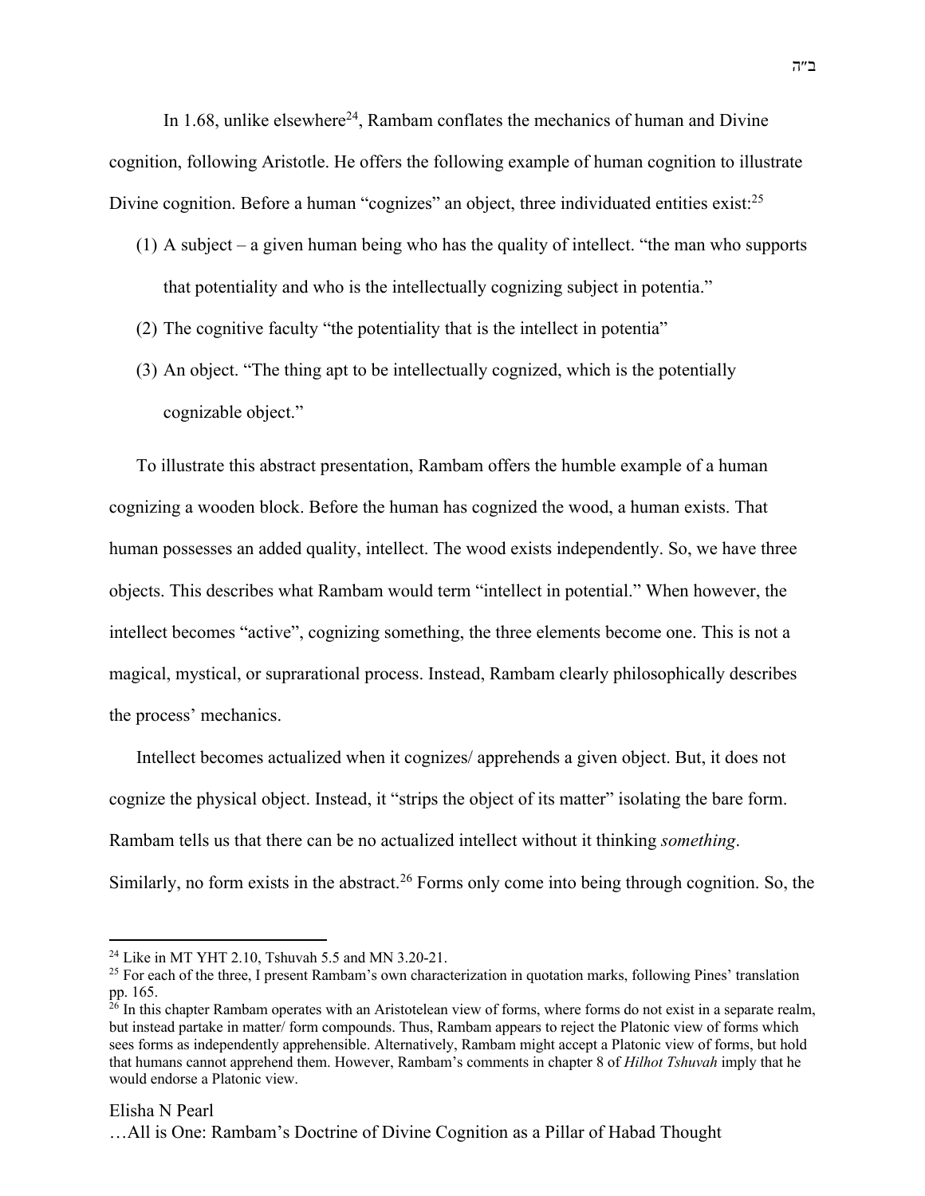In 1.68, unlike elsewhere[24], Rambam conflates the mechanics of human and Divine cognition, following Aristotle. He offers the following example of human cognition to illustrate Divine cognition. Before a human "cognizes" an object, three individuated entities exist:[25]

(1) A subject – a given human being who has the quality of intellect. "the man who supports that potentiality and who is the intellectually cognizing subject in potentia."
(2) The cognitive faculty "the potentiality that is the intellect in potentia"
(3) An object. "The thing apt to be intellectually cognized, which is the potentially cognizable object."

To illustrate this abstract presentation, Rambam offers the humble example of a human cognizing a wooden block. Before the human has cognized the wood, a human exists. That human possesses an added quality, intellect. The wood exists independently. So, we have three objects. This describes what Rambam would term "intellect in potential." When however, the intellect becomes "active", cognizing something, the three elements become one. This is not a magical, mystical, or suprarational process. Instead, Rambam clearly philosophically describes the process' mechanics.

Intellect becomes actualized when it cognizes/ apprehends a given object. But, it does not cognize the physical object. Instead, it "strips the object of its matter" isolating the bare form. Rambam tells us that there can be no actualized intellect without it thinking *something*. Similarly, no form exists in the abstract.[26] Forms only come into being through cognition. So, the

---

[24] Like in MT YHT 2.10, Tshuvah 5.5 and MN 3.20-21.

[25] For each of the three, I present Rambam's own characterization in quotation marks, following Pines' translation pp. 165.

[26] In this chapter Rambam operates with an Aristotelean view of forms, where forms do not exist in a separate realm, but instead partake in matter/ form compounds. Thus, Rambam appears to reject the Platonic view of forms which sees forms as independently apprehensible. Alternatively, Rambam might accept a Platonic view of forms, but hold that humans cannot apprehend them. However, Rambam's comments in chapter 8 of *Hilhot Tshuvah* imply that he would endorse a Platonic view.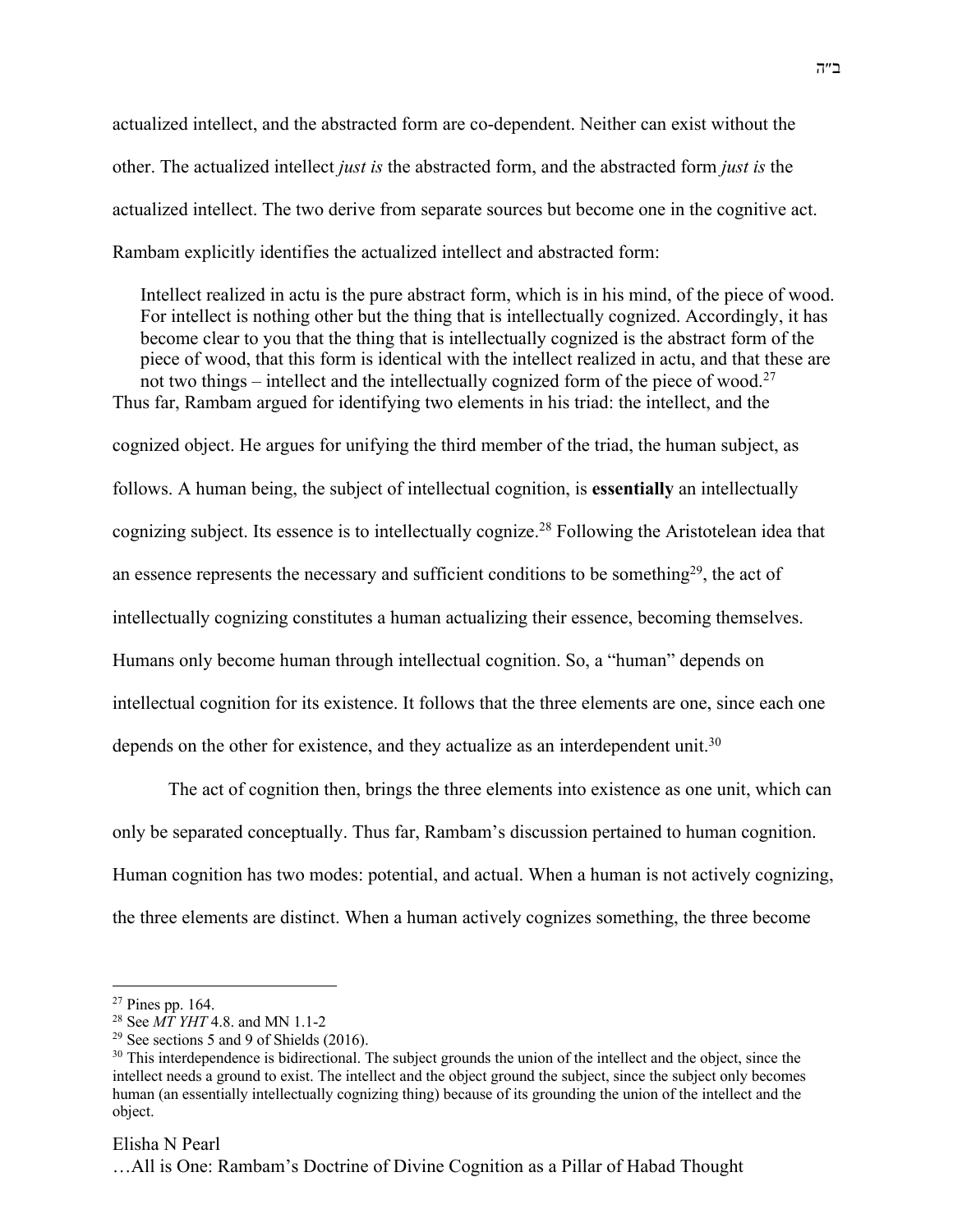actualized intellect, and the abstracted form are co-dependent. Neither can exist without the other. The actualized intellect *just is* the abstracted form, and the abstracted form *just is* the actualized intellect. The two derive from separate sources but become one in the cognitive act. Rambam explicitly identifies the actualized intellect and abstracted form:

> Intellect realized in actu is the pure abstract form, which is in his mind, of the piece of wood. For intellect is nothing other but the thing that is intellectually cognized. Accordingly, it has become clear to you that the thing that is intellectually cognized is the abstract form of the piece of wood, that this form is identical with the intellect realized in actu, and that these are not two things – intellect and the intellectually cognized form of the piece of wood.[27]

Thus far, Rambam argued for identifying two elements in his triad: the intellect, and the cognized object. He argues for unifying the third member of the triad, the human subject, as follows. A human being, the subject of intellectual cognition, is **essentially** an intellectually cognizing subject. Its essence is to intellectually cognize.[28] Following the Aristotelean idea that an essence represents the necessary and sufficient conditions to be something[29], the act of intellectually cognizing constitutes a human actualizing their essence, becoming themselves. Humans only become human through intellectual cognition. So, a "human" depends on intellectual cognition for its existence. It follows that the three elements are one, since each one depends on the other for existence, and they actualize as an interdependent unit.[30]

The act of cognition then, brings the three elements into existence as one unit, which can only be separated conceptually. Thus far, Rambam's discussion pertained to human cognition. Human cognition has two modes: potential, and actual. When a human is not actively cognizing, the three elements are distinct. When a human actively cognizes something, the three become

---

[27] Pines pp. 164.

[28] See *MT YHT* 4.8. and MN 1.1-2

[29] See sections 5 and 9 of Shields (2016).

[30] This interdependence is bidirectional. The subject grounds the union of the intellect and the object, since the intellect needs a ground to exist. The intellect and the object ground the subject, since the subject only becomes human (an essentially intellectually cognizing thing) because of its grounding the union of the intellect and the object.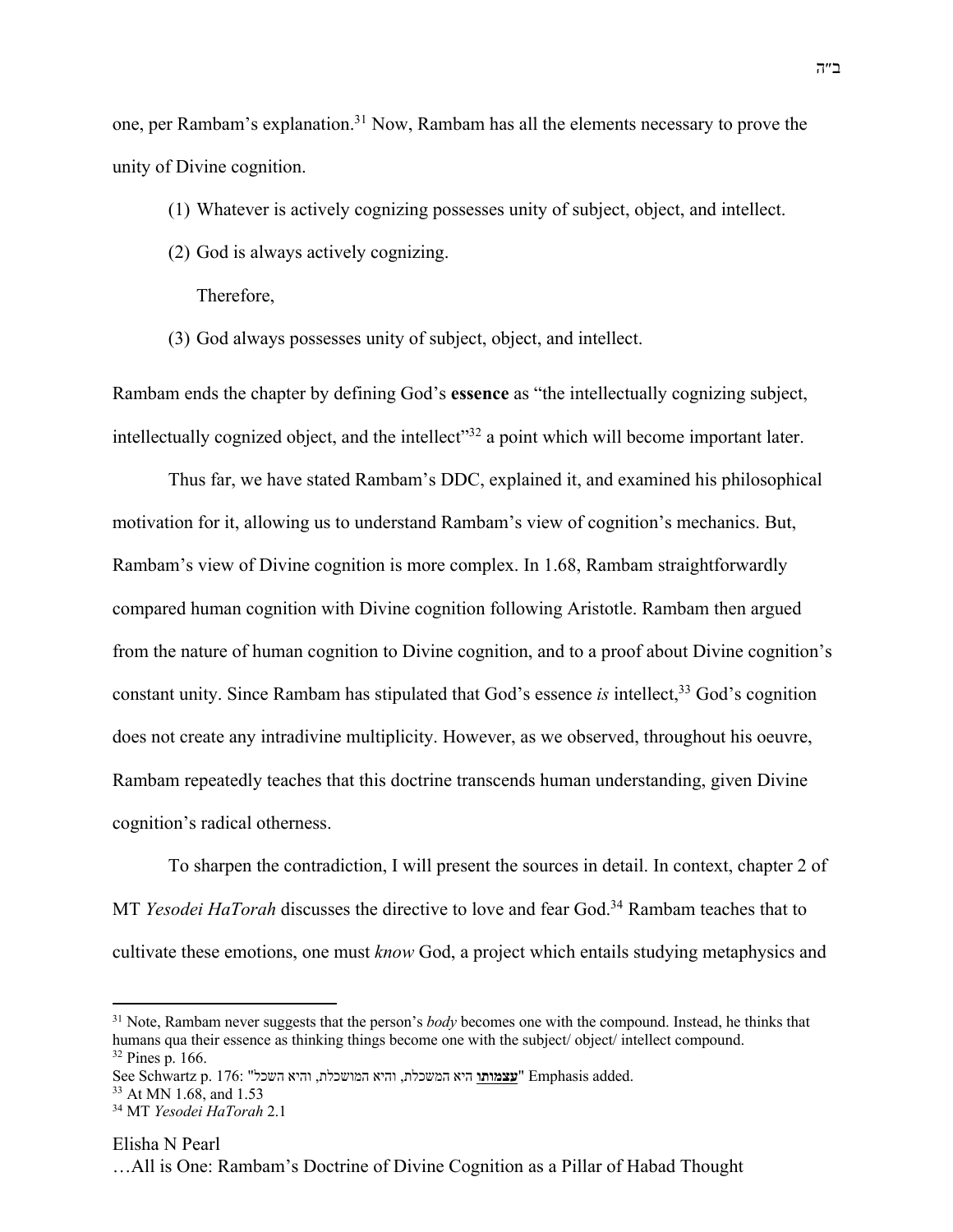one, per Rambam's explanation.[31] Now, Rambam has all the elements necessary to prove the unity of Divine cognition.

(1) Whatever is actively cognizing possesses unity of subject, object, and intellect.

(2) God is always actively cognizing.

Therefore,

(3) God always possesses unity of subject, object, and intellect.

Rambam ends the chapter by defining God's **essence** as "the intellectually cognizing subject, intellectually cognized object, and the intellect"[32] a point which will become important later.

Thus far, we have stated Rambam's DDC, explained it, and examined his philosophical motivation for it, allowing us to understand Rambam's view of cognition's mechanics. But, Rambam's view of Divine cognition is more complex. In 1.68, Rambam straightforwardly compared human cognition with Divine cognition following Aristotle. Rambam then argued from the nature of human cognition to Divine cognition, and to a proof about Divine cognition's constant unity. Since Rambam has stipulated that God's essence *is* intellect,[33] God's cognition does not create any intradivine multiplicity. However, as we observed, throughout his oeuvre, Rambam repeatedly teaches that this doctrine transcends human understanding, given Divine cognition's radical otherness.

To sharpen the contradiction, I will present the sources in detail. In context, chapter 2 of MT *Yesodei HaTorah* discusses the directive to love and fear God.[34] Rambam teaches that to cultivate these emotions, one must *know* God, a project which entails studying metaphysics and

---

[31] Note, Rambam never suggests that the person's *body* becomes one with the compound. Instead, he thinks that humans qua their essence as thinking things become one with the subject/ object/ intellect compound.

[32] Pines p. 166.
See Schwartz p. 176: "**עצמותו** היא המשכלת, והיא המושכלת, והיא השכל" Emphasis added.

[33] At MN 1.68, and 1.53

[34] MT *Yesodei HaTorah* 2.1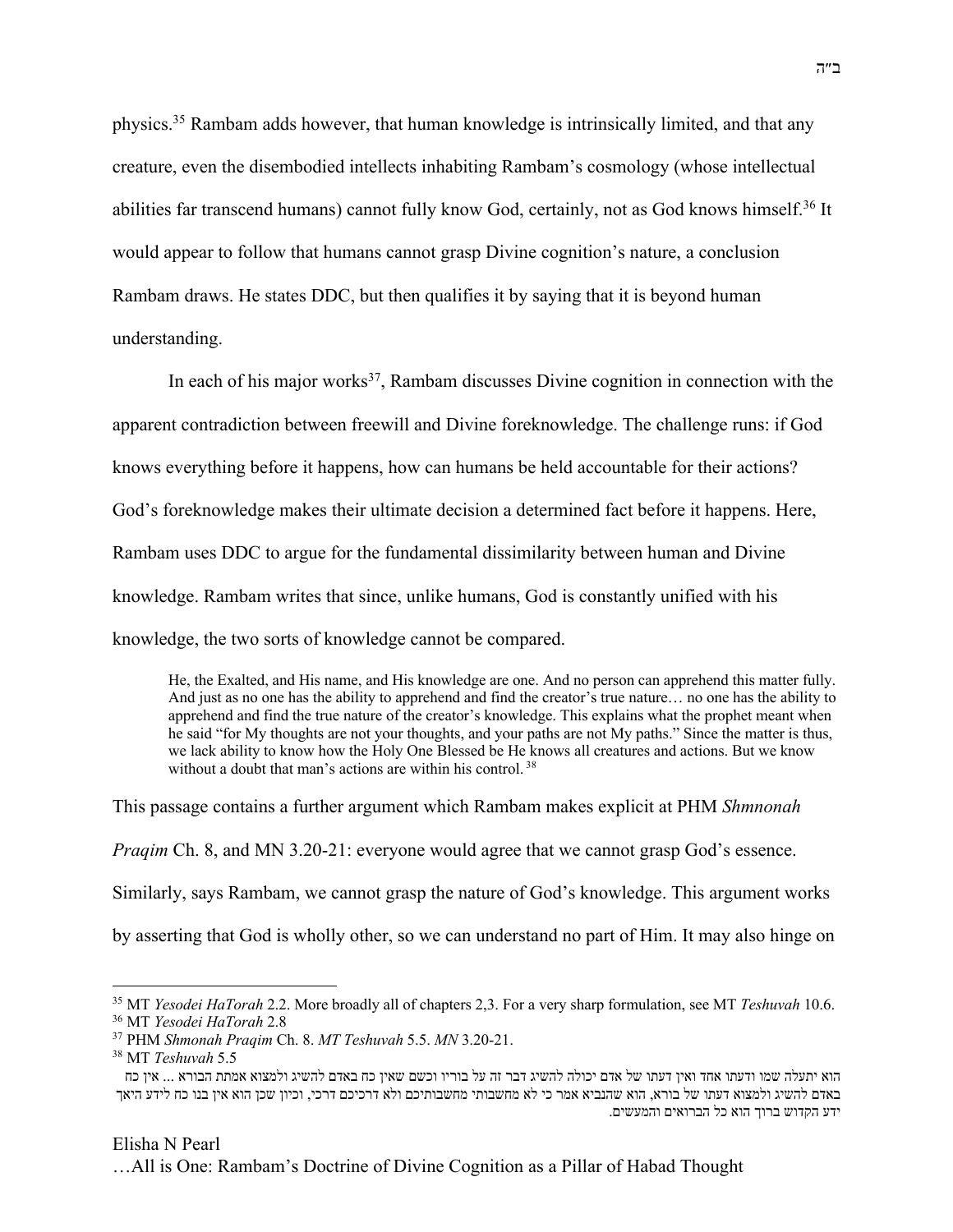physics.[35] Rambam adds however, that human knowledge is intrinsically limited, and that any creature, even the disembodied intellects inhabiting Rambam's cosmology (whose intellectual abilities far transcend humans) cannot fully know God, certainly, not as God knows himself.[36] It would appear to follow that humans cannot grasp Divine cognition's nature, a conclusion Rambam draws. He states DDC, but then qualifies it by saying that it is beyond human understanding.

In each of his major works[37], Rambam discusses Divine cognition in connection with the apparent contradiction between freewill and Divine foreknowledge. The challenge runs: if God knows everything before it happens, how can humans be held accountable for their actions? God's foreknowledge makes their ultimate decision a determined fact before it happens. Here, Rambam uses DDC to argue for the fundamental dissimilarity between human and Divine knowledge. Rambam writes that since, unlike humans, God is constantly unified with his knowledge, the two sorts of knowledge cannot be compared.

> He, the Exalted, and His name, and His knowledge are one. And no person can apprehend this matter fully. And just as no one has the ability to apprehend and find the creator's true nature… no one has the ability to apprehend and find the true nature of the creator's knowledge. This explains what the prophet meant when he said "for My thoughts are not your thoughts, and your paths are not My paths." Since the matter is thus, we lack ability to know how the Holy One Blessed be He knows all creatures and actions. But we know without a doubt that man's actions are within his control.[38]

This passage contains a further argument which Rambam makes explicit at PHM *Shmnonah Praqim* Ch. 8, and MN 3.20-21: everyone would agree that we cannot grasp God's essence. Similarly, says Rambam, we cannot grasp the nature of God's knowledge. This argument works by asserting that God is wholly other, so we can understand no part of Him. It may also hinge on

---

[35] MT *Yesodei HaTorah* 2.2. More broadly all of chapters 2,3. For a very sharp formulation, see MT *Teshuvah* 10.6.

[36] MT *Yesodei HaTorah* 2.8

[37] PHM *Shmonah Praqim* Ch. 8. *MT Teshuvah* 5.5. *MN* 3.20-21.

[38] MT *Teshuvah* 5.5

הוא יתעלה שמו ודעתו אחד ואין דעתו של אדם יכולה להשיג דבר זה על בוריו וכשם שאין כח באדם להשיג ולמצוא אמתת הבורא ... אין כח באדם להשיג ולמצוא דעתו של בורא, הוא שהנביא אמר כי לא מחשבותי מחשבותיכם ולא דרכיכם דרכי, וכיון שכן הוא אין בנו כח לידע היאך ידע הקדוש ברוך הוא כל הברואים והמעשים.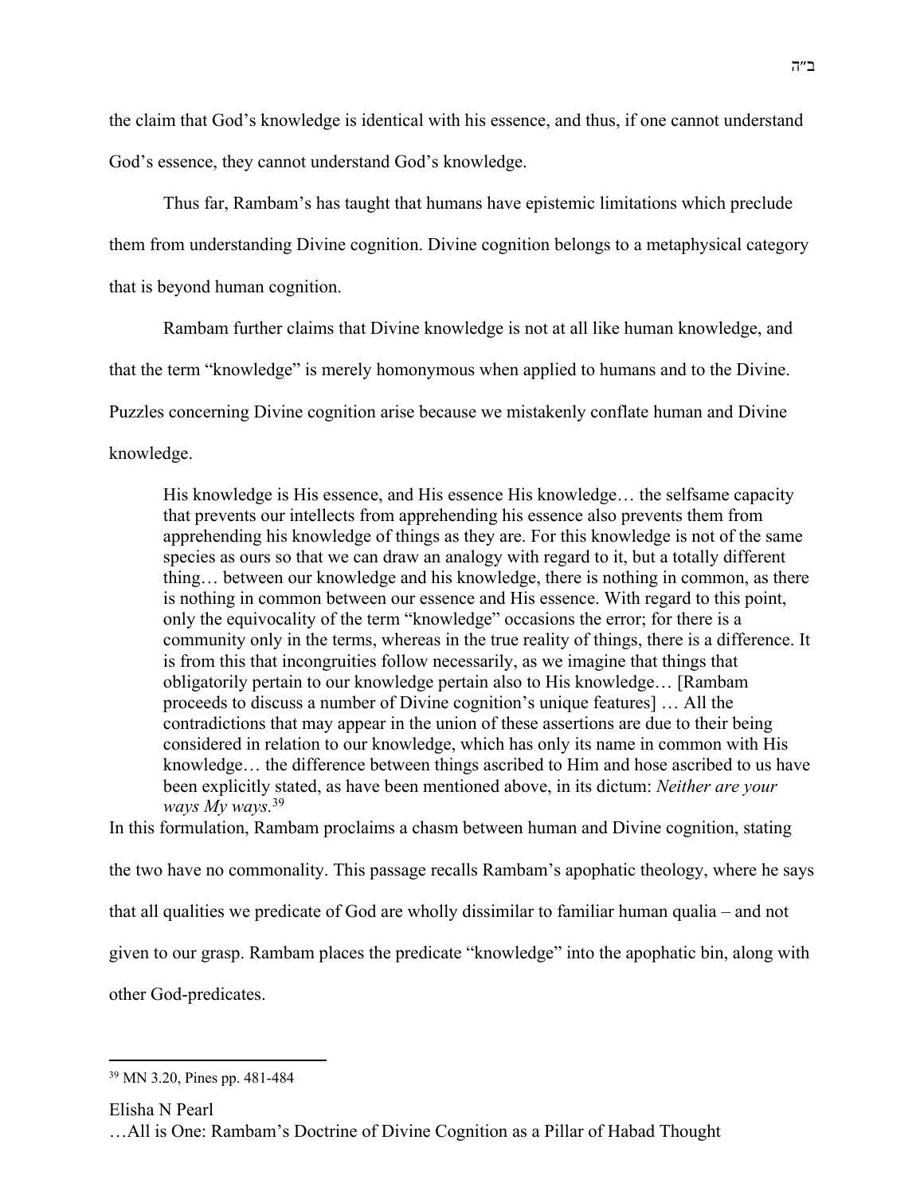the claim that God's knowledge is identical with his essence, and thus, if one cannot understand God's essence, they cannot understand God's knowledge.

Thus far, Rambam's has taught that humans have epistemic limitations which preclude them from understanding Divine cognition. Divine cognition belongs to a metaphysical category that is beyond human cognition.

Rambam further claims that Divine knowledge is not at all like human knowledge, and that the term "knowledge" is merely homonymous when applied to humans and to the Divine. Puzzles concerning Divine cognition arise because we mistakenly conflate human and Divine knowledge.

> His knowledge is His essence, and His essence His knowledge… the selfsame capacity that prevents our intellects from apprehending his essence also prevents them from apprehending his knowledge of things as they are. For this knowledge is not of the same species as ours so that we can draw an analogy with regard to it, but a totally different thing… between our knowledge and his knowledge, there is nothing in common, as there is nothing in common between our essence and His essence. With regard to this point, only the equivocality of the term "knowledge" occasions the error; for there is a community only in the terms, whereas in the true reality of things, there is a difference. It is from this that incongruities follow necessarily, as we imagine that things that obligatorily pertain to our knowledge pertain also to His knowledge… [Rambam proceeds to discuss a number of Divine cognition's unique features] … All the contradictions that may appear in the union of these assertions are due to their being considered in relation to our knowledge, which has only its name in common with His knowledge… the difference between things ascribed to Him and hose ascribed to us have been explicitly stated, as have been mentioned above, in its dictum: *Neither are your ways My ways.*[39]

In this formulation, Rambam proclaims a chasm between human and Divine cognition, stating the two have no commonality. This passage recalls Rambam's apophatic theology, where he says that all qualities we predicate of God are wholly dissimilar to familiar human qualia – and not given to our grasp. Rambam places the predicate "knowledge" into the apophatic bin, along with other God-predicates.

---

[39] MN 3.20, Pines pp. 481-484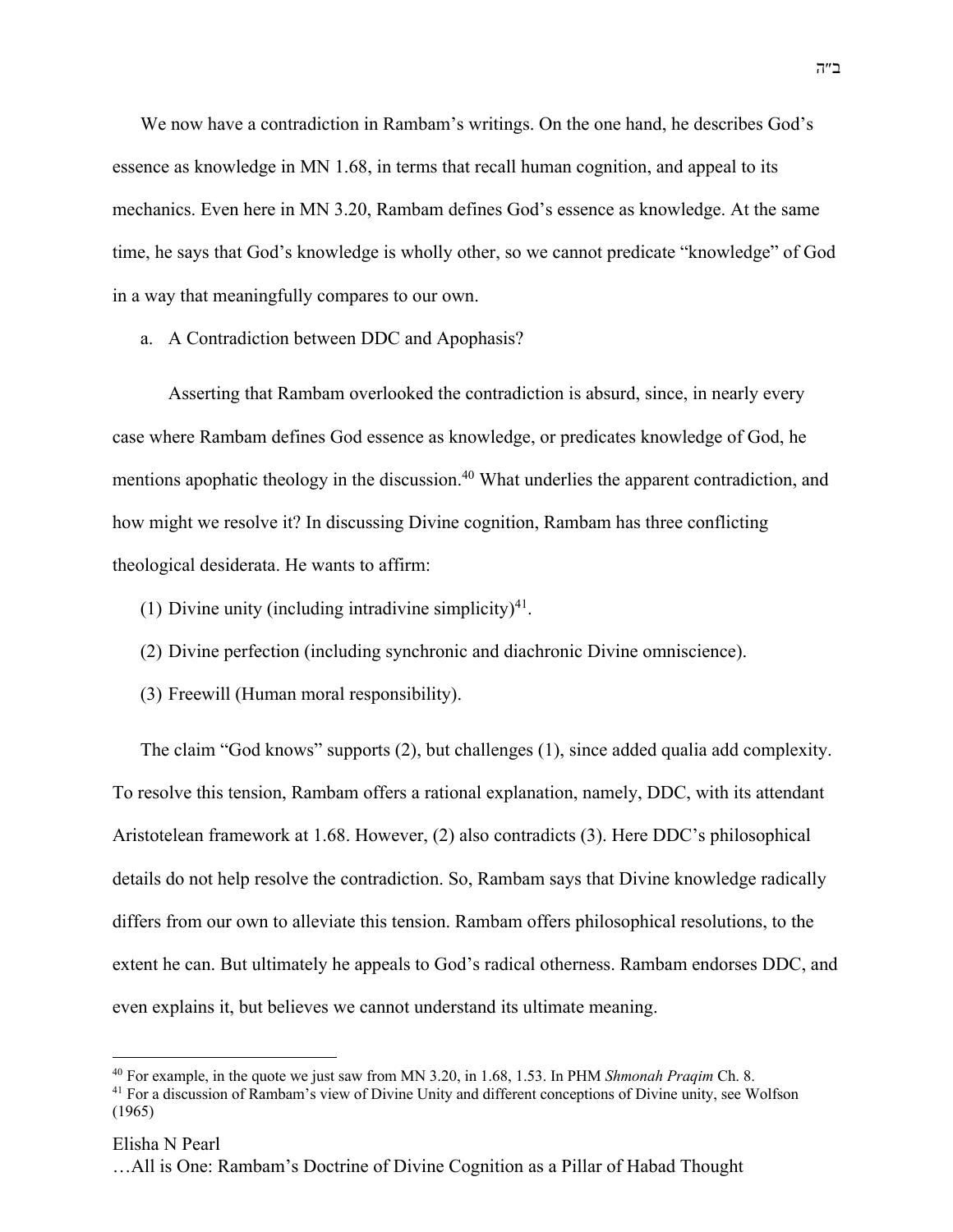We now have a contradiction in Rambam's writings. On the one hand, he describes God's essence as knowledge in MN 1.68, in terms that recall human cognition, and appeal to its mechanics. Even here in MN 3.20, Rambam defines God's essence as knowledge. At the same time, he says that God's knowledge is wholly other, so we cannot predicate "knowledge" of God in a way that meaningfully compares to our own.

a. A Contradiction between DDC and Apophasis?

Asserting that Rambam overlooked the contradiction is absurd, since, in nearly every case where Rambam defines God essence as knowledge, or predicates knowledge of God, he mentions apophatic theology in the discussion.[40] What underlies the apparent contradiction, and how might we resolve it? In discussing Divine cognition, Rambam has three conflicting theological desiderata. He wants to affirm:

(1) Divine unity (including intradivine simplicity)[41].

(2) Divine perfection (including synchronic and diachronic Divine omniscience).

(3) Freewill (Human moral responsibility).

The claim "God knows" supports (2), but challenges (1), since added qualia add complexity. To resolve this tension, Rambam offers a rational explanation, namely, DDC, with its attendant Aristotelean framework at 1.68. However, (2) also contradicts (3). Here DDC's philosophical details do not help resolve the contradiction. So, Rambam says that Divine knowledge radically differs from our own to alleviate this tension. Rambam offers philosophical resolutions, to the extent he can. But ultimately he appeals to God's radical otherness. Rambam endorses DDC, and even explains it, but believes we cannot understand its ultimate meaning.

---

[40] For example, in the quote we just saw from MN 3.20, in 1.68, 1.53. In PHM *Shmonah Praqim* Ch. 8.

[41] For a discussion of Rambam's view of Divine Unity and different conceptions of Divine unity, see Wolfson (1965)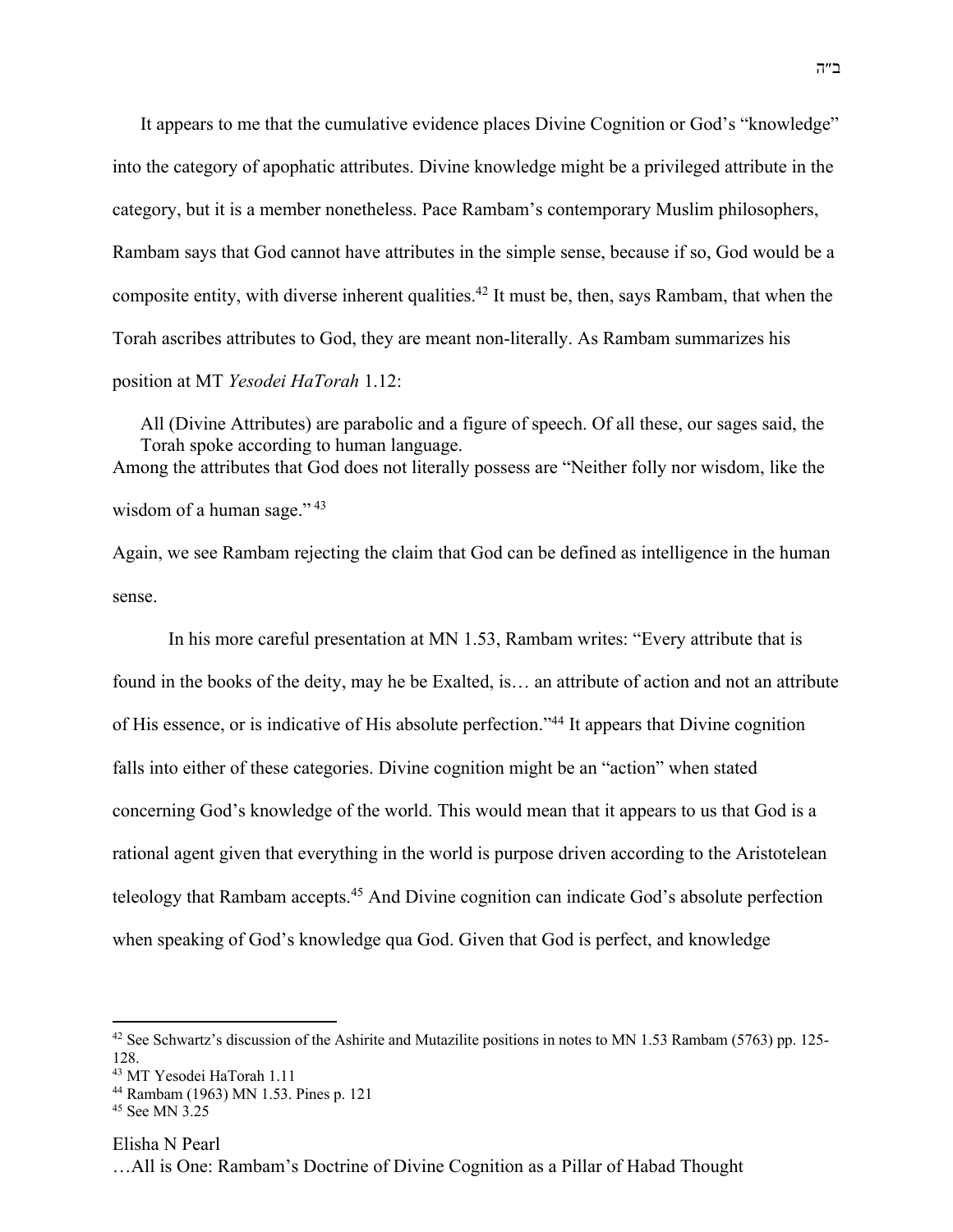It appears to me that the cumulative evidence places Divine Cognition or God's "knowledge" into the category of apophatic attributes. Divine knowledge might be a privileged attribute in the category, but it is a member nonetheless. Pace Rambam's contemporary Muslim philosophers, Rambam says that God cannot have attributes in the simple sense, because if so, God would be a composite entity, with diverse inherent qualities.[42] It must be, then, says Rambam, that when the Torah ascribes attributes to God, they are meant non-literally. As Rambam summarizes his position at MT *Yesodei HaTorah* 1.12:

> All (Divine Attributes) are parabolic and a figure of speech. Of all these, our sages said, the Torah spoke according to human language.

Among the attributes that God does not literally possess are "Neither folly nor wisdom, like the wisdom of a human sage." [43]

Again, we see Rambam rejecting the claim that God can be defined as intelligence in the human sense.

In his more careful presentation at MN 1.53, Rambam writes: "Every attribute that is found in the books of the deity, may he be Exalted, is… an attribute of action and not an attribute of His essence, or is indicative of His absolute perfection."[44] It appears that Divine cognition falls into either of these categories. Divine cognition might be an "action" when stated concerning God's knowledge of the world. This would mean that it appears to us that God is a rational agent given that everything in the world is purpose driven according to the Aristotelean teleology that Rambam accepts.[45] And Divine cognition can indicate God's absolute perfection when speaking of God's knowledge qua God. Given that God is perfect, and knowledge

---

[42] See Schwartz's discussion of the Ashirite and Mutazilite positions in notes to MN 1.53 Rambam (5763) pp. 125-128.

[43] MT Yesodei HaTorah 1.11

[44] Rambam (1963) MN 1.53. Pines p. 121

[45] See MN 3.25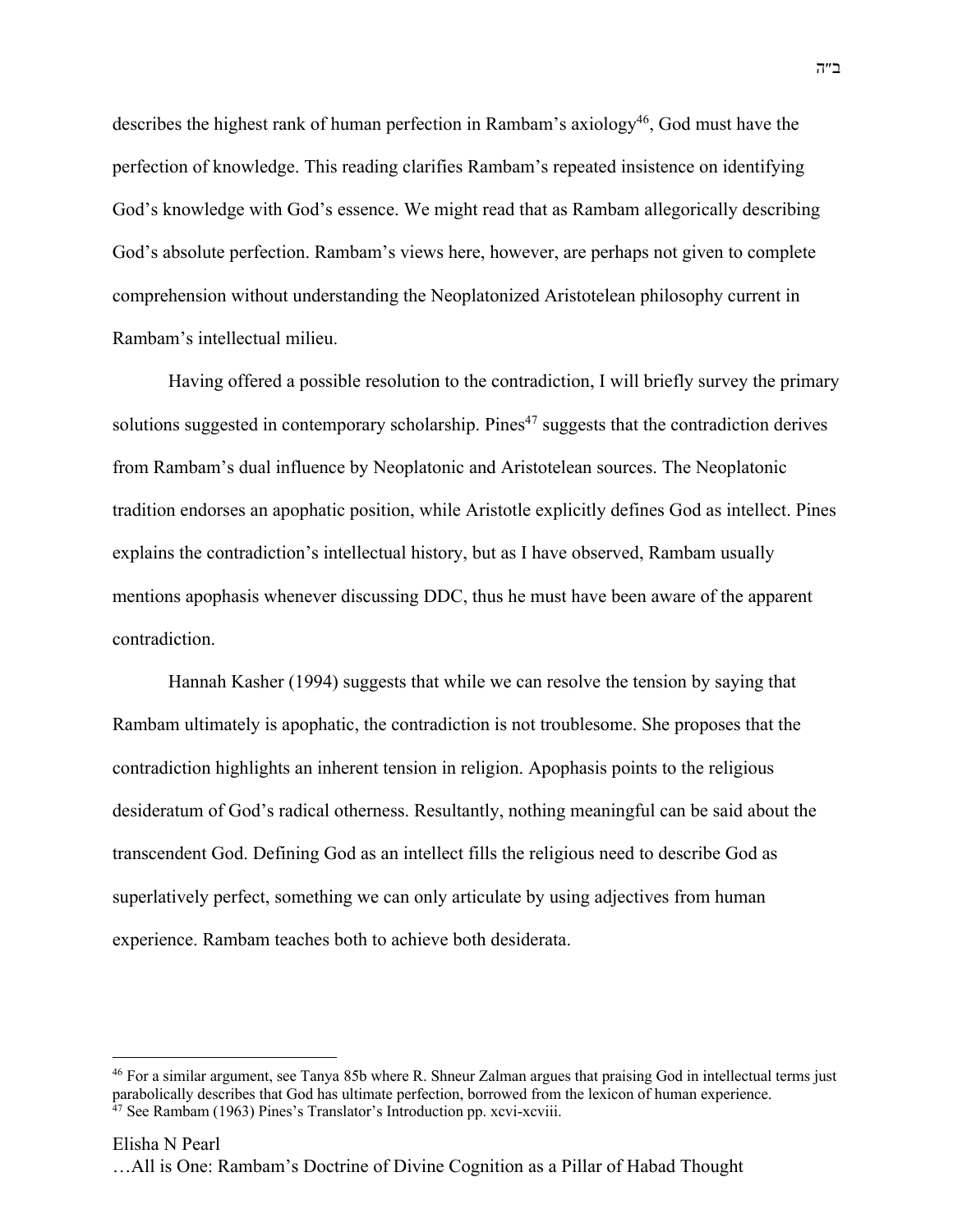describes the highest rank of human perfection in Rambam's axiology[46], God must have the perfection of knowledge. This reading clarifies Rambam's repeated insistence on identifying God's knowledge with God's essence. We might read that as Rambam allegorically describing God's absolute perfection. Rambam's views here, however, are perhaps not given to complete comprehension without understanding the Neoplatonized Aristotelean philosophy current in Rambam's intellectual milieu.

Having offered a possible resolution to the contradiction, I will briefly survey the primary solutions suggested in contemporary scholarship. Pines[47] suggests that the contradiction derives from Rambam's dual influence by Neoplatonic and Aristotelean sources. The Neoplatonic tradition endorses an apophatic position, while Aristotle explicitly defines God as intellect. Pines explains the contradiction's intellectual history, but as I have observed, Rambam usually mentions apophasis whenever discussing DDC, thus he must have been aware of the apparent contradiction.

Hannah Kasher (1994) suggests that while we can resolve the tension by saying that Rambam ultimately is apophatic, the contradiction is not troublesome. She proposes that the contradiction highlights an inherent tension in religion. Apophasis points to the religious desideratum of God's radical otherness. Resultantly, nothing meaningful can be said about the transcendent God. Defining God as an intellect fills the religious need to describe God as superlatively perfect, something we can only articulate by using adjectives from human experience. Rambam teaches both to achieve both desiderata.

---

[46] For a similar argument, see Tanya 85b where R. Shneur Zalman argues that praising God in intellectual terms just parabolically describes that God has ultimate perfection, borrowed from the lexicon of human experience.

[47] See Rambam (1963) Pines's Translator's Introduction pp. xcvi-xcviii.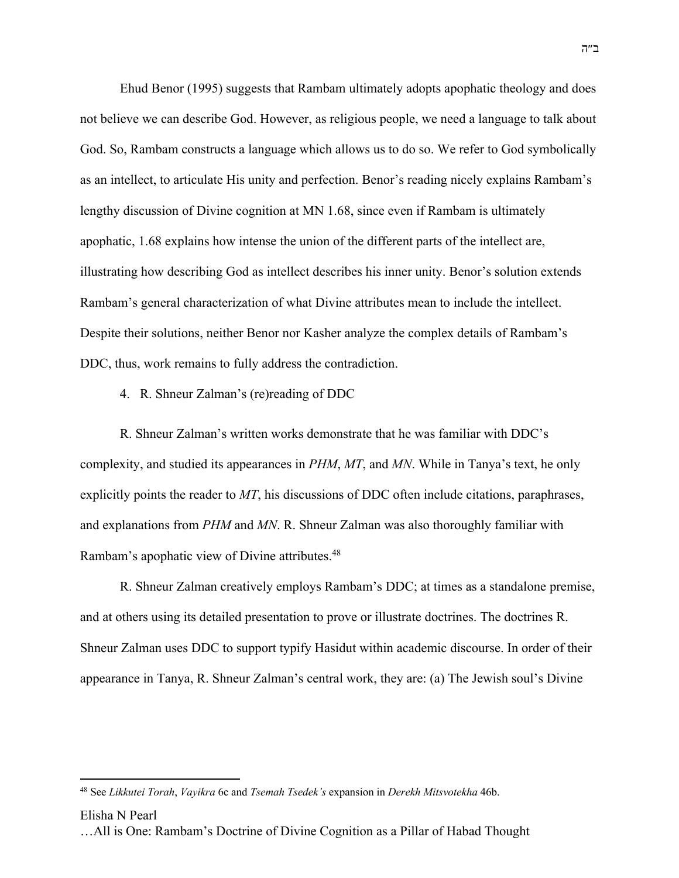Ehud Benor (1995) suggests that Rambam ultimately adopts apophatic theology and does not believe we can describe God. However, as religious people, we need a language to talk about God. So, Rambam constructs a language which allows us to do so. We refer to God symbolically as an intellect, to articulate His unity and perfection. Benor's reading nicely explains Rambam's lengthy discussion of Divine cognition at MN 1.68, since even if Rambam is ultimately apophatic, 1.68 explains how intense the union of the different parts of the intellect are, illustrating how describing God as intellect describes his inner unity. Benor's solution extends Rambam's general characterization of what Divine attributes mean to include the intellect. Despite their solutions, neither Benor nor Kasher analyze the complex details of Rambam's DDC, thus, work remains to fully address the contradiction.

4. R. Shneur Zalman's (re)reading of DDC

R. Shneur Zalman's written works demonstrate that he was familiar with DDC's complexity, and studied its appearances in *PHM*, *MT*, and *MN*. While in Tanya's text, he only explicitly points the reader to *MT*, his discussions of DDC often include citations, paraphrases, and explanations from *PHM* and *MN*. R. Shneur Zalman was also thoroughly familiar with Rambam's apophatic view of Divine attributes.[48]

R. Shneur Zalman creatively employs Rambam's DDC; at times as a standalone premise, and at others using its detailed presentation to prove or illustrate doctrines. The doctrines R. Shneur Zalman uses DDC to support typify Hasidut within academic discourse. In order of their appearance in Tanya, R. Shneur Zalman's central work, they are: (a) The Jewish soul's Divine

[48] See *Likkutei Torah*, *Vayikra* 6c and *Tsemah Tsedek's* expansion in *Derekh Mitsvotekha* 46b.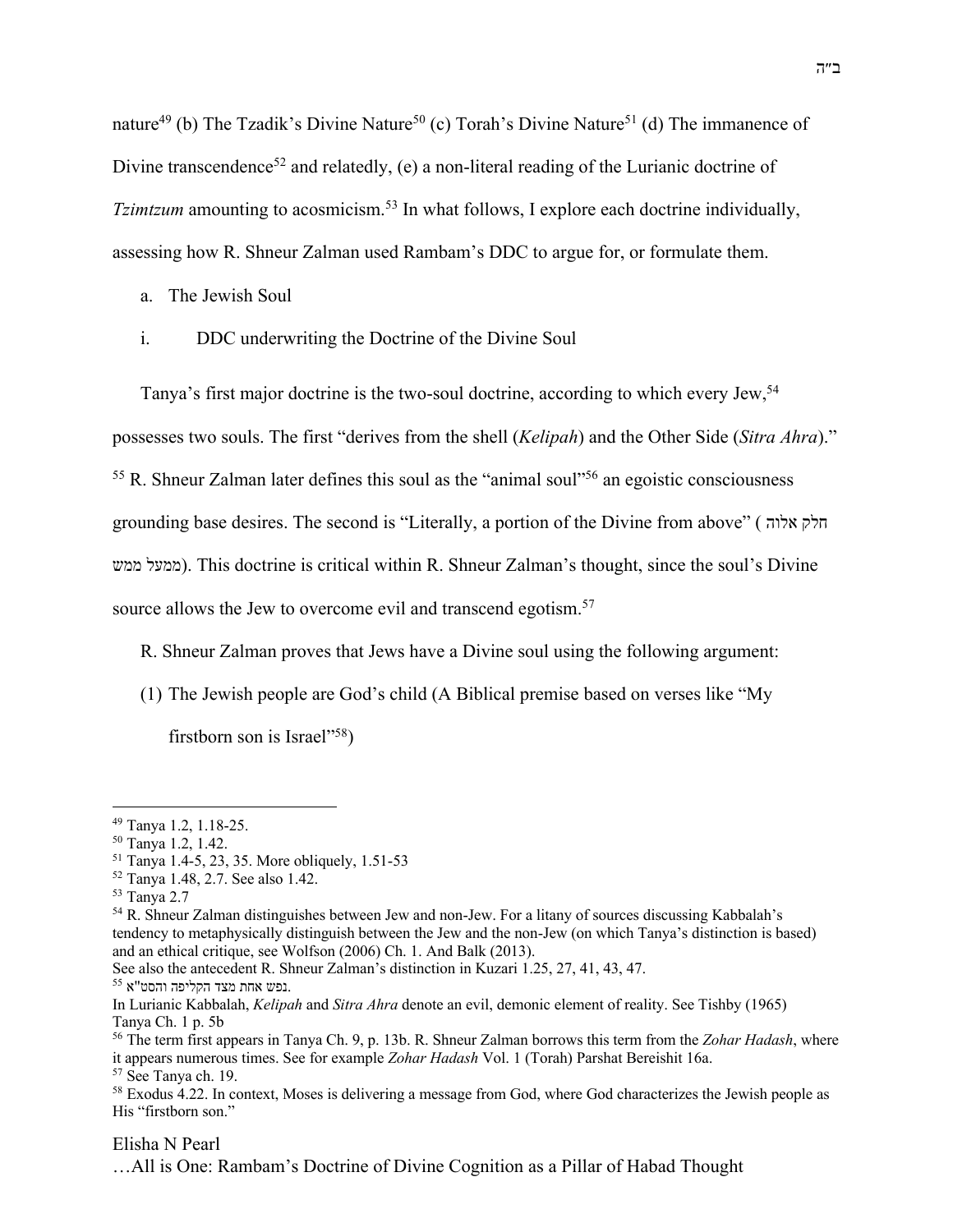nature[49] (b) The Tzadik's Divine Nature[50] (c) Torah's Divine Nature[51] (d) The immanence of Divine transcendence[52] and relatedly, (e) a non-literal reading of the Lurianic doctrine of *Tzimtzum* amounting to acosmicism.[53] In what follows, I explore each doctrine individually, assessing how R. Shneur Zalman used Rambam's DDC to argue for, or formulate them.

a. The Jewish Soul

i. DDC underwriting the Doctrine of the Divine Soul

Tanya's first major doctrine is the two-soul doctrine, according to which every Jew,[54] possesses two souls. The first "derives from the shell (*Kelipah*) and the Other Side (*Sitra Ahra*)."[55] R. Shneur Zalman later defines this soul as the "animal soul"[56] an egoistic consciousness grounding base desires. The second is "Literally, a portion of the Divine from above" (חלק אלוה ממעל ממש). This doctrine is critical within R. Shneur Zalman's thought, since the soul's Divine source allows the Jew to overcome evil and transcend egotism.[57]

R. Shneur Zalman proves that Jews have a Divine soul using the following argument:

(1) The Jewish people are God's child (A Biblical premise based on verses like "My firstborn son is Israel"[58])

---

[49] Tanya 1.2, 1.18-25.

[50] Tanya 1.2, 1.42.

[51] Tanya 1.4-5, 23, 35. More obliquely, 1.51-53

[52] Tanya 1.48, 2.7. See also 1.42.

[53] Tanya 2.7

[54] R. Shneur Zalman distinguishes between Jew and non-Jew. For a litany of sources discussing Kabbalah's tendency to metaphysically distinguish between the Jew and the non-Jew (on which Tanya's distinction is based) and an ethical critique, see Wolfson (2006) Ch. 1. And Balk (2013).
See also the antecedent R. Shneur Zalman's distinction in Kuzari 1.25, 27, 41, 43, 47.

[55] נפש אחת מצד הקליפה והסט"א.
In Lurianic Kabbalah, *Kelipah* and *Sitra Ahra* denote an evil, demonic element of reality. See Tishby (1965)
Tanya Ch. 1 p. 5b

[56] The term first appears in Tanya Ch. 9, p. 13b. R. Shneur Zalman borrows this term from the *Zohar Hadash*, where it appears numerous times. See for example *Zohar Hadash* Vol. 1 (Torah) Parshat Bereishit 16a.

[57] See Tanya ch. 19.

[58] Exodus 4.22. In context, Moses is delivering a message from God, where God characterizes the Jewish people as His "firstborn son."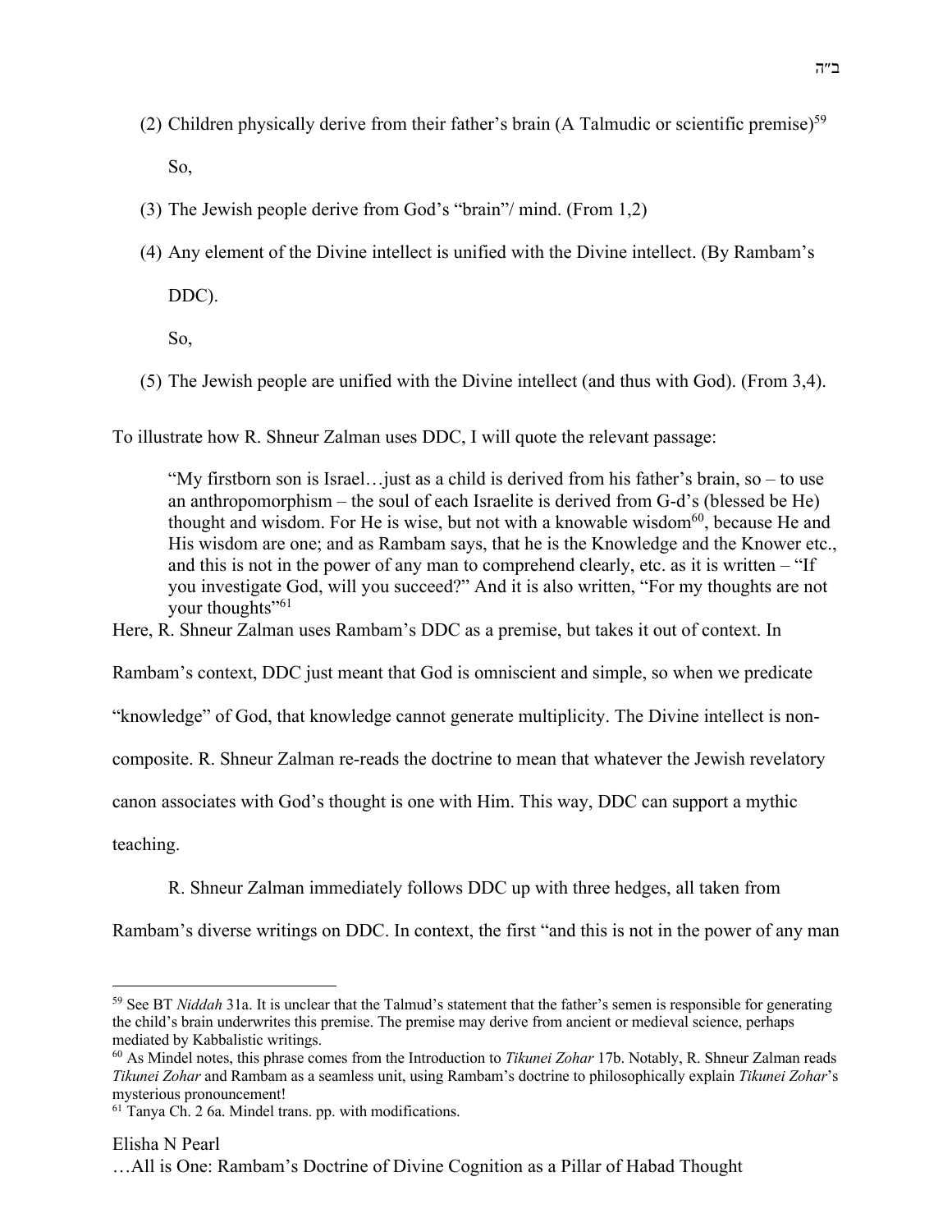(2) Children physically derive from their father's brain (A Talmudic or scientific premise)[59]

So,

(3) The Jewish people derive from God's "brain"/ mind. (From 1,2)

(4) Any element of the Divine intellect is unified with the Divine intellect. (By Rambam's DDC).

So,

(5) The Jewish people are unified with the Divine intellect (and thus with God). (From 3,4).

To illustrate how R. Shneur Zalman uses DDC, I will quote the relevant passage:

> "My firstborn son is Israel…just as a child is derived from his father's brain, so – to use an anthropomorphism – the soul of each Israelite is derived from G-d's (blessed be He) thought and wisdom. For He is wise, but not with a knowable wisdom[60], because He and His wisdom are one; and as Rambam says, that he is the Knowledge and the Knower etc., and this is not in the power of any man to comprehend clearly, etc. as it is written – "If you investigate God, will you succeed?" And it is also written, "For my thoughts are not your thoughts"[61]

Here, R. Shneur Zalman uses Rambam's DDC as a premise, but takes it out of context. In Rambam's context, DDC just meant that God is omniscient and simple, so when we predicate "knowledge" of God, that knowledge cannot generate multiplicity. The Divine intellect is non-composite. R. Shneur Zalman re-reads the doctrine to mean that whatever the Jewish revelatory canon associates with God's thought is one with Him. This way, DDC can support a mythic teaching.

R. Shneur Zalman immediately follows DDC up with three hedges, all taken from Rambam's diverse writings on DDC. In context, the first "and this is not in the power of any man

---

[59] See BT *Niddah* 31a. It is unclear that the Talmud's statement that the father's semen is responsible for generating the child's brain underwrites this premise. The premise may derive from ancient or medieval science, perhaps mediated by Kabbalistic writings.

[60] As Mindel notes, this phrase comes from the Introduction to *Tikunei Zohar* 17b. Notably, R. Shneur Zalman reads *Tikunei Zohar* and Rambam as a seamless unit, using Rambam's doctrine to philosophically explain *Tikunei Zohar*'s mysterious pronouncement!

[61] Tanya Ch. 2 6a. Mindel trans. pp. with modifications.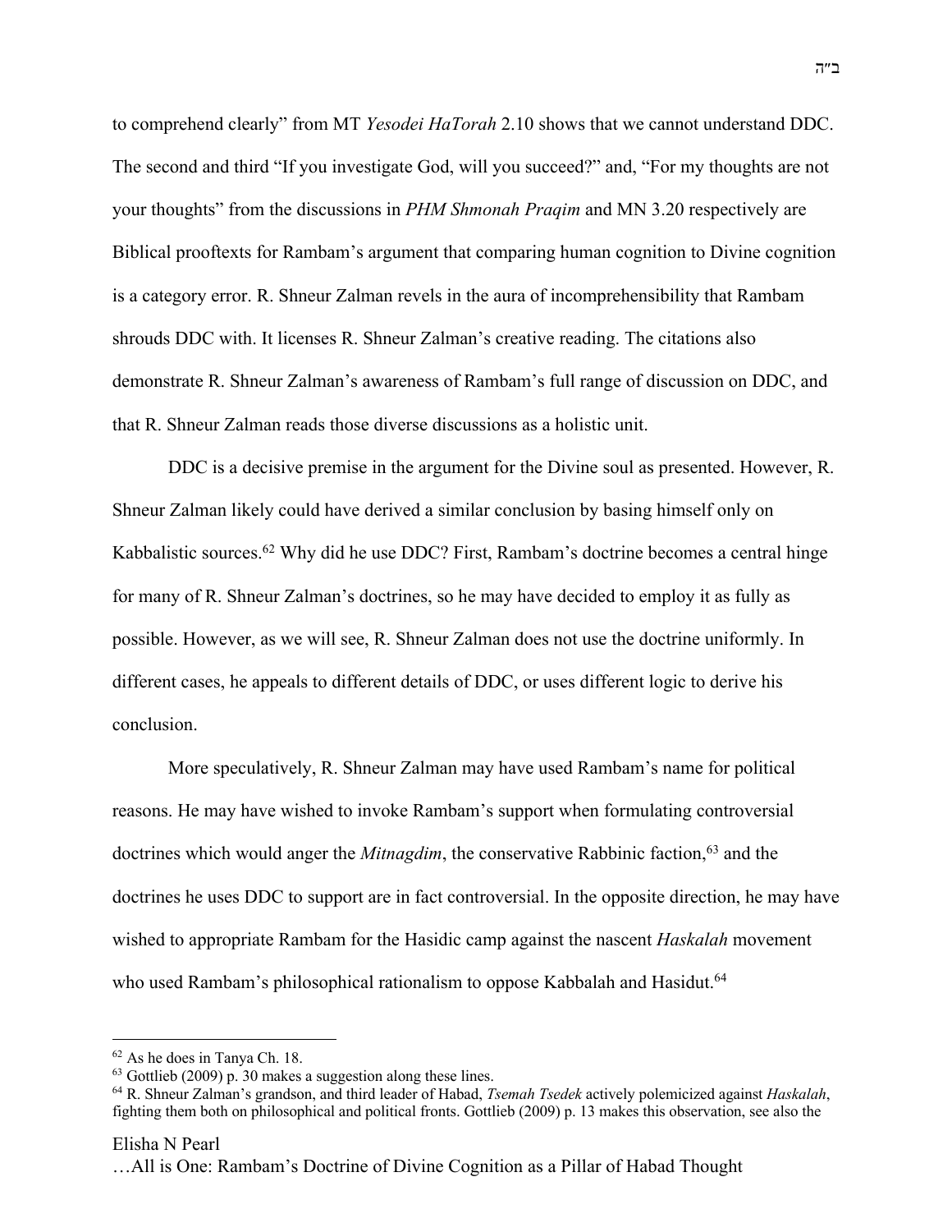to comprehend clearly" from MT *Yesodei HaTorah* 2.10 shows that we cannot understand DDC. The second and third "If you investigate God, will you succeed?" and, "For my thoughts are not your thoughts" from the discussions in *PHM Shmonah Praqim* and MN 3.20 respectively are Biblical prooftexts for Rambam's argument that comparing human cognition to Divine cognition is a category error. R. Shneur Zalman revels in the aura of incomprehensibility that Rambam shrouds DDC with. It licenses R. Shneur Zalman's creative reading. The citations also demonstrate R. Shneur Zalman's awareness of Rambam's full range of discussion on DDC, and that R. Shneur Zalman reads those diverse discussions as a holistic unit.

DDC is a decisive premise in the argument for the Divine soul as presented. However, R. Shneur Zalman likely could have derived a similar conclusion by basing himself only on Kabbalistic sources.[62] Why did he use DDC? First, Rambam's doctrine becomes a central hinge for many of R. Shneur Zalman's doctrines, so he may have decided to employ it as fully as possible. However, as we will see, R. Shneur Zalman does not use the doctrine uniformly. In different cases, he appeals to different details of DDC, or uses different logic to derive his conclusion.

More speculatively, R. Shneur Zalman may have used Rambam's name for political reasons. He may have wished to invoke Rambam's support when formulating controversial doctrines which would anger the *Mitnagdim*, the conservative Rabbinic faction,[63] and the doctrines he uses DDC to support are in fact controversial. In the opposite direction, he may have wished to appropriate Rambam for the Hasidic camp against the nascent *Haskalah* movement who used Rambam's philosophical rationalism to oppose Kabbalah and Hasidut.[64]

---

[62] As he does in Tanya Ch. 18.

[63] Gottlieb (2009) p. 30 makes a suggestion along these lines.

[64] R. Shneur Zalman's grandson, and third leader of Habad, *Tsemah Tsedek* actively polemicized against *Haskalah*, fighting them both on philosophical and political fronts. Gottlieb (2009) p. 13 makes this observation, see also the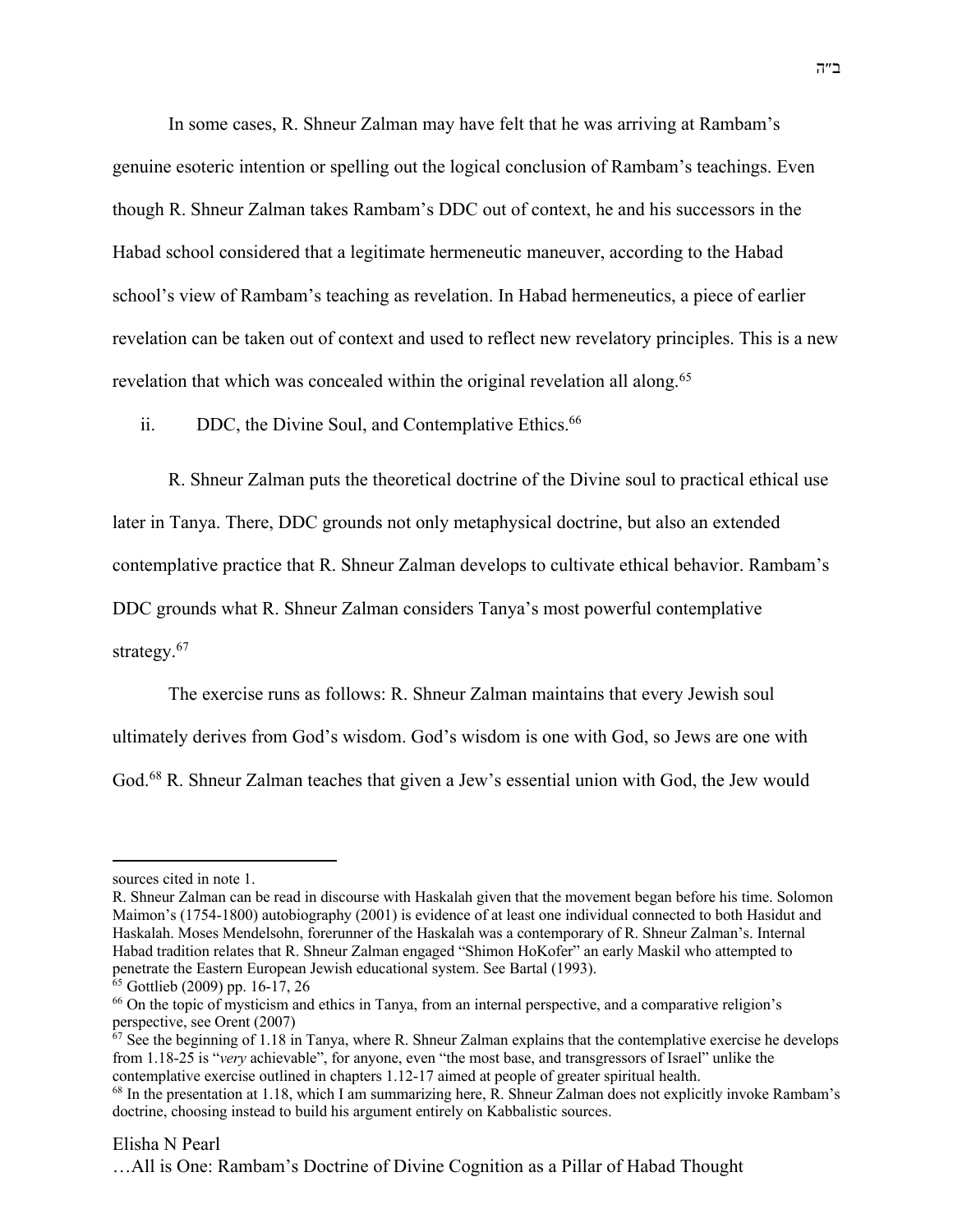In some cases, R. Shneur Zalman may have felt that he was arriving at Rambam's genuine esoteric intention or spelling out the logical conclusion of Rambam's teachings. Even though R. Shneur Zalman takes Rambam's DDC out of context, he and his successors in the Habad school considered that a legitimate hermeneutic maneuver, according to the Habad school's view of Rambam's teaching as revelation. In Habad hermeneutics, a piece of earlier revelation can be taken out of context and used to reflect new revelatory principles. This is a new revelation that which was concealed within the original revelation all along.[65]

ii. DDC, the Divine Soul, and Contemplative Ethics.[66]

R. Shneur Zalman puts the theoretical doctrine of the Divine soul to practical ethical use later in Tanya. There, DDC grounds not only metaphysical doctrine, but also an extended contemplative practice that R. Shneur Zalman develops to cultivate ethical behavior. Rambam's DDC grounds what R. Shneur Zalman considers Tanya's most powerful contemplative strategy.[67]

The exercise runs as follows: R. Shneur Zalman maintains that every Jewish soul ultimately derives from God's wisdom. God's wisdom is one with God, so Jews are one with God.[68] R. Shneur Zalman teaches that given a Jew's essential union with God, the Jew would

---

sources cited in note 1.

R. Shneur Zalman can be read in discourse with Haskalah given that the movement began before his time. Solomon Maimon's (1754-1800) autobiography (2001) is evidence of at least one individual connected to both Hasidut and Haskalah. Moses Mendelsohn, forerunner of the Haskalah was a contemporary of R. Shneur Zalman's. Internal Habad tradition relates that R. Shneur Zalman engaged "Shimon HoKofer" an early Maskil who attempted to penetrate the Eastern European Jewish educational system. See Bartal (1993).

[65] Gottlieb (2009) pp. 16-17, 26

[66] On the topic of mysticism and ethics in Tanya, from an internal perspective, and a comparative religion's perspective, see Orent (2007)

[67] See the beginning of 1.18 in Tanya, where R. Shneur Zalman explains that the contemplative exercise he develops from 1.18-25 is "*very* achievable", for anyone, even "the most base, and transgressors of Israel" unlike the contemplative exercise outlined in chapters 1.12-17 aimed at people of greater spiritual health.

[68] In the presentation at 1.18, which I am summarizing here, R. Shneur Zalman does not explicitly invoke Rambam's doctrine, choosing instead to build his argument entirely on Kabbalistic sources.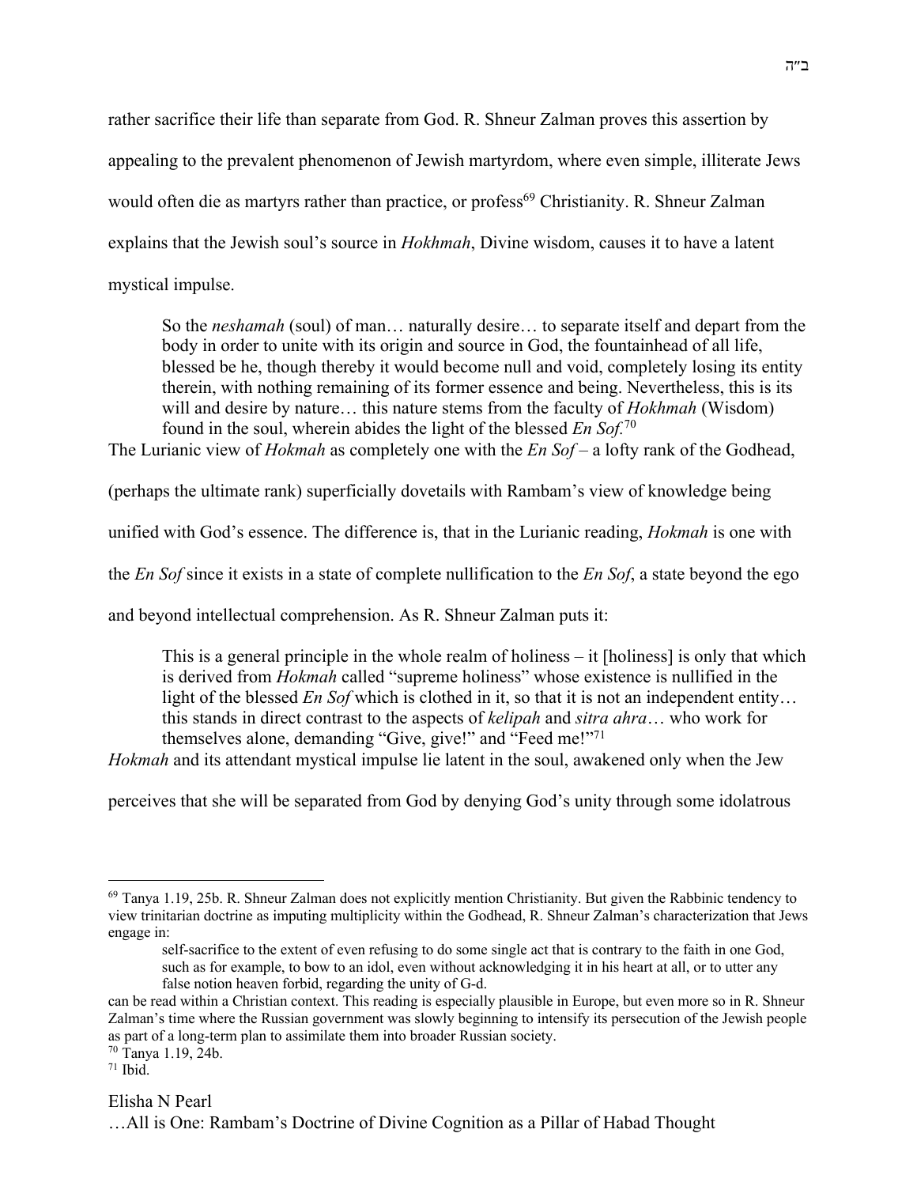rather sacrifice their life than separate from God. R. Shneur Zalman proves this assertion by appealing to the prevalent phenomenon of Jewish martyrdom, where even simple, illiterate Jews would often die as martyrs rather than practice, or profess[69] Christianity. R. Shneur Zalman explains that the Jewish soul's source in *Hokhmah*, Divine wisdom, causes it to have a latent mystical impulse.

> So the *neshamah* (soul) of man… naturally desire… to separate itself and depart from the body in order to unite with its origin and source in God, the fountainhead of all life, blessed be he, though thereby it would become null and void, completely losing its entity therein, with nothing remaining of its former essence and being. Nevertheless, this is its will and desire by nature… this nature stems from the faculty of *Hokhmah* (Wisdom) found in the soul, wherein abides the light of the blessed *En Sof*.[70]

The Lurianic view of *Hokmah* as completely one with the *En Sof* – a lofty rank of the Godhead, (perhaps the ultimate rank) superficially dovetails with Rambam's view of knowledge being unified with God's essence. The difference is, that in the Lurianic reading, *Hokmah* is one with the *En Sof* since it exists in a state of complete nullification to the *En Sof*, a state beyond the ego and beyond intellectual comprehension. As R. Shneur Zalman puts it:

> This is a general principle in the whole realm of holiness – it [holiness] is only that which is derived from *Hokmah* called "supreme holiness" whose existence is nullified in the light of the blessed *En Sof* which is clothed in it, so that it is not an independent entity… this stands in direct contrast to the aspects of *kelipah* and *sitra ahra*… who work for themselves alone, demanding "Give, give!" and "Feed me!"[71]

*Hokmah* and its attendant mystical impulse lie latent in the soul, awakened only when the Jew perceives that she will be separated from God by denying God's unity through some idolatrous

---

[69] Tanya 1.19, 25b. R. Shneur Zalman does not explicitly mention Christianity. But given the Rabbinic tendency to view trinitarian doctrine as imputing multiplicity within the Godhead, R. Shneur Zalman's characterization that Jews engage in:

> self-sacrifice to the extent of even refusing to do some single act that is contrary to the faith in one God, such as for example, to bow to an idol, even without acknowledging it in his heart at all, or to utter any false notion heaven forbid, regarding the unity of G-d.

can be read within a Christian context. This reading is especially plausible in Europe, but even more so in R. Shneur Zalman's time where the Russian government was slowly beginning to intensify its persecution of the Jewish people as part of a long-term plan to assimilate them into broader Russian society.

[70] Tanya 1.19, 24b.

[71] Ibid.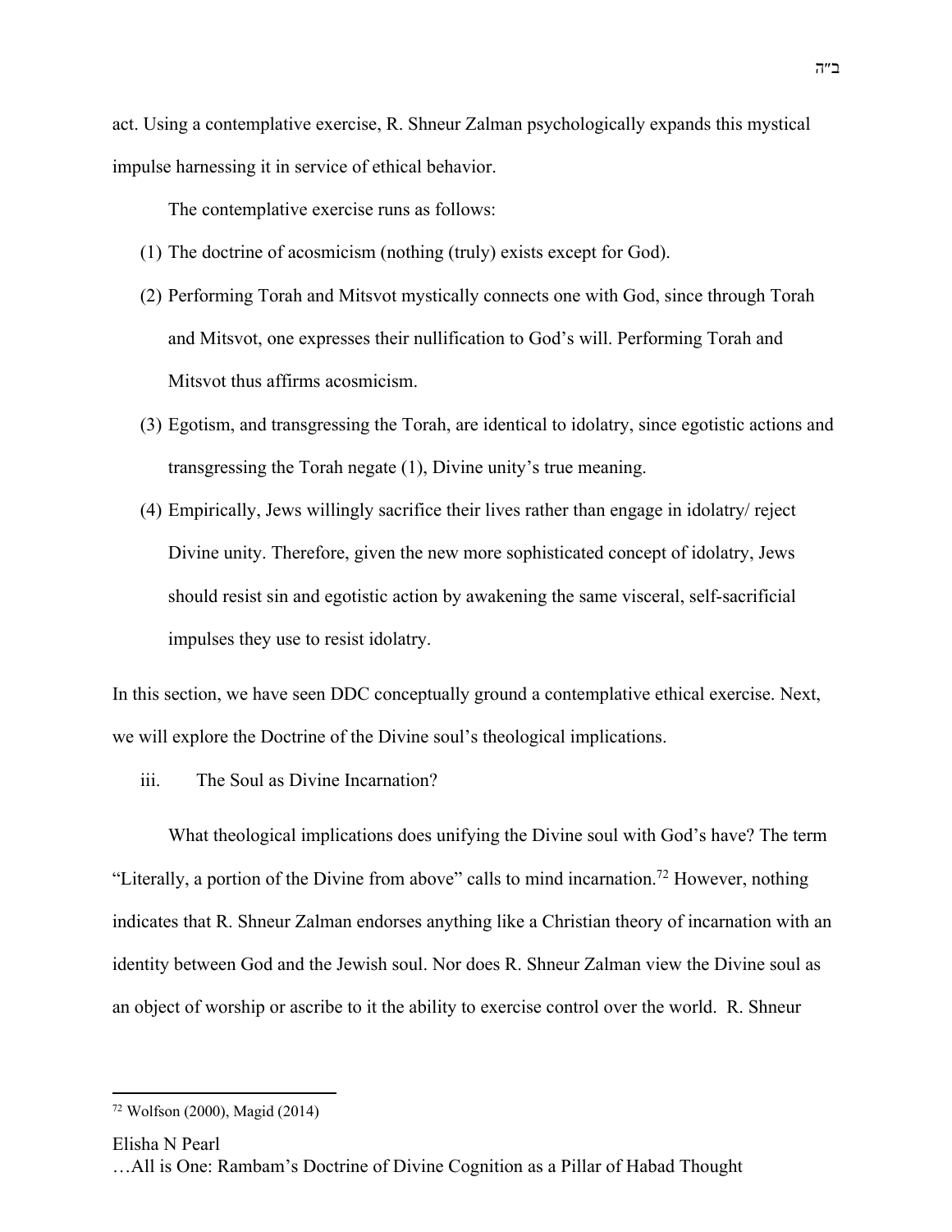act. Using a contemplative exercise, R. Shneur Zalman psychologically expands this mystical impulse harnessing it in service of ethical behavior.

The contemplative exercise runs as follows:

(1) The doctrine of acosmicism (nothing (truly) exists except for God).

(2) Performing Torah and Mitsvot mystically connects one with God, since through Torah and Mitsvot, one expresses their nullification to God's will. Performing Torah and Mitsvot thus affirms acosmicism.

(3) Egotism, and transgressing the Torah, are identical to idolatry, since egotistic actions and transgressing the Torah negate (1), Divine unity's true meaning.

(4) Empirically, Jews willingly sacrifice their lives rather than engage in idolatry/ reject Divine unity. Therefore, given the new more sophisticated concept of idolatry, Jews should resist sin and egotistic action by awakening the same visceral, self-sacrificial impulses they use to resist idolatry.

In this section, we have seen DDC conceptually ground a contemplative ethical exercise. Next, we will explore the Doctrine of the Divine soul's theological implications.

### iii. The Soul as Divine Incarnation?

What theological implications does unifying the Divine soul with God's have? The term "Literally, a portion of the Divine from above" calls to mind incarnation.[72] However, nothing indicates that R. Shneur Zalman endorses anything like a Christian theory of incarnation with an identity between God and the Jewish soul. Nor does R. Shneur Zalman view the Divine soul as an object of worship or ascribe to it the ability to exercise control over the world. R. Shneur

---

[72] Wolfson (2000), Magid (2014)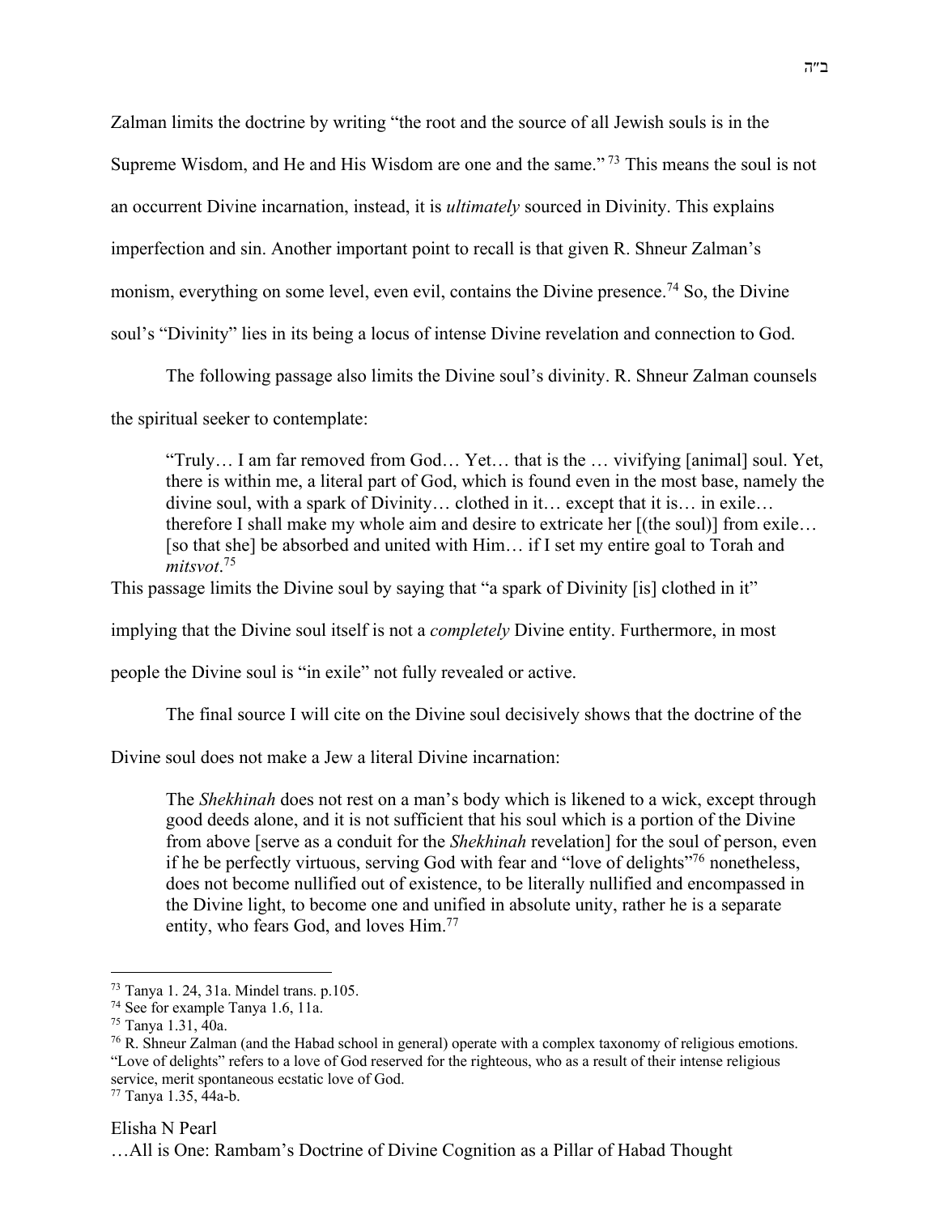Zalman limits the doctrine by writing "the root and the source of all Jewish souls is in the Supreme Wisdom, and He and His Wisdom are one and the same." [73] This means the soul is not an occurrent Divine incarnation, instead, it is *ultimately* sourced in Divinity. This explains imperfection and sin. Another important point to recall is that given R. Shneur Zalman's monism, everything on some level, even evil, contains the Divine presence.[74] So, the Divine soul's "Divinity" lies in its being a locus of intense Divine revelation and connection to God.

The following passage also limits the Divine soul's divinity. R. Shneur Zalman counsels the spiritual seeker to contemplate:

> "Truly… I am far removed from God… Yet… that is the … vivifying [animal] soul. Yet, there is within me, a literal part of God, which is found even in the most base, namely the divine soul, with a spark of Divinity… clothed in it… except that it is… in exile… therefore I shall make my whole aim and desire to extricate her [(the soul)] from exile… [so that she] be absorbed and united with Him… if I set my entire goal to Torah and *mitsvot*.[75]

This passage limits the Divine soul by saying that "a spark of Divinity [is] clothed in it" implying that the Divine soul itself is not a *completely* Divine entity. Furthermore, in most people the Divine soul is "in exile" not fully revealed or active.

The final source I will cite on the Divine soul decisively shows that the doctrine of the Divine soul does not make a Jew a literal Divine incarnation:

> The *Shekhinah* does not rest on a man's body which is likened to a wick, except through good deeds alone, and it is not sufficient that his soul which is a portion of the Divine from above [serve as a conduit for the *Shekhinah* revelation] for the soul of person, even if he be perfectly virtuous, serving God with fear and "love of delights"[76] nonetheless, does not become nullified out of existence, to be literally nullified and encompassed in the Divine light, to become one and unified in absolute unity, rather he is a separate entity, who fears God, and loves Him.[77]

---

[73] Tanya 1. 24, 31a. Mindel trans. p.105.

[74] See for example Tanya 1.6, 11a.

[75] Tanya 1.31, 40a.

[76] R. Shneur Zalman (and the Habad school in general) operate with a complex taxonomy of religious emotions. "Love of delights" refers to a love of God reserved for the righteous, who as a result of their intense religious service, merit spontaneous ecstatic love of God.

[77] Tanya 1.35, 44a-b.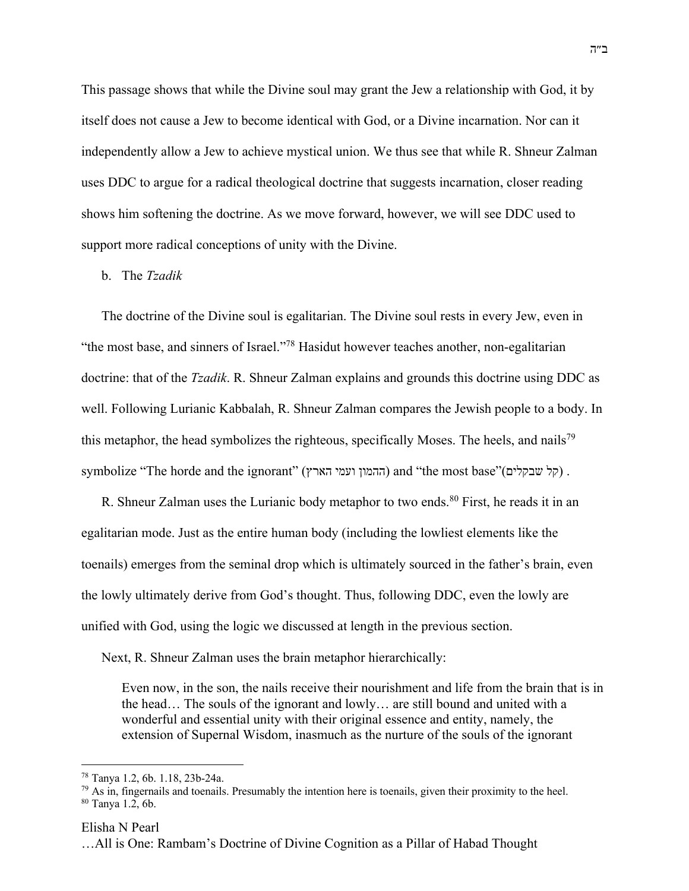This passage shows that while the Divine soul may grant the Jew a relationship with God, it by itself does not cause a Jew to become identical with God, or a Divine incarnation. Nor can it independently allow a Jew to achieve mystical union. We thus see that while R. Shneur Zalman uses DDC to argue for a radical theological doctrine that suggests incarnation, closer reading shows him softening the doctrine. As we move forward, however, we will see DDC used to support more radical conceptions of unity with the Divine.

b. The *Tzadik*

The doctrine of the Divine soul is egalitarian. The Divine soul rests in every Jew, even in "the most base, and sinners of Israel."[78] Hasidut however teaches another, non-egalitarian doctrine: that of the *Tzadik*. R. Shneur Zalman explains and grounds this doctrine using DDC as well. Following Lurianic Kabbalah, R. Shneur Zalman compares the Jewish people to a body. In this metaphor, the head symbolizes the righteous, specifically Moses. The heels, and nails[79] symbolize "The horde and the ignorant" (ההמון ועמי הארץ) and "the most base"(קל שבקלים) .

R. Shneur Zalman uses the Lurianic body metaphor to two ends.[80] First, he reads it in an egalitarian mode. Just as the entire human body (including the lowliest elements like the toenails) emerges from the seminal drop which is ultimately sourced in the father's brain, even the lowly ultimately derive from God's thought. Thus, following DDC, even the lowly are unified with God, using the logic we discussed at length in the previous section.

Next, R. Shneur Zalman uses the brain metaphor hierarchically:

> Even now, in the son, the nails receive their nourishment and life from the brain that is in the head… The souls of the ignorant and lowly… are still bound and united with a wonderful and essential unity with their original essence and entity, namely, the extension of Supernal Wisdom, inasmuch as the nurture of the souls of the ignorant

---

[78] Tanya 1.2, 6b. 1.18, 23b-24a.

[79] As in, fingernails and toenails. Presumably the intention here is toenails, given their proximity to the heel.

[80] Tanya 1.2, 6b.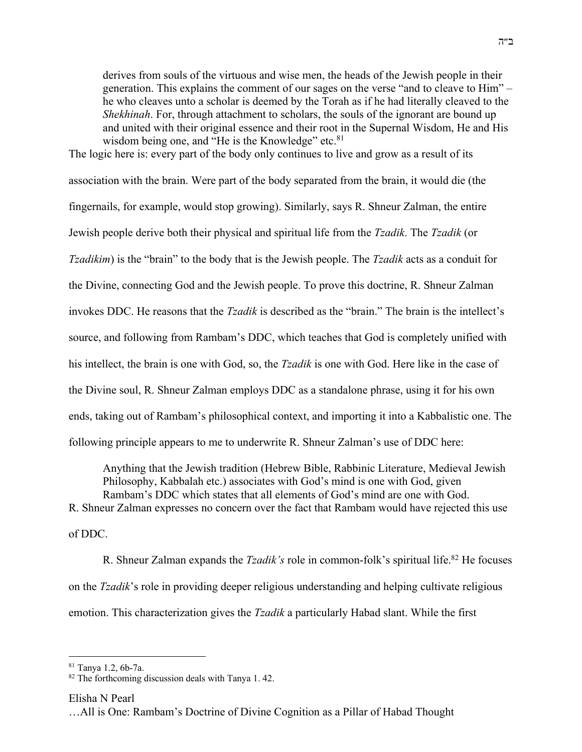derives from souls of the virtuous and wise men, the heads of the Jewish people in their generation. This explains the comment of our sages on the verse "and to cleave to Him" – he who cleaves unto a scholar is deemed by the Torah as if he had literally cleaved to the *Shekhinah*. For, through attachment to scholars, the souls of the ignorant are bound up and united with their original essence and their root in the Supernal Wisdom, He and His wisdom being one, and "He is the Knowledge" etc.[81]

The logic here is: every part of the body only continues to live and grow as a result of its association with the brain. Were part of the body separated from the brain, it would die (the fingernails, for example, would stop growing). Similarly, says R. Shneur Zalman, the entire Jewish people derive both their physical and spiritual life from the *Tzadik*. The *Tzadik* (or *Tzadikim*) is the "brain" to the body that is the Jewish people. The *Tzadik* acts as a conduit for the Divine, connecting God and the Jewish people. To prove this doctrine, R. Shneur Zalman invokes DDC. He reasons that the *Tzadik* is described as the "brain." The brain is the intellect's source, and following from Rambam's DDC, which teaches that God is completely unified with his intellect, the brain is one with God, so, the *Tzadik* is one with God. Here like in the case of the Divine soul, R. Shneur Zalman employs DDC as a standalone phrase, using it for his own ends, taking out of Rambam's philosophical context, and importing it into a Kabbalistic one. The following principle appears to me to underwrite R. Shneur Zalman's use of DDC here:

> Anything that the Jewish tradition (Hebrew Bible, Rabbinic Literature, Medieval Jewish Philosophy, Kabbalah etc.) associates with God's mind is one with God, given Rambam's DDC which states that all elements of God's mind are one with God.

R. Shneur Zalman expresses no concern over the fact that Rambam would have rejected this use of DDC.

R. Shneur Zalman expands the *Tzadik's* role in common-folk's spiritual life.[82] He focuses on the *Tzadik*'s role in providing deeper religious understanding and helping cultivate religious emotion. This characterization gives the *Tzadik* a particularly Habad slant. While the first

---

[81] Tanya 1.2, 6b-7a.

[82] The forthcoming discussion deals with Tanya 1. 42.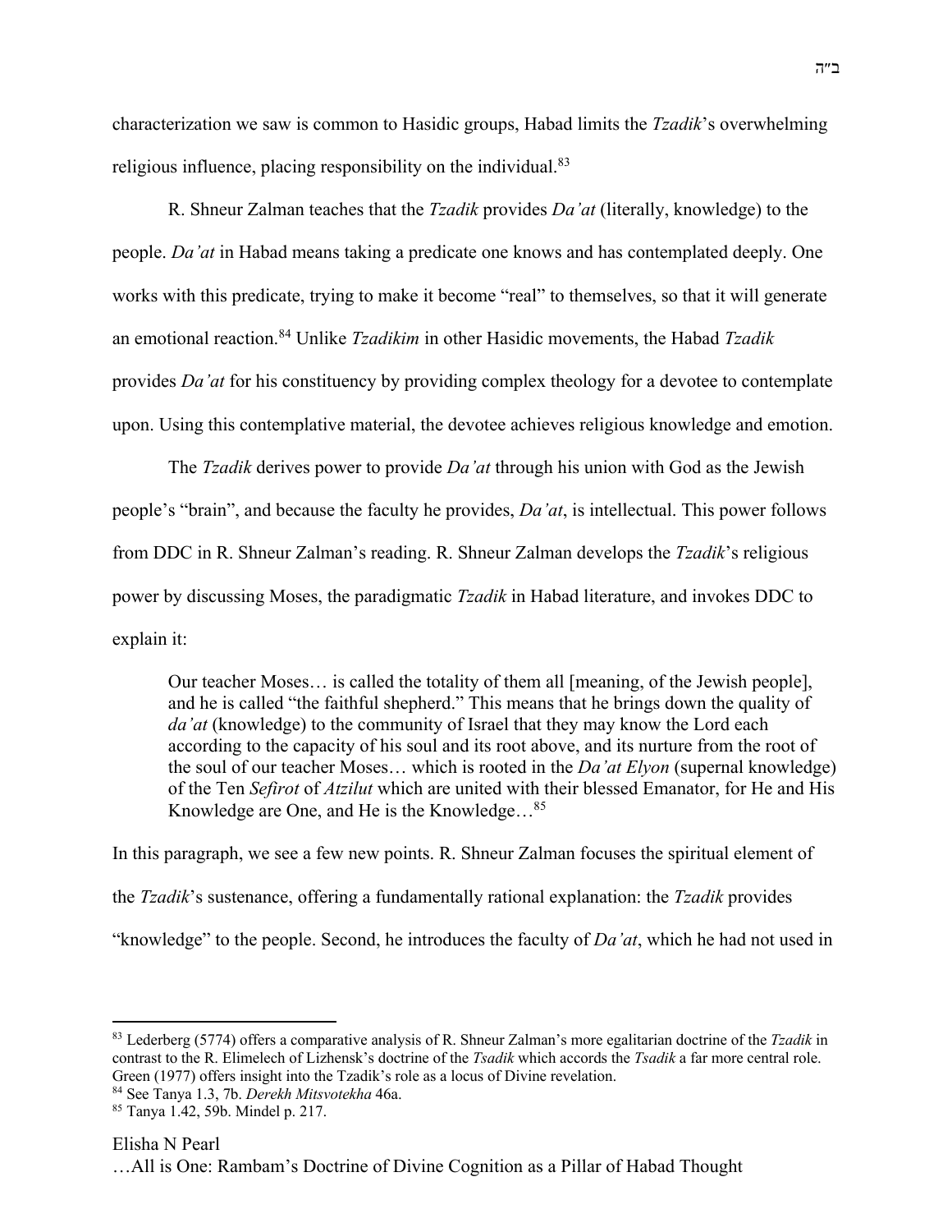characterization we saw is common to Hasidic groups, Habad limits the *Tzadik*'s overwhelming religious influence, placing responsibility on the individual.[83]

R. Shneur Zalman teaches that the *Tzadik* provides *Da'at* (literally, knowledge) to the people. *Da'at* in Habad means taking a predicate one knows and has contemplated deeply. One works with this predicate, trying to make it become "real" to themselves, so that it will generate an emotional reaction.[84] Unlike *Tzadikim* in other Hasidic movements, the Habad *Tzadik* provides *Da'at* for his constituency by providing complex theology for a devotee to contemplate upon. Using this contemplative material, the devotee achieves religious knowledge and emotion.

The *Tzadik* derives power to provide *Da'at* through his union with God as the Jewish people's "brain", and because the faculty he provides, *Da'at*, is intellectual. This power follows from DDC in R. Shneur Zalman's reading. R. Shneur Zalman develops the *Tzadik*'s religious power by discussing Moses, the paradigmatic *Tzadik* in Habad literature, and invokes DDC to explain it:

> Our teacher Moses… is called the totality of them all [meaning, of the Jewish people], and he is called "the faithful shepherd." This means that he brings down the quality of *da'at* (knowledge) to the community of Israel that they may know the Lord each according to the capacity of his soul and its root above, and its nurture from the root of the soul of our teacher Moses… which is rooted in the *Da'at Elyon* (supernal knowledge) of the Ten *Sefirot* of *Atzilut* which are united with their blessed Emanator, for He and His Knowledge are One, and He is the Knowledge…[85]

In this paragraph, we see a few new points. R. Shneur Zalman focuses the spiritual element of the *Tzadik*'s sustenance, offering a fundamentally rational explanation: the *Tzadik* provides "knowledge" to the people. Second, he introduces the faculty of *Da'at*, which he had not used in

---

[83] Lederberg (5774) offers a comparative analysis of R. Shneur Zalman's more egalitarian doctrine of the *Tzadik* in contrast to the R. Elimelech of Lizhensk's doctrine of the *Tsadik* which accords the *Tsadik* a far more central role. Green (1977) offers insight into the Tzadik's role as a locus of Divine revelation.

[84] See Tanya 1.3, 7b. *Derekh Mitsvotekha* 46a.

[85] Tanya 1.42, 59b. Mindel p. 217.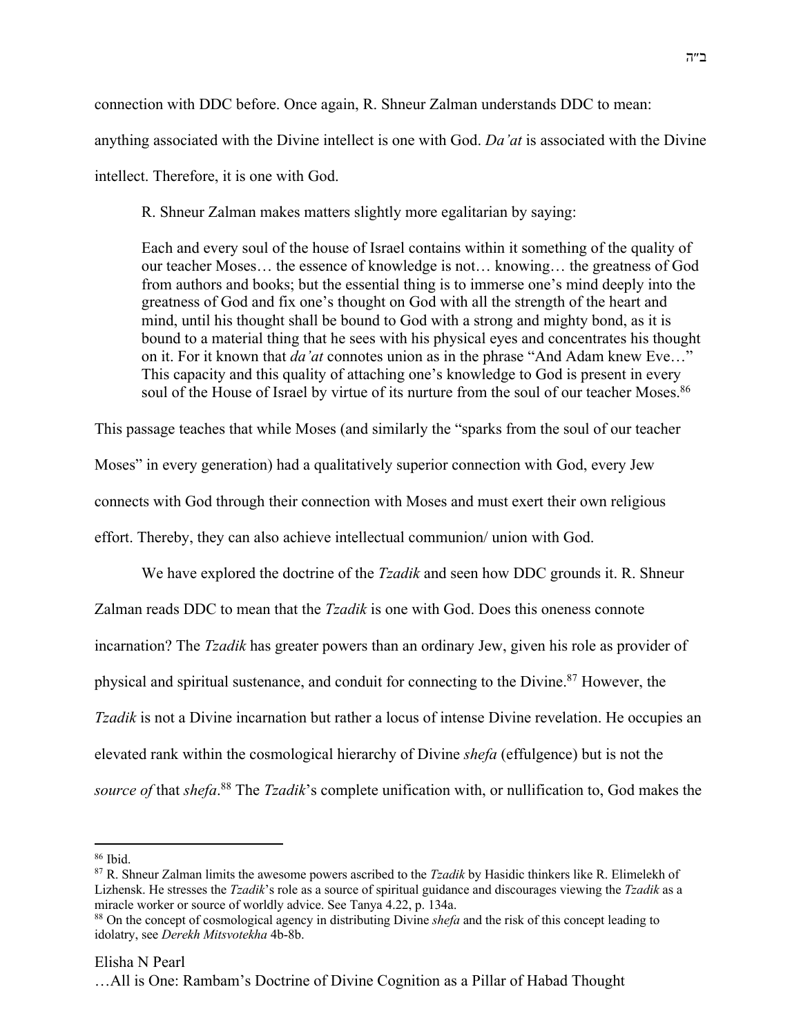connection with DDC before. Once again, R. Shneur Zalman understands DDC to mean: anything associated with the Divine intellect is one with God. *Da'at* is associated with the Divine intellect. Therefore, it is one with God.

R. Shneur Zalman makes matters slightly more egalitarian by saying:

> Each and every soul of the house of Israel contains within it something of the quality of our teacher Moses… the essence of knowledge is not… knowing… the greatness of God from authors and books; but the essential thing is to immerse one's mind deeply into the greatness of God and fix one's thought on God with all the strength of the heart and mind, until his thought shall be bound to God with a strong and mighty bond, as it is bound to a material thing that he sees with his physical eyes and concentrates his thought on it. For it known that *da'at* connotes union as in the phrase "And Adam knew Eve…" This capacity and this quality of attaching one's knowledge to God is present in every soul of the House of Israel by virtue of its nurture from the soul of our teacher Moses.[86]

This passage teaches that while Moses (and similarly the "sparks from the soul of our teacher Moses" in every generation) had a qualitatively superior connection with God, every Jew connects with God through their connection with Moses and must exert their own religious effort. Thereby, they can also achieve intellectual communion/ union with God.

We have explored the doctrine of the *Tzadik* and seen how DDC grounds it. R. Shneur Zalman reads DDC to mean that the *Tzadik* is one with God. Does this oneness connote incarnation? The *Tzadik* has greater powers than an ordinary Jew, given his role as provider of physical and spiritual sustenance, and conduit for connecting to the Divine.[87] However, the *Tzadik* is not a Divine incarnation but rather a locus of intense Divine revelation. He occupies an elevated rank within the cosmological hierarchy of Divine *shefa* (effulgence) but is not the *source of* that *shefa*.[88] The *Tzadik*'s complete unification with, or nullification to, God makes the

---

[86] Ibid.

[87] R. Shneur Zalman limits the awesome powers ascribed to the *Tzadik* by Hasidic thinkers like R. Elimelekh of Lizhensk. He stresses the *Tzadik*'s role as a source of spiritual guidance and discourages viewing the *Tzadik* as a miracle worker or source of worldly advice. See Tanya 4.22, p. 134a.

[88] On the concept of cosmological agency in distributing Divine *shefa* and the risk of this concept leading to idolatry, see *Derekh Mitsvotekha* 4b-8b.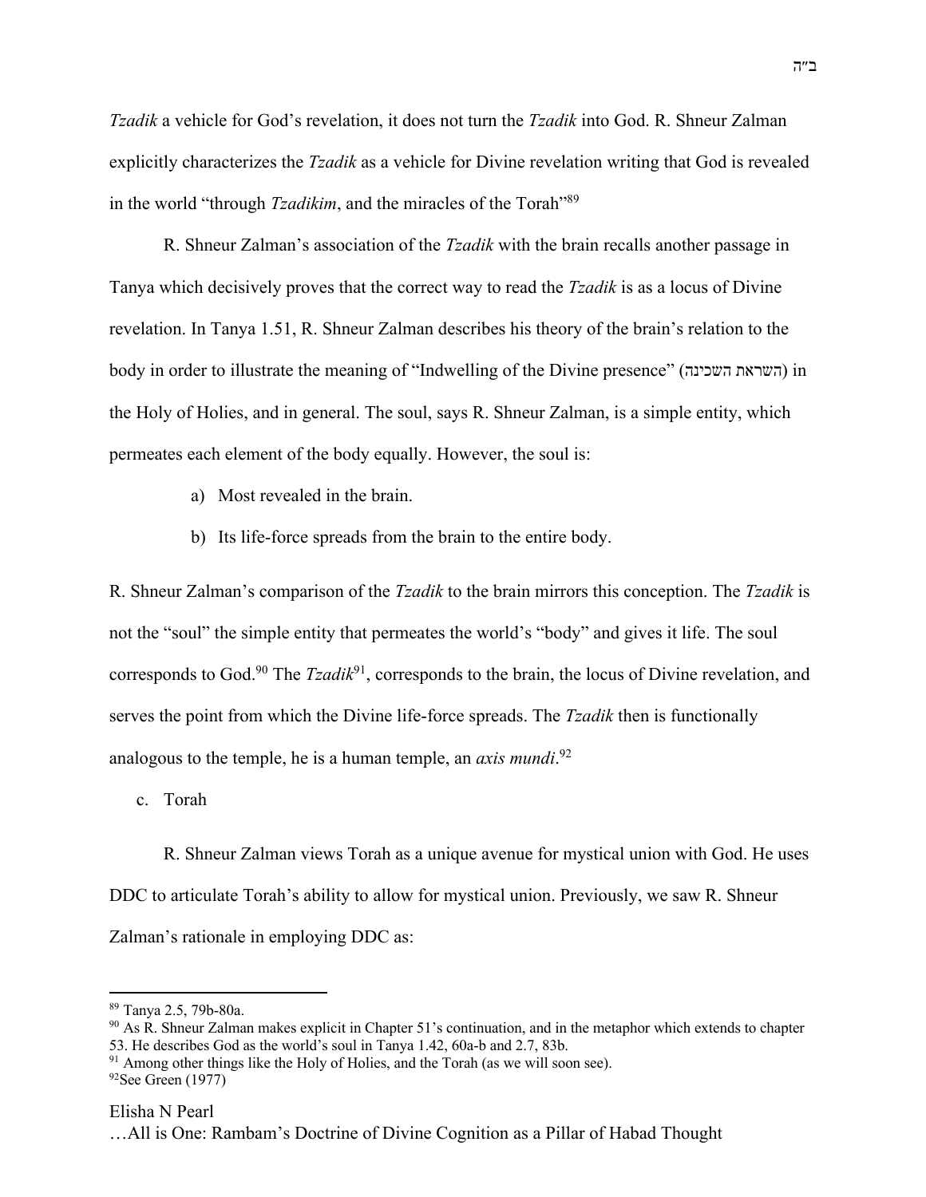*Tzadik* a vehicle for God's revelation, it does not turn the *Tzadik* into God. R. Shneur Zalman explicitly characterizes the *Tzadik* as a vehicle for Divine revelation writing that God is revealed in the world "through *Tzadikim*, and the miracles of the Torah"[89]

R. Shneur Zalman's association of the *Tzadik* with the brain recalls another passage in Tanya which decisively proves that the correct way to read the *Tzadik* is as a locus of Divine revelation. In Tanya 1.51, R. Shneur Zalman describes his theory of the brain's relation to the body in order to illustrate the meaning of "Indwelling of the Divine presence" (השראת השכינה) in the Holy of Holies, and in general. The soul, says R. Shneur Zalman, is a simple entity, which permeates each element of the body equally. However, the soul is:

a) Most revealed in the brain.

b) Its life-force spreads from the brain to the entire body.

R. Shneur Zalman's comparison of the *Tzadik* to the brain mirrors this conception. The *Tzadik* is not the "soul" the simple entity that permeates the world's "body" and gives it life. The soul corresponds to God.[90] The *Tzadik*[91], corresponds to the brain, the locus of Divine revelation, and serves the point from which the Divine life-force spreads. The *Tzadik* then is functionally analogous to the temple, he is a human temple, an *axis mundi*.[92]

c. Torah

R. Shneur Zalman views Torah as a unique avenue for mystical union with God. He uses DDC to articulate Torah's ability to allow for mystical union. Previously, we saw R. Shneur Zalman's rationale in employing DDC as:

---

[89] Tanya 2.5, 79b-80a.

[90] As R. Shneur Zalman makes explicit in Chapter 51's continuation, and in the metaphor which extends to chapter 53. He describes God as the world's soul in Tanya 1.42, 60a-b and 2.7, 83b.

[91] Among other things like the Holy of Holies, and the Torah (as we will soon see).

[92] See Green (1977)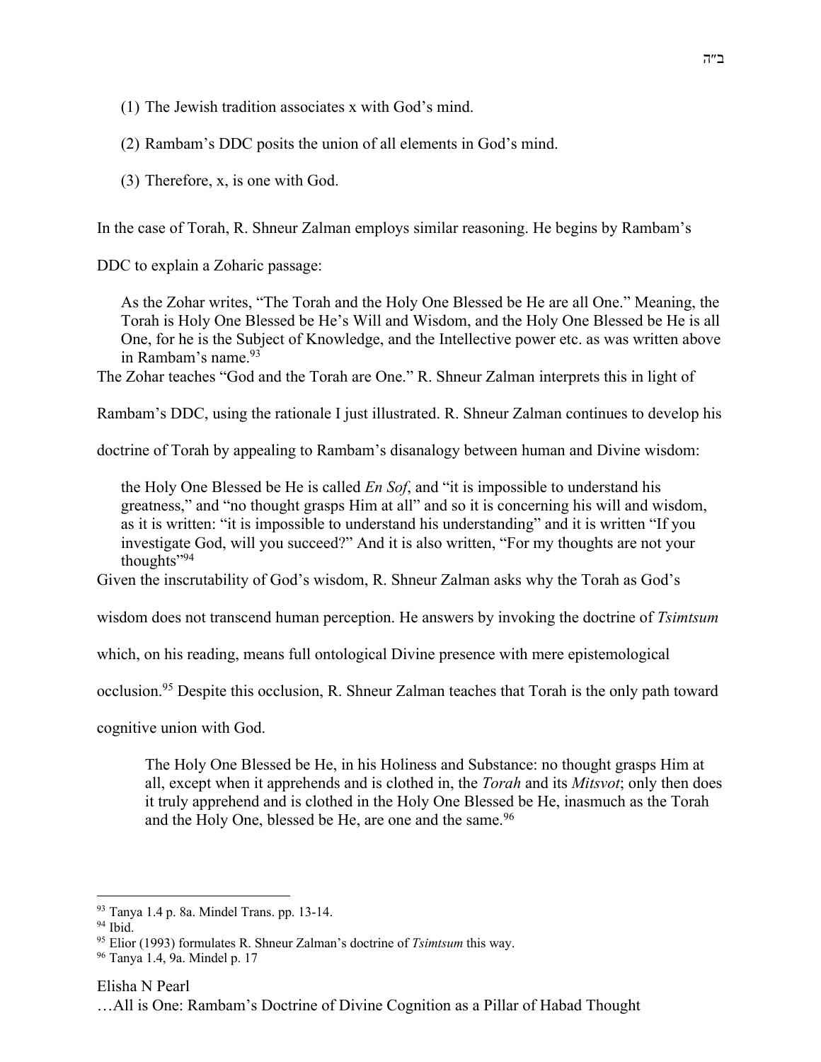(1) The Jewish tradition associates x with God's mind.

(2) Rambam's DDC posits the union of all elements in God's mind.

(3) Therefore, x, is one with God.

In the case of Torah, R. Shneur Zalman employs similar reasoning. He begins by Rambam's DDC to explain a Zoharic passage:

> As the Zohar writes, "The Torah and the Holy One Blessed be He are all One." Meaning, the Torah is Holy One Blessed be He's Will and Wisdom, and the Holy One Blessed be He is all One, for he is the Subject of Knowledge, and the Intellective power etc. as was written above in Rambam's name.[93]

The Zohar teaches "God and the Torah are One." R. Shneur Zalman interprets this in light of Rambam's DDC, using the rationale I just illustrated. R. Shneur Zalman continues to develop his doctrine of Torah by appealing to Rambam's disanalogy between human and Divine wisdom:

> the Holy One Blessed be He is called *En Sof*, and "it is impossible to understand his greatness," and "no thought grasps Him at all" and so it is concerning his will and wisdom, as it is written: "it is impossible to understand his understanding" and it is written "If you investigate God, will you succeed?" And it is also written, "For my thoughts are not your thoughts"[94]

Given the inscrutability of God's wisdom, R. Shneur Zalman asks why the Torah as God's wisdom does not transcend human perception. He answers by invoking the doctrine of *Tsimtsum* which, on his reading, means full ontological Divine presence with mere epistemological occlusion.[95] Despite this occlusion, R. Shneur Zalman teaches that Torah is the only path toward cognitive union with God.

> The Holy One Blessed be He, in his Holiness and Substance: no thought grasps Him at all, except when it apprehends and is clothed in, the *Torah* and its *Mitsvot*; only then does it truly apprehend and is clothed in the Holy One Blessed be He, inasmuch as the Torah and the Holy One, blessed be He, are one and the same.[96]

---

[93] Tanya 1.4 p. 8a. Mindel Trans. pp. 13-14.

[94] Ibid.

[95] Elior (1993) formulates R. Shneur Zalman's doctrine of *Tsimtsum* this way.

[96] Tanya 1.4, 9a. Mindel p. 17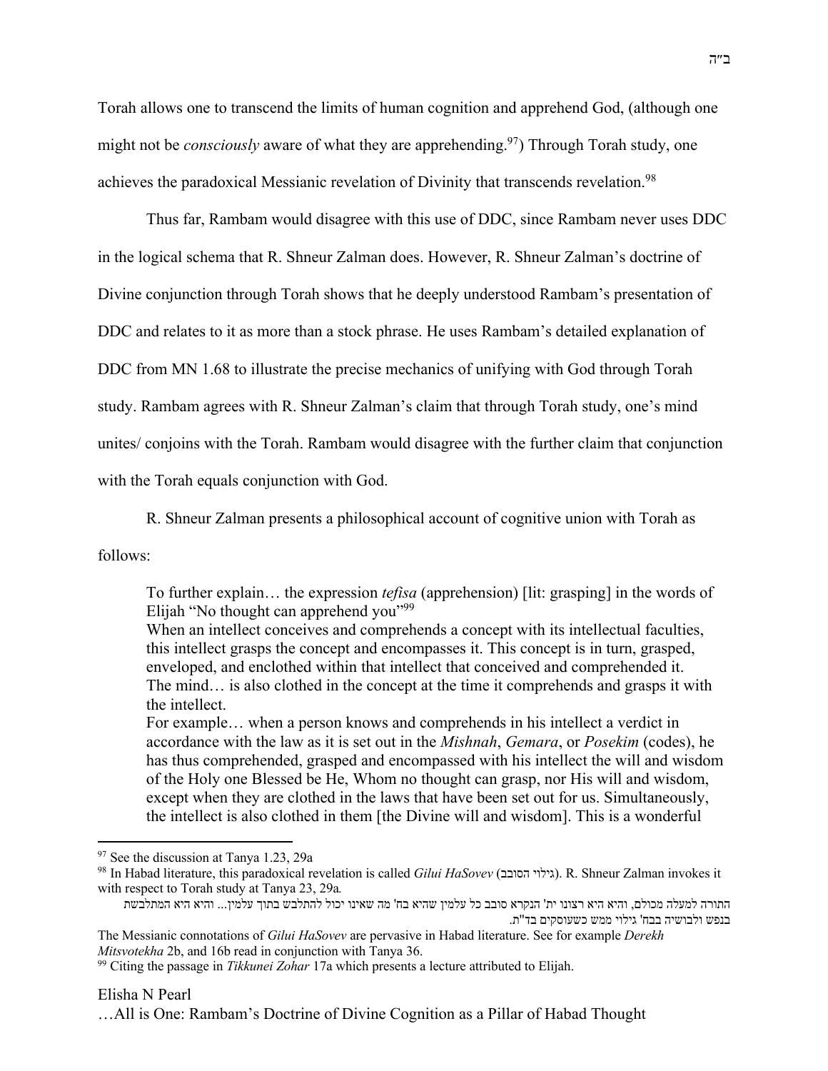Torah allows one to transcend the limits of human cognition and apprehend God, (although one might not be *consciously* aware of what they are apprehending.[97]) Through Torah study, one achieves the paradoxical Messianic revelation of Divinity that transcends revelation.[98]

Thus far, Rambam would disagree with this use of DDC, since Rambam never uses DDC in the logical schema that R. Shneur Zalman does. However, R. Shneur Zalman's doctrine of Divine conjunction through Torah shows that he deeply understood Rambam's presentation of DDC and relates to it as more than a stock phrase. He uses Rambam's detailed explanation of DDC from MN 1.68 to illustrate the precise mechanics of unifying with God through Torah study. Rambam agrees with R. Shneur Zalman's claim that through Torah study, one's mind unites/ conjoins with the Torah. Rambam would disagree with the further claim that conjunction with the Torah equals conjunction with God.

R. Shneur Zalman presents a philosophical account of cognitive union with Torah as follows:

> To further explain… the expression *tefisa* (apprehension) [lit: grasping] in the words of Elijah "No thought can apprehend you"[99]
> When an intellect conceives and comprehends a concept with its intellectual faculties, this intellect grasps the concept and encompasses it. This concept is in turn, grasped, enveloped, and enclothed within that intellect that conceived and comprehended it. The mind… is also clothed in the concept at the time it comprehends and grasps it with the intellect.
> For example… when a person knows and comprehends in his intellect a verdict in accordance with the law as it is set out in the *Mishnah*, *Gemara*, or *Posekim* (codes), he has thus comprehended, grasped and encompassed with his intellect the will and wisdom of the Holy one Blessed be He, Whom no thought can grasp, nor His will and wisdom, except when they are clothed in the laws that have been set out for us. Simultaneously, the intellect is also clothed in them [the Divine will and wisdom]. This is a wonderful

---

[97] See the discussion at Tanya 1.23, 29a

[98] In Habad literature, this paradoxical revelation is called *Gilui HaSovev* (גילוי הסובב). R. Shneur Zalman invokes it with respect to Torah study at Tanya 23, 29a.

התורה למעלה מכולם, והיא היא רצונו ית' הנקרא סובב כל עלמין שהיא בח' מה שאינו יכול להתלבש בתוך עלמין... והיא היא המתלבשת בנפש ולבושיה בבח' גילוי ממש כשעוסקים בד"ת.

The Messianic connotations of *Gilui HaSovev* are pervasive in Habad literature. See for example *Derekh Mitsvotekha* 2b, and 16b read in conjunction with Tanya 36.

[99] Citing the passage in *Tikkunei Zohar* 17a which presents a lecture attributed to Elijah.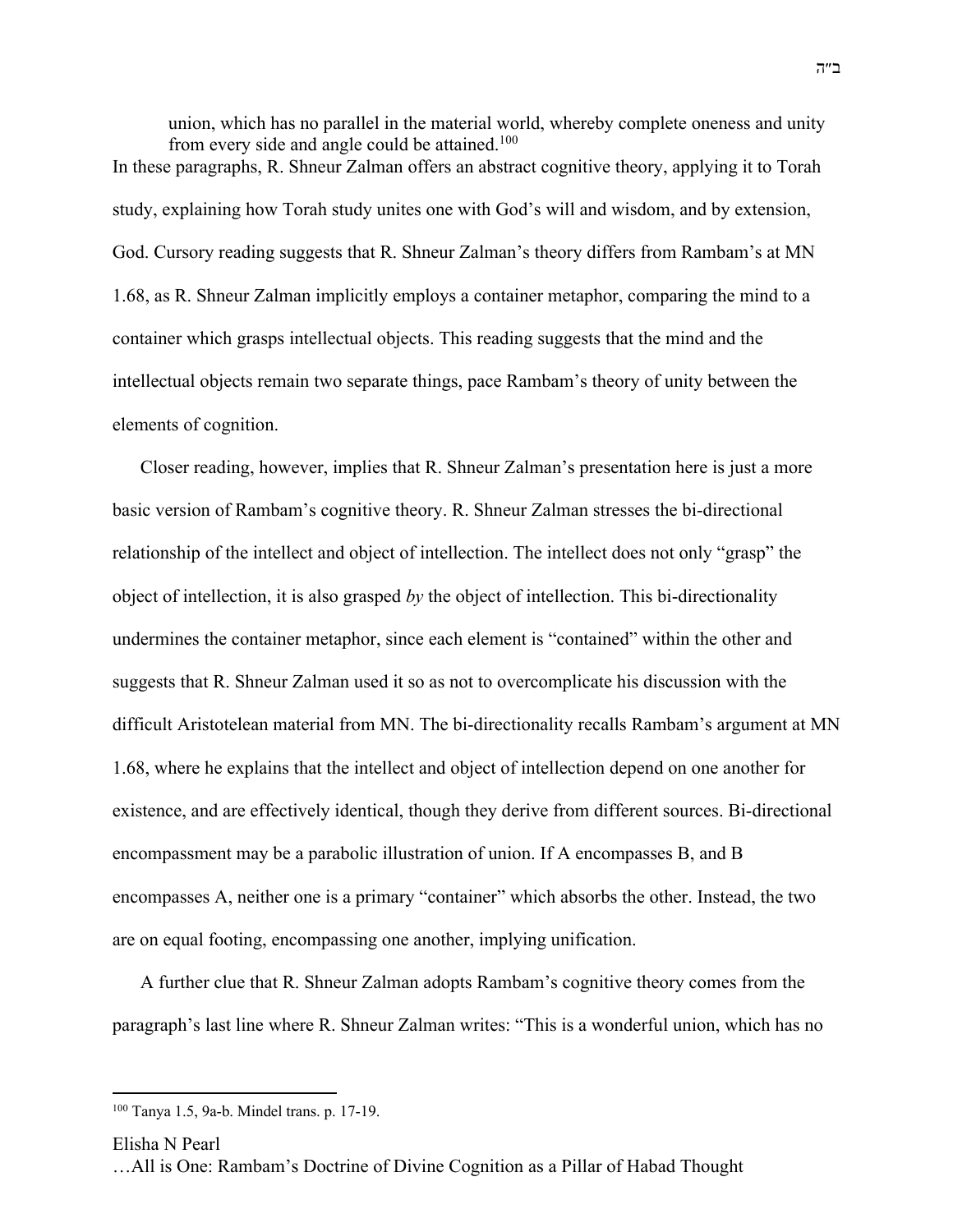> union, which has no parallel in the material world, whereby complete oneness and unity from every side and angle could be attained.[100]

In these paragraphs, R. Shneur Zalman offers an abstract cognitive theory, applying it to Torah study, explaining how Torah study unites one with God's will and wisdom, and by extension, God. Cursory reading suggests that R. Shneur Zalman's theory differs from Rambam's at MN 1.68, as R. Shneur Zalman implicitly employs a container metaphor, comparing the mind to a container which grasps intellectual objects. This reading suggests that the mind and the intellectual objects remain two separate things, pace Rambam's theory of unity between the elements of cognition.

Closer reading, however, implies that R. Shneur Zalman's presentation here is just a more basic version of Rambam's cognitive theory. R. Shneur Zalman stresses the bi-directional relationship of the intellect and object of intellection. The intellect does not only "grasp" the object of intellection, it is also grasped *by* the object of intellection. This bi-directionality undermines the container metaphor, since each element is "contained" within the other and suggests that R. Shneur Zalman used it so as not to overcomplicate his discussion with the difficult Aristotelean material from MN. The bi-directionality recalls Rambam's argument at MN 1.68, where he explains that the intellect and object of intellection depend on one another for existence, and are effectively identical, though they derive from different sources. Bi-directional encompassment may be a parabolic illustration of union. If A encompasses B, and B encompasses A, neither one is a primary "container" which absorbs the other. Instead, the two are on equal footing, encompassing one another, implying unification.

A further clue that R. Shneur Zalman adopts Rambam's cognitive theory comes from the paragraph's last line where R. Shneur Zalman writes: "This is a wonderful union, which has no

---

[100] Tanya 1.5, 9a-b. Mindel trans. p. 17-19.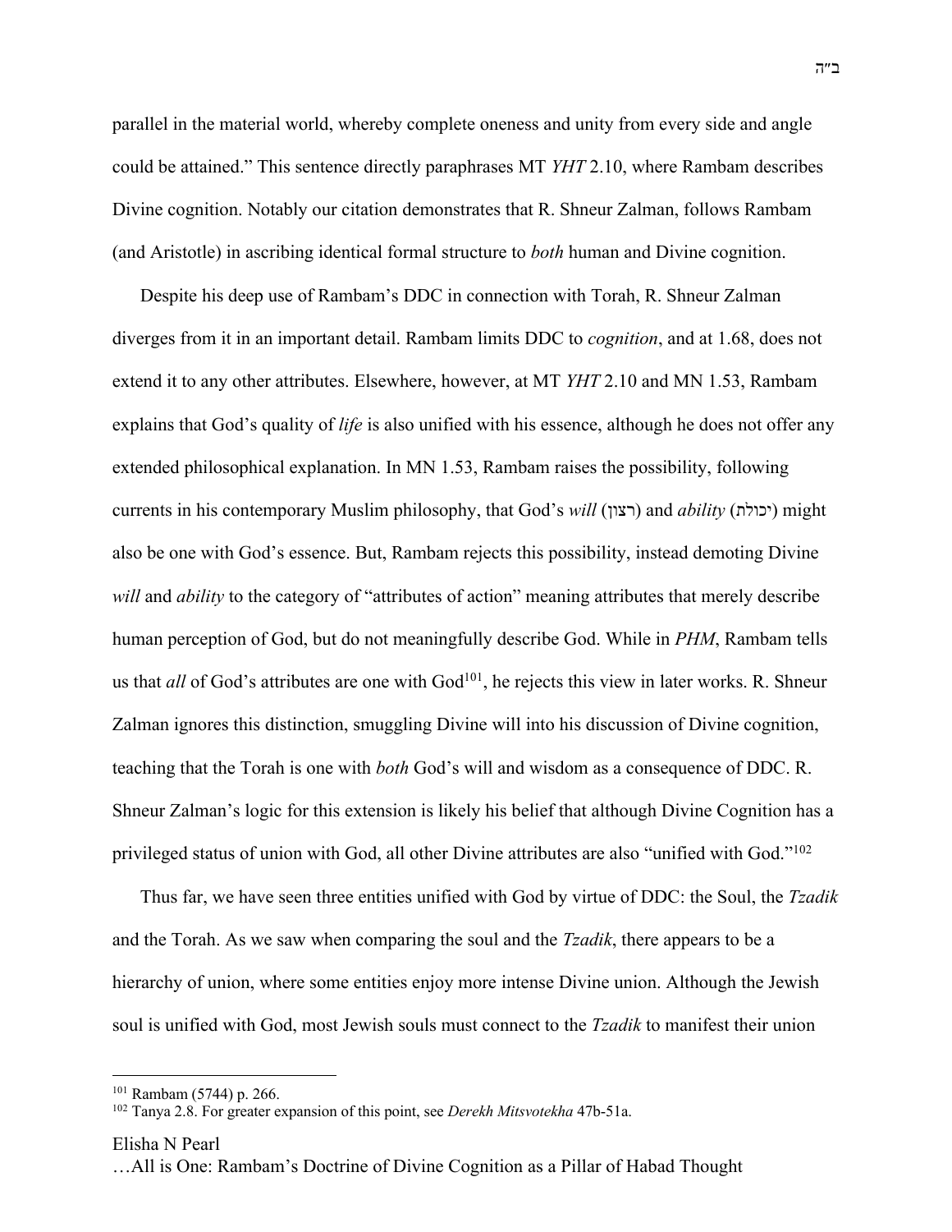parallel in the material world, whereby complete oneness and unity from every side and angle could be attained." This sentence directly paraphrases MT *YHT* 2.10, where Rambam describes Divine cognition. Notably our citation demonstrates that R. Shneur Zalman, follows Rambam (and Aristotle) in ascribing identical formal structure to *both* human and Divine cognition.

Despite his deep use of Rambam's DDC in connection with Torah, R. Shneur Zalman diverges from it in an important detail. Rambam limits DDC to *cognition*, and at 1.68, does not extend it to any other attributes. Elsewhere, however, at MT *YHT* 2.10 and MN 1.53, Rambam explains that God's quality of *life* is also unified with his essence, although he does not offer any extended philosophical explanation. In MN 1.53, Rambam raises the possibility, following currents in his contemporary Muslim philosophy, that God's *will* (רצון) and *ability* (יכולת) might also be one with God's essence. But, Rambam rejects this possibility, instead demoting Divine *will* and *ability* to the category of "attributes of action" meaning attributes that merely describe human perception of God, but do not meaningfully describe God. While in *PHM*, Rambam tells us that *all* of God's attributes are one with God[101], he rejects this view in later works. R. Shneur Zalman ignores this distinction, smuggling Divine will into his discussion of Divine cognition, teaching that the Torah is one with *both* God's will and wisdom as a consequence of DDC. R. Shneur Zalman's logic for this extension is likely his belief that although Divine Cognition has a privileged status of union with God, all other Divine attributes are also "unified with God."[102]

Thus far, we have seen three entities unified with God by virtue of DDC: the Soul, the *Tzadik* and the Torah. As we saw when comparing the soul and the *Tzadik*, there appears to be a hierarchy of union, where some entities enjoy more intense Divine union. Although the Jewish soul is unified with God, most Jewish souls must connect to the *Tzadik* to manifest their union

---

[101] Rambam (5744) p. 266.

[102] Tanya 2.8. For greater expansion of this point, see *Derekh Mitsvotekha* 47b-51a.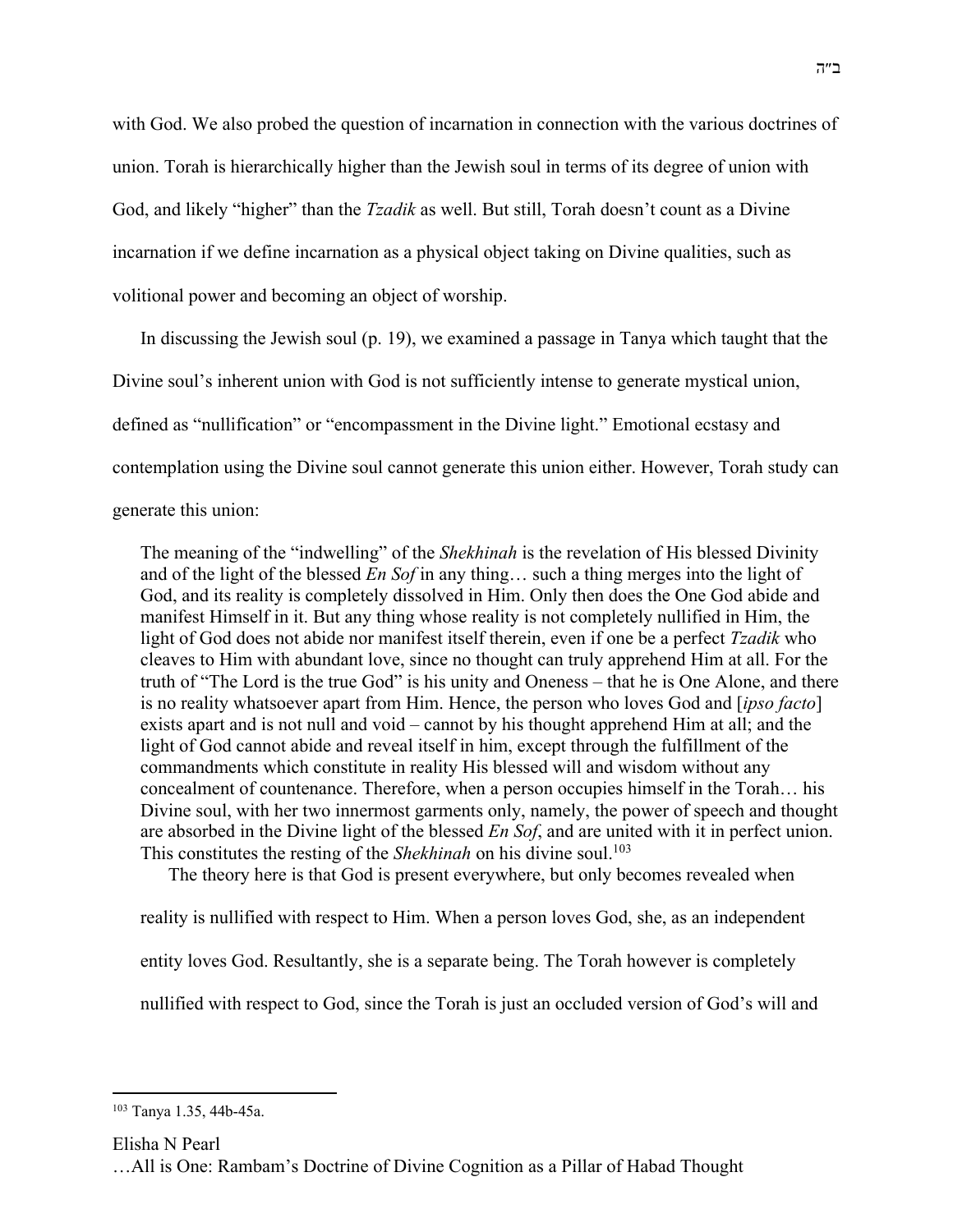with God. We also probed the question of incarnation in connection with the various doctrines of union. Torah is hierarchically higher than the Jewish soul in terms of its degree of union with God, and likely "higher" than the *Tzadik* as well. But still, Torah doesn't count as a Divine incarnation if we define incarnation as a physical object taking on Divine qualities, such as volitional power and becoming an object of worship.

In discussing the Jewish soul (p. 19), we examined a passage in Tanya which taught that the Divine soul's inherent union with God is not sufficiently intense to generate mystical union, defined as "nullification" or "encompassment in the Divine light." Emotional ecstasy and contemplation using the Divine soul cannot generate this union either. However, Torah study can generate this union:

> The meaning of the "indwelling" of the *Shekhinah* is the revelation of His blessed Divinity and of the light of the blessed *En Sof* in any thing… such a thing merges into the light of God, and its reality is completely dissolved in Him. Only then does the One God abide and manifest Himself in it. But any thing whose reality is not completely nullified in Him, the light of God does not abide nor manifest itself therein, even if one be a perfect *Tzadik* who cleaves to Him with abundant love, since no thought can truly apprehend Him at all. For the truth of "The Lord is the true God" is his unity and Oneness – that he is One Alone, and there is no reality whatsoever apart from Him. Hence, the person who loves God and [*ipso facto*] exists apart and is not null and void – cannot by his thought apprehend Him at all; and the light of God cannot abide and reveal itself in him, except through the fulfillment of the commandments which constitute in reality His blessed will and wisdom without any concealment of countenance. Therefore, when a person occupies himself in the Torah… his Divine soul, with her two innermost garments only, namely, the power of speech and thought are absorbed in the Divine light of the blessed *En Sof*, and are united with it in perfect union. This constitutes the resting of the *Shekhinah* on his divine soul.[103]

The theory here is that God is present everywhere, but only becomes revealed when reality is nullified with respect to Him. When a person loves God, she, as an independent entity loves God. Resultantly, she is a separate being. The Torah however is completely nullified with respect to God, since the Torah is just an occluded version of God's will and

---

[103] Tanya 1.35, 44b-45a.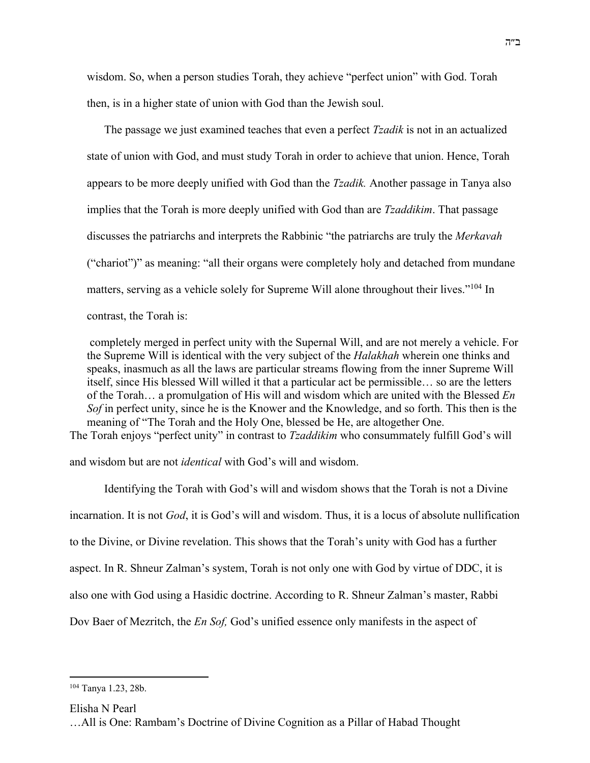wisdom. So, when a person studies Torah, they achieve "perfect union" with God. Torah then, is in a higher state of union with God than the Jewish soul.

The passage we just examined teaches that even a perfect *Tzadik* is not in an actualized state of union with God, and must study Torah in order to achieve that union. Hence, Torah appears to be more deeply unified with God than the *Tzadik.* Another passage in Tanya also implies that the Torah is more deeply unified with God than are *Tzaddikim*. That passage discusses the patriarchs and interprets the Rabbinic "the patriarchs are truly the *Merkavah* ("chariot")" as meaning: "all their organs were completely holy and detached from mundane matters, serving as a vehicle solely for Supreme Will alone throughout their lives."[104] In contrast, the Torah is:

> completely merged in perfect unity with the Supernal Will, and are not merely a vehicle. For the Supreme Will is identical with the very subject of the *Halakhah* wherein one thinks and speaks, inasmuch as all the laws are particular streams flowing from the inner Supreme Will itself, since His blessed Will willed it that a particular act be permissible… so are the letters of the Torah… a promulgation of His will and wisdom which are united with the Blessed *En Sof* in perfect unity, since he is the Knower and the Knowledge, and so forth. This then is the meaning of "The Torah and the Holy One, blessed be He, are altogether One.

The Torah enjoys "perfect unity" in contrast to *Tzaddikim* who consummately fulfill God's will and wisdom but are not *identical* with God's will and wisdom.

Identifying the Torah with God's will and wisdom shows that the Torah is not a Divine incarnation. It is not *God*, it is God's will and wisdom. Thus, it is a locus of absolute nullification to the Divine, or Divine revelation. This shows that the Torah's unity with God has a further aspect. In R. Shneur Zalman's system, Torah is not only one with God by virtue of DDC, it is also one with God using a Hasidic doctrine. According to R. Shneur Zalman's master, Rabbi Dov Baer of Mezritch, the *En Sof,* God's unified essence only manifests in the aspect of

---

[104] Tanya 1.23, 28b.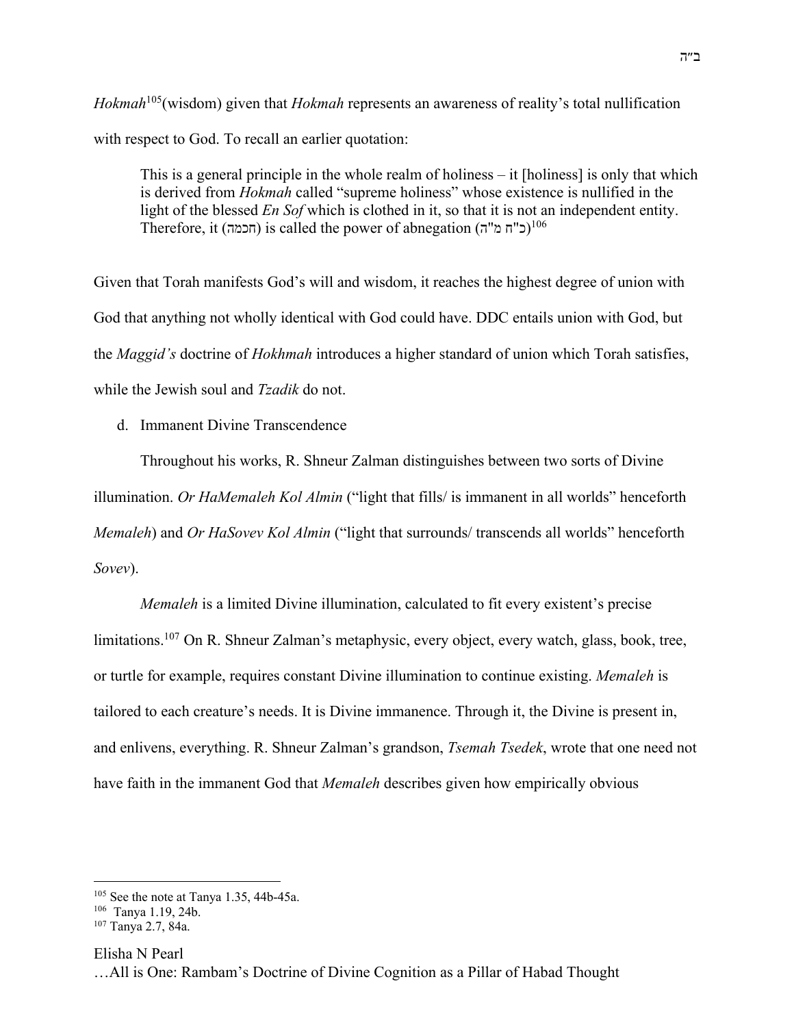*Hokmah*[105](wisdom) given that *Hokmah* represents an awareness of reality's total nullification with respect to God. To recall an earlier quotation:

> This is a general principle in the whole realm of holiness – it [holiness] is only that which is derived from *Hokmah* called "supreme holiness" whose existence is nullified in the light of the blessed *En Sof* which is clothed in it, so that it is not an independent entity. Therefore, it (חכמה) is called the power of abnegation (כ"ח מ"ה)[106]

Given that Torah manifests God's will and wisdom, it reaches the highest degree of union with God that anything not wholly identical with God could have. DDC entails union with God, but the *Maggid's* doctrine of *Hokhmah* introduces a higher standard of union which Torah satisfies, while the Jewish soul and *Tzadik* do not.

d. Immanent Divine Transcendence

Throughout his works, R. Shneur Zalman distinguishes between two sorts of Divine illumination. *Or HaMemaleh Kol Almin* ("light that fills/ is immanent in all worlds" henceforth *Memaleh*) and *Or HaSovev Kol Almin* ("light that surrounds/ transcends all worlds" henceforth *Sovev*).

*Memaleh* is a limited Divine illumination, calculated to fit every existent's precise limitations.[107] On R. Shneur Zalman's metaphysic, every object, every watch, glass, book, tree, or turtle for example, requires constant Divine illumination to continue existing. *Memaleh* is tailored to each creature's needs. It is Divine immanence. Through it, the Divine is present in, and enlivens, everything. R. Shneur Zalman's grandson, *Tsemah Tsedek*, wrote that one need not have faith in the immanent God that *Memaleh* describes given how empirically obvious

---

[105] See the note at Tanya 1.35, 44b-45a.

[106] Tanya 1.19, 24b.

[107] Tanya 2.7, 84a.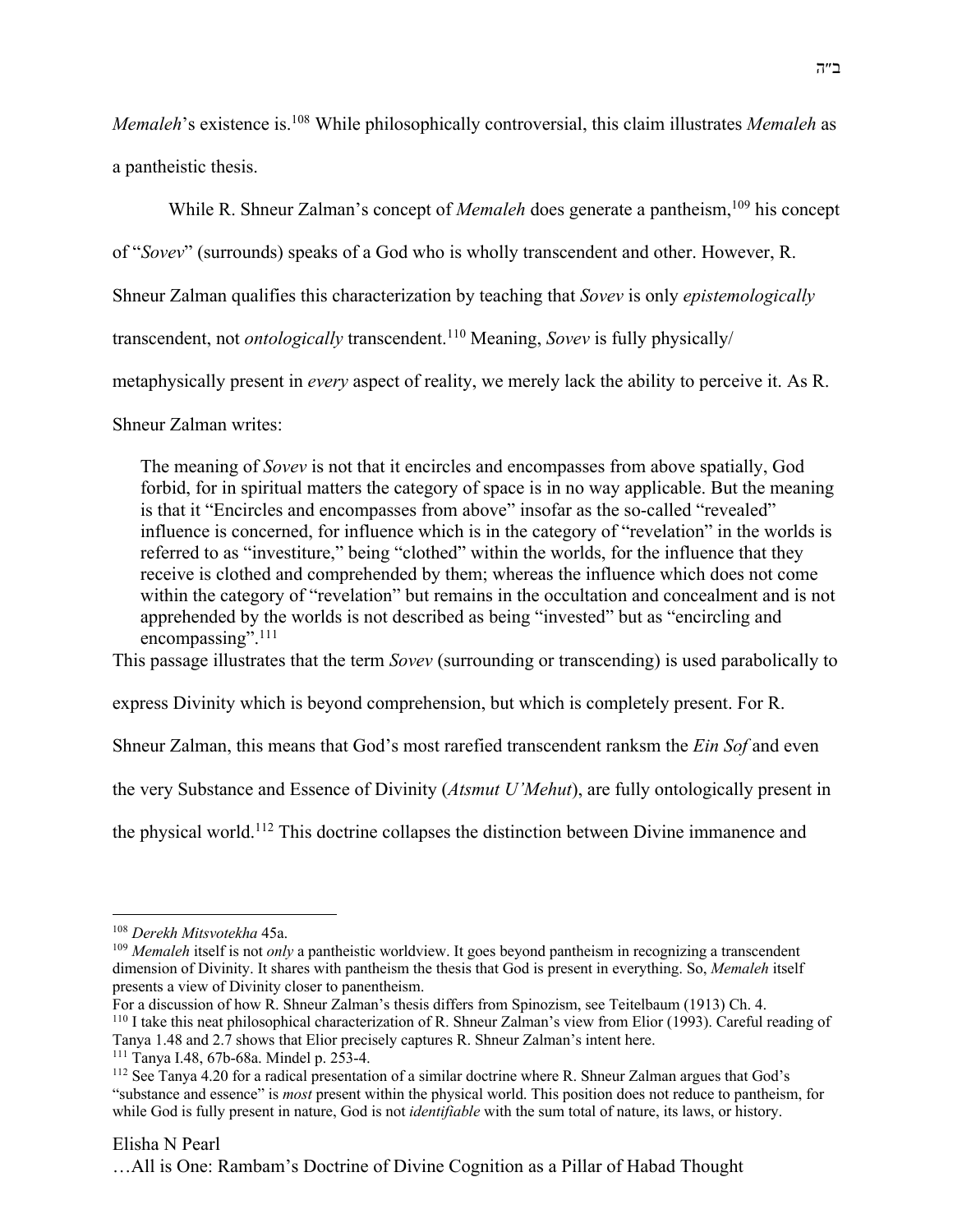*Memaleh*'s existence is.[108] While philosophically controversial, this claim illustrates *Memaleh* as a pantheistic thesis.

While R. Shneur Zalman's concept of *Memaleh* does generate a pantheism,[109] his concept of "*Sovev*" (surrounds) speaks of a God who is wholly transcendent and other. However, R. Shneur Zalman qualifies this characterization by teaching that *Sovev* is only *epistemologically* transcendent, not *ontologically* transcendent.[110] Meaning, *Sovev* is fully physically/metaphysically present in *every* aspect of reality, we merely lack the ability to perceive it. As R. Shneur Zalman writes:

> The meaning of *Sovev* is not that it encircles and encompasses from above spatially, God forbid, for in spiritual matters the category of space is in no way applicable. But the meaning is that it "Encircles and encompasses from above" insofar as the so-called "revealed" influence is concerned, for influence which is in the category of "revelation" in the worlds is referred to as "investiture," being "clothed" within the worlds, for the influence that they receive is clothed and comprehended by them; whereas the influence which does not come within the category of "revelation" but remains in the occultation and concealment and is not apprehended by the worlds is not described as being "invested" but as "encircling and encompassing".[111]

This passage illustrates that the term *Sovev* (surrounding or transcending) is used parabolically to express Divinity which is beyond comprehension, but which is completely present. For R. Shneur Zalman, this means that God's most rarefied transcendent ranksm the *Ein Sof* and even the very Substance and Essence of Divinity (*Atsmut U'Mehut*), are fully ontologically present in the physical world.[112] This doctrine collapses the distinction between Divine immanence and

---

[108] *Derekh Mitsvotekha* 45a.

[109] *Memaleh* itself is not *only* a pantheistic worldview. It goes beyond pantheism in recognizing a transcendent dimension of Divinity. It shares with pantheism the thesis that God is present in everything. So, *Memaleh* itself presents a view of Divinity closer to panentheism.
For a discussion of how R. Shneur Zalman's thesis differs from Spinozism, see Teitelbaum (1913) Ch. 4.

[110] I take this neat philosophical characterization of R. Shneur Zalman's view from Elior (1993). Careful reading of Tanya 1.48 and 2.7 shows that Elior precisely captures R. Shneur Zalman's intent here.

[111] Tanya I.48, 67b-68a. Mindel p. 253-4.

[112] See Tanya 4.20 for a radical presentation of a similar doctrine where R. Shneur Zalman argues that God's "substance and essence" is *most* present within the physical world. This position does not reduce to pantheism, for while God is fully present in nature, God is not *identifiable* with the sum total of nature, its laws, or history.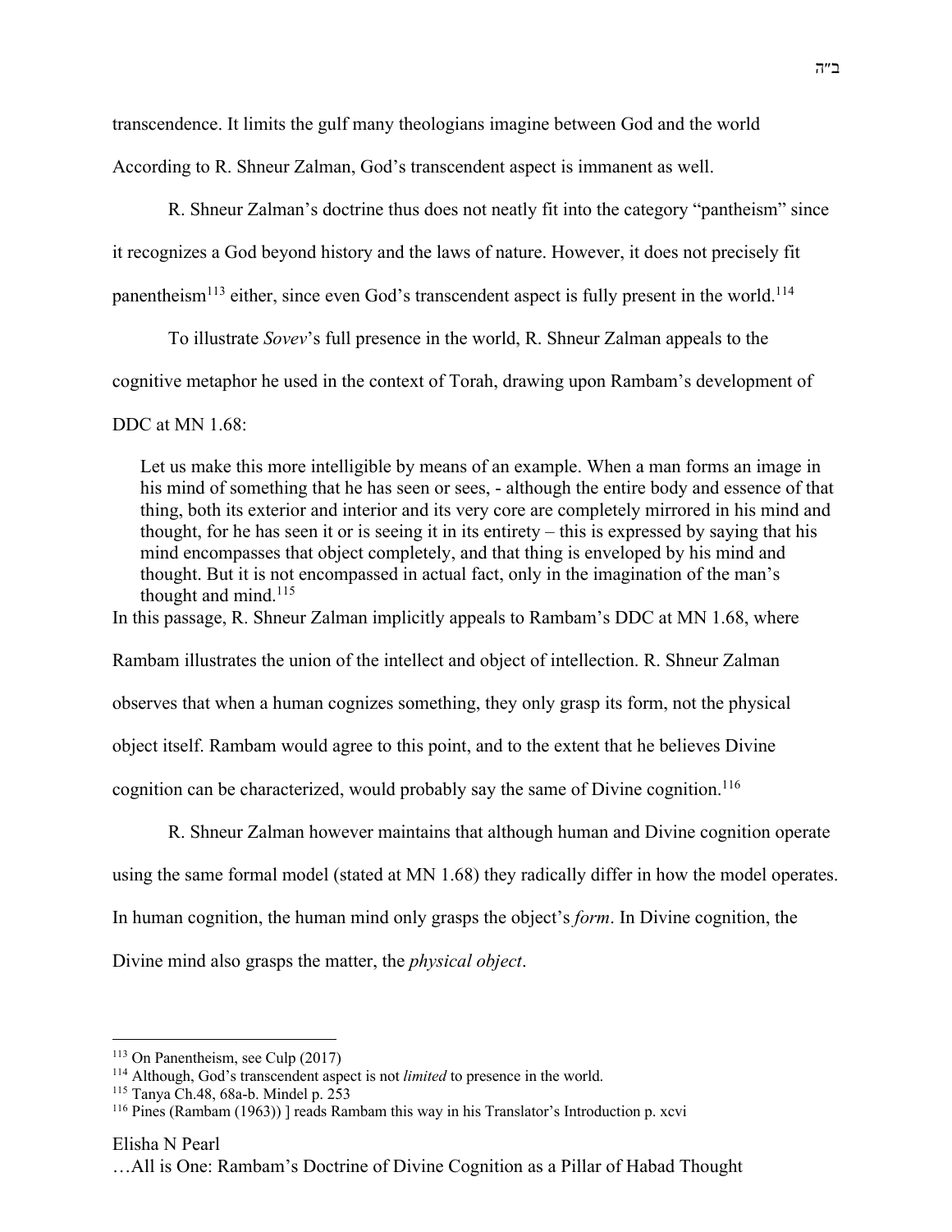transcendence. It limits the gulf many theologians imagine between God and the world According to R. Shneur Zalman, God's transcendent aspect is immanent as well.

R. Shneur Zalman's doctrine thus does not neatly fit into the category "pantheism" since it recognizes a God beyond history and the laws of nature. However, it does not precisely fit panentheism[113] either, since even God's transcendent aspect is fully present in the world.[114]

To illustrate *Sovev*'s full presence in the world, R. Shneur Zalman appeals to the cognitive metaphor he used in the context of Torah, drawing upon Rambam's development of DDC at MN 1.68:

> Let us make this more intelligible by means of an example. When a man forms an image in his mind of something that he has seen or sees, - although the entire body and essence of that thing, both its exterior and interior and its very core are completely mirrored in his mind and thought, for he has seen it or is seeing it in its entirety – this is expressed by saying that his mind encompasses that object completely, and that thing is enveloped by his mind and thought. But it is not encompassed in actual fact, only in the imagination of the man's thought and mind.[115]

In this passage, R. Shneur Zalman implicitly appeals to Rambam's DDC at MN 1.68, where Rambam illustrates the union of the intellect and object of intellection. R. Shneur Zalman observes that when a human cognizes something, they only grasp its form, not the physical object itself. Rambam would agree to this point, and to the extent that he believes Divine cognition can be characterized, would probably say the same of Divine cognition.[116]

R. Shneur Zalman however maintains that although human and Divine cognition operate using the same formal model (stated at MN 1.68) they radically differ in how the model operates. In human cognition, the human mind only grasps the object's *form*. In Divine cognition, the Divine mind also grasps the matter, the *physical object*.

---

[113] On Panentheism, see Culp (2017)

[114] Although, God's transcendent aspect is not *limited* to presence in the world.

[115] Tanya Ch.48, 68a-b. Mindel p. 253

[116] Pines (Rambam (1963)) ] reads Rambam this way in his Translator's Introduction p. xcvi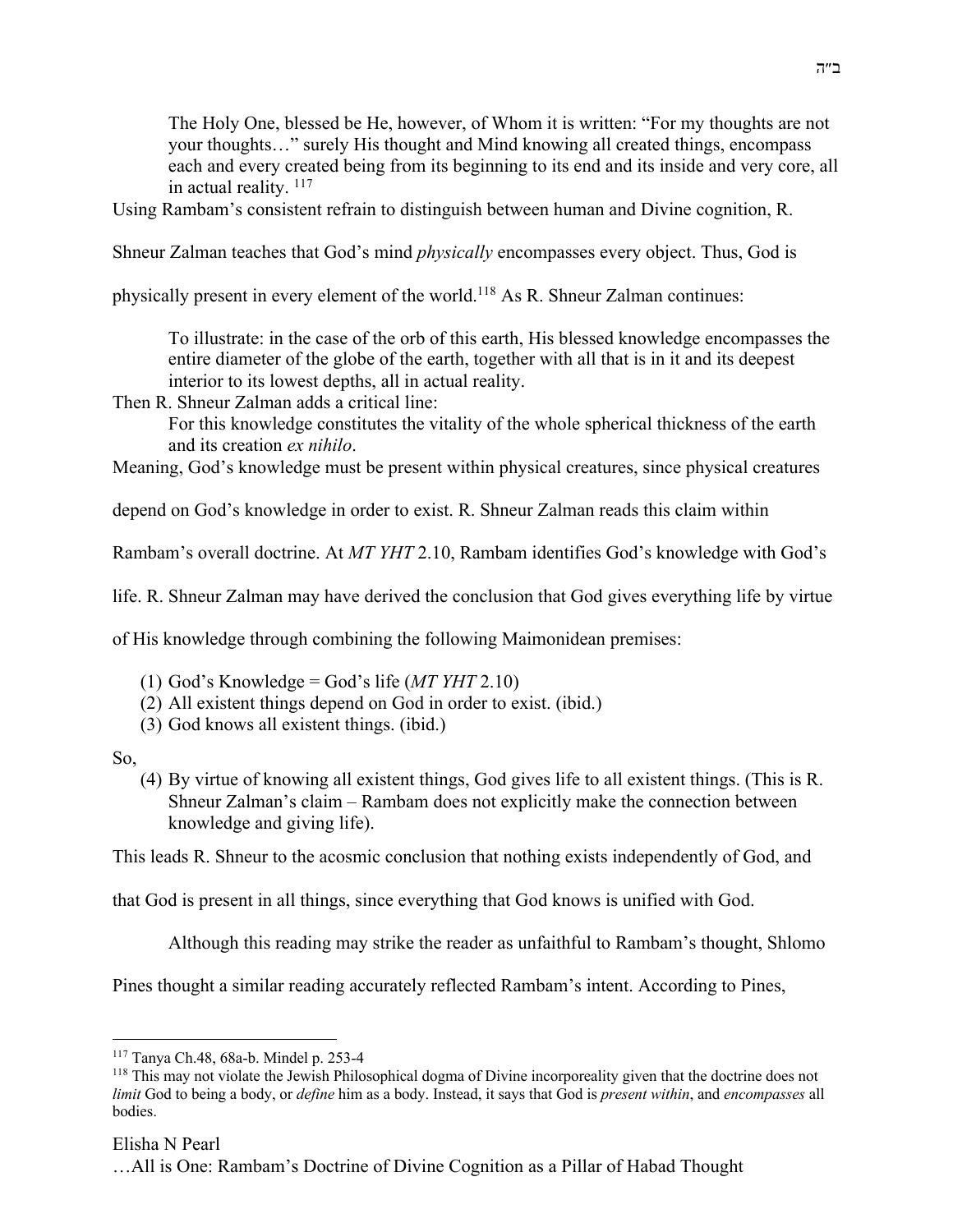> The Holy One, blessed be He, however, of Whom it is written: "For my thoughts are not your thoughts…" surely His thought and Mind knowing all created things, encompass each and every created being from its beginning to its end and its inside and very core, all in actual reality. [117]

Using Rambam's consistent refrain to distinguish between human and Divine cognition, R. Shneur Zalman teaches that God's mind *physically* encompasses every object. Thus, God is physically present in every element of the world.[118] As R. Shneur Zalman continues:

> To illustrate: in the case of the orb of this earth, His blessed knowledge encompasses the entire diameter of the globe of the earth, together with all that is in it and its deepest interior to its lowest depths, all in actual reality.

Then R. Shneur Zalman adds a critical line:

> For this knowledge constitutes the vitality of the whole spherical thickness of the earth and its creation *ex nihilo*.

Meaning, God's knowledge must be present within physical creatures, since physical creatures depend on God's knowledge in order to exist. R. Shneur Zalman reads this claim within Rambam's overall doctrine. At *MT YHT* 2.10, Rambam identifies God's knowledge with God's life. R. Shneur Zalman may have derived the conclusion that God gives everything life by virtue of His knowledge through combining the following Maimonidean premises:

1. God's Knowledge = God's life (*MT YHT* 2.10)
2. All existent things depend on God in order to exist. (ibid.)
3. God knows all existent things. (ibid.)

So,

4. By virtue of knowing all existent things, God gives life to all existent things. (This is R. Shneur Zalman's claim – Rambam does not explicitly make the connection between knowledge and giving life).

This leads R. Shneur to the acosmic conclusion that nothing exists independently of God, and that God is present in all things, since everything that God knows is unified with God.

Although this reading may strike the reader as unfaithful to Rambam's thought, Shlomo Pines thought a similar reading accurately reflected Rambam's intent. According to Pines,

---

[117] Tanya Ch.48, 68a-b. Mindel p. 253-4

[118] This may not violate the Jewish Philosophical dogma of Divine incorporeality given that the doctrine does not *limit* God to being a body, or *define* him as a body. Instead, it says that God is *present within*, and *encompasses* all bodies.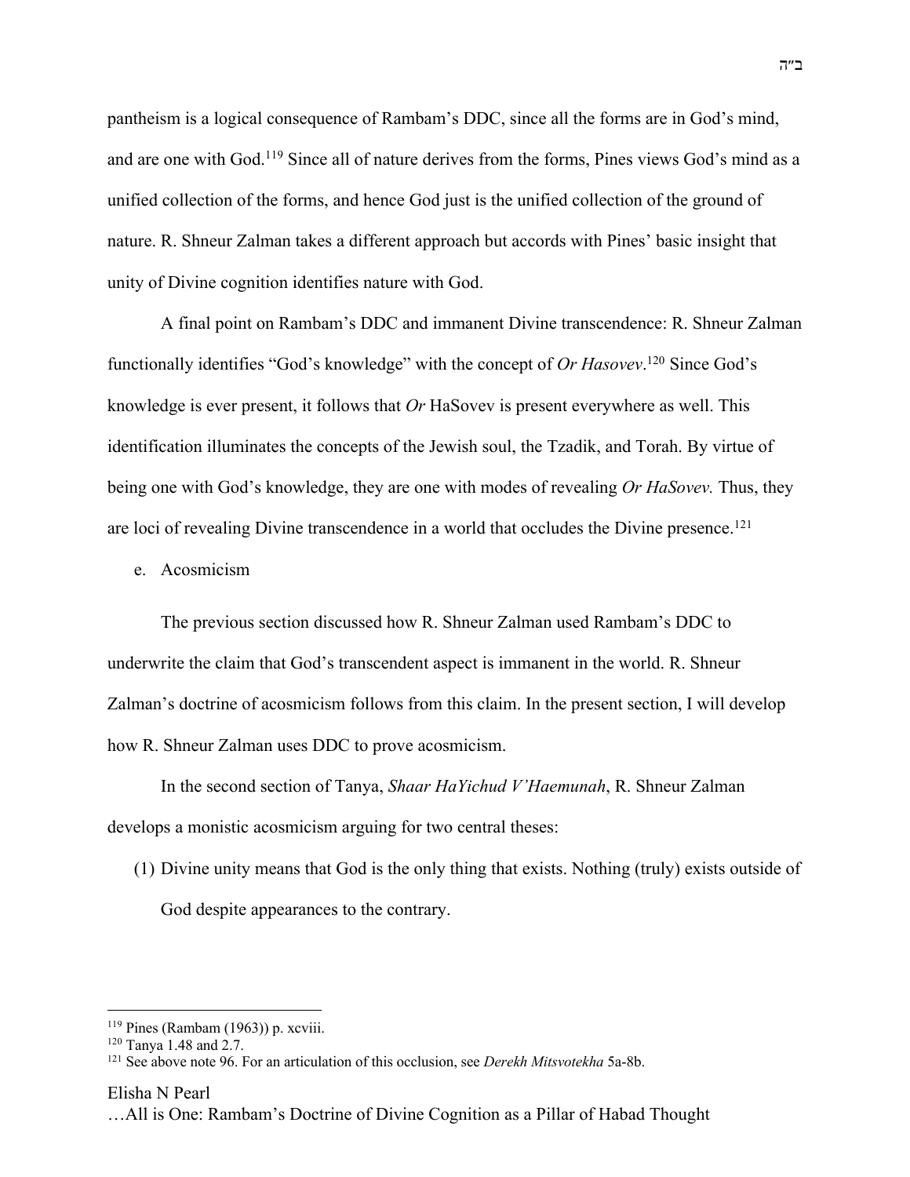pantheism is a logical consequence of Rambam's DDC, since all the forms are in God's mind, and are one with God.[119] Since all of nature derives from the forms, Pines views God's mind as a unified collection of the forms, and hence God just is the unified collection of the ground of nature. R. Shneur Zalman takes a different approach but accords with Pines' basic insight that unity of Divine cognition identifies nature with God.

A final point on Rambam's DDC and immanent Divine transcendence: R. Shneur Zalman functionally identifies "God's knowledge" with the concept of *Or Hasovev*.[120] Since God's knowledge is ever present, it follows that *Or* HaSovev is present everywhere as well. This identification illuminates the concepts of the Jewish soul, the Tzadik, and Torah. By virtue of being one with God's knowledge, they are one with modes of revealing *Or HaSovev.* Thus, they are loci of revealing Divine transcendence in a world that occludes the Divine presence.[121]

e. Acosmicism

The previous section discussed how R. Shneur Zalman used Rambam's DDC to underwrite the claim that God's transcendent aspect is immanent in the world. R. Shneur Zalman's doctrine of acosmicism follows from this claim. In the present section, I will develop how R. Shneur Zalman uses DDC to prove acosmicism.

In the second section of Tanya, *Shaar HaYichud V'Haemunah*, R. Shneur Zalman develops a monistic acosmicism arguing for two central theses:

(1) Divine unity means that God is the only thing that exists. Nothing (truly) exists outside of God despite appearances to the contrary.

---

[119] Pines (Rambam (1963)) p. xcviii.

[120] Tanya 1.48 and 2.7.

[121] See above note 96. For an articulation of this occlusion, see *Derekh Mitsvotekha* 5a-8b.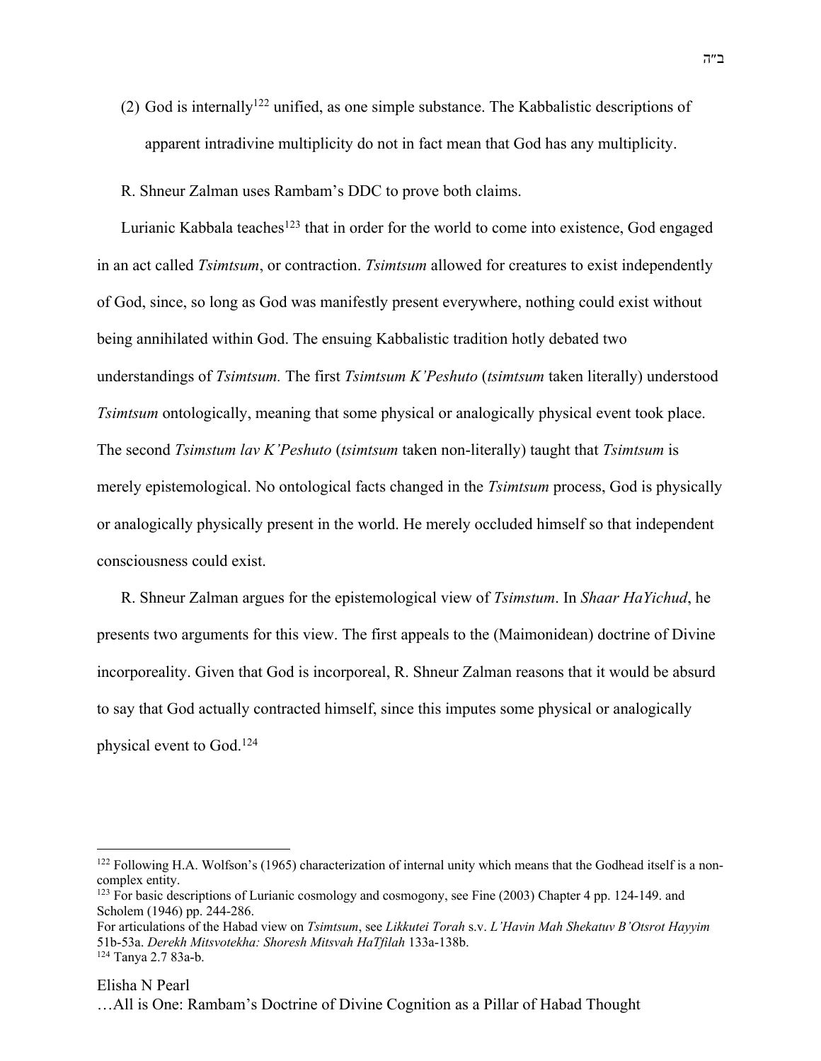(2) God is internally[122] unified, as one simple substance. The Kabbalistic descriptions of apparent intradivine multiplicity do not in fact mean that God has any multiplicity.

R. Shneur Zalman uses Rambam's DDC to prove both claims.

Lurianic Kabbala teaches[123] that in order for the world to come into existence, God engaged in an act called *Tsimtsum*, or contraction. *Tsimtsum* allowed for creatures to exist independently of God, since, so long as God was manifestly present everywhere, nothing could exist without being annihilated within God. The ensuing Kabbalistic tradition hotly debated two understandings of *Tsimtsum.* The first *Tsimtsum K'Peshuto* (*tsimtsum* taken literally) understood *Tsimtsum* ontologically, meaning that some physical or analogically physical event took place. The second *Tsimstum lav K'Peshuto* (*tsimtsum* taken non-literally) taught that *Tsimtsum* is merely epistemological. No ontological facts changed in the *Tsimtsum* process, God is physically or analogically physically present in the world. He merely occluded himself so that independent consciousness could exist.

R. Shneur Zalman argues for the epistemological view of *Tsimstum*. In *Shaar HaYichud*, he presents two arguments for this view. The first appeals to the (Maimonidean) doctrine of Divine incorporeality. Given that God is incorporeal, R. Shneur Zalman reasons that it would be absurd to say that God actually contracted himself, since this imputes some physical or analogically physical event to God.[124]

---

[122] Following H.A. Wolfson's (1965) characterization of internal unity which means that the Godhead itself is a non-complex entity.

[123] For basic descriptions of Lurianic cosmology and cosmogony, see Fine (2003) Chapter 4 pp. 124-149. and Scholem (1946) pp. 244-286.

For articulations of the Habad view on *Tsimtsum*, see *Likkutei Torah* s.v. *L'Havin Mah Shekatuv B'Otsrot Hayyim* 51b-53a. *Derekh Mitsvotekha: Shoresh Mitsvah HaTfilah* 133a-138b.

[124] Tanya 2.7 83a-b.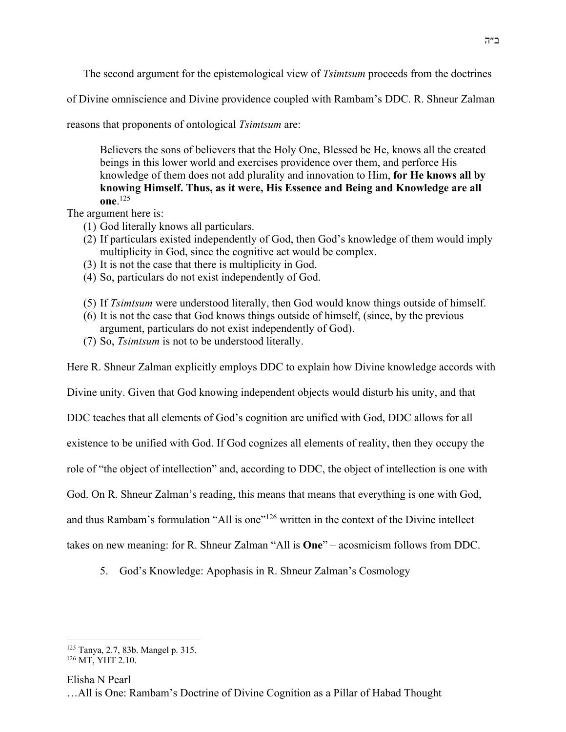The second argument for the epistemological view of *Tsimtsum* proceeds from the doctrines of Divine omniscience and Divine providence coupled with Rambam's DDC. R. Shneur Zalman reasons that proponents of ontological *Tsimtsum* are:

> Believers the sons of believers that the Holy One, Blessed be He, knows all the created beings in this lower world and exercises providence over them, and perforce His knowledge of them does not add plurality and innovation to Him, **for He knows all by knowing Himself. Thus, as it were, His Essence and Being and Knowledge are all one**.[125]

The argument here is:

1. God literally knows all particulars.
2. If particulars existed independently of God, then God's knowledge of them would imply multiplicity in God, since the cognitive act would be complex.
3. It is not the case that there is multiplicity in God.
4. So, particulars do not exist independently of God.

5. If *Tsimtsum* were understood literally, then God would know things outside of himself.
6. It is not the case that God knows things outside of himself, (since, by the previous argument, particulars do not exist independently of God).
7. So, *Tsimtsum* is not to be understood literally.

Here R. Shneur Zalman explicitly employs DDC to explain how Divine knowledge accords with Divine unity. Given that God knowing independent objects would disturb his unity, and that DDC teaches that all elements of God's cognition are unified with God, DDC allows for all existence to be unified with God. If God cognizes all elements of reality, then they occupy the role of "the object of intellection" and, according to DDC, the object of intellection is one with God. On R. Shneur Zalman's reading, this means that means that everything is one with God, and thus Rambam's formulation "All is one"[126] written in the context of the Divine intellect takes on new meaning: for R. Shneur Zalman "All is **One**" – acosmicism follows from DDC.

## 5. God's Knowledge: Apophasis in R. Shneur Zalman's Cosmology

---

[125] Tanya, 2.7, 83b. Mangel p. 315.

[126] MT, YHT 2.10.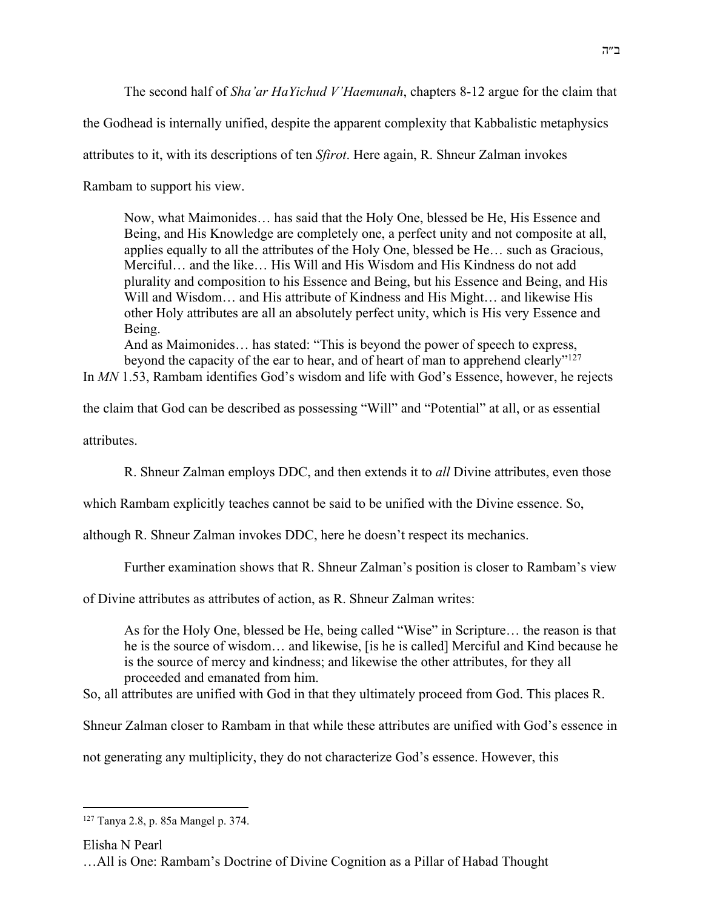The second half of *Sha'ar HaYichud V'Haemunah*, chapters 8-12 argue for the claim that the Godhead is internally unified, despite the apparent complexity that Kabbalistic metaphysics attributes to it, with its descriptions of ten *Sfirot*. Here again, R. Shneur Zalman invokes Rambam to support his view.

> Now, what Maimonides… has said that the Holy One, blessed be He, His Essence and Being, and His Knowledge are completely one, a perfect unity and not composite at all, applies equally to all the attributes of the Holy One, blessed be He… such as Gracious, Merciful… and the like… His Will and His Wisdom and His Kindness do not add plurality and composition to his Essence and Being, but his Essence and Being, and His Will and Wisdom… and His attribute of Kindness and His Might… and likewise His other Holy attributes are all an absolutely perfect unity, which is His very Essence and Being.
>
> And as Maimonides… has stated: "This is beyond the power of speech to express, beyond the capacity of the ear to hear, and of heart of man to apprehend clearly"[127]

In *MN* 1.53, Rambam identifies God's wisdom and life with God's Essence, however, he rejects the claim that God can be described as possessing "Will" and "Potential" at all, or as essential attributes.

R. Shneur Zalman employs DDC, and then extends it to *all* Divine attributes, even those which Rambam explicitly teaches cannot be said to be unified with the Divine essence. So, although R. Shneur Zalman invokes DDC, here he doesn't respect its mechanics.

Further examination shows that R. Shneur Zalman's position is closer to Rambam's view of Divine attributes as attributes of action, as R. Shneur Zalman writes:

> As for the Holy One, blessed be He, being called "Wise" in Scripture… the reason is that he is the source of wisdom… and likewise, [is he is called] Merciful and Kind because he is the source of mercy and kindness; and likewise the other attributes, for they all proceeded and emanated from him.

So, all attributes are unified with God in that they ultimately proceed from God. This places R. Shneur Zalman closer to Rambam in that while these attributes are unified with God's essence in not generating any multiplicity, they do not characterize God's essence. However, this

---

[127] Tanya 2.8, p. 85a Mangel p. 374.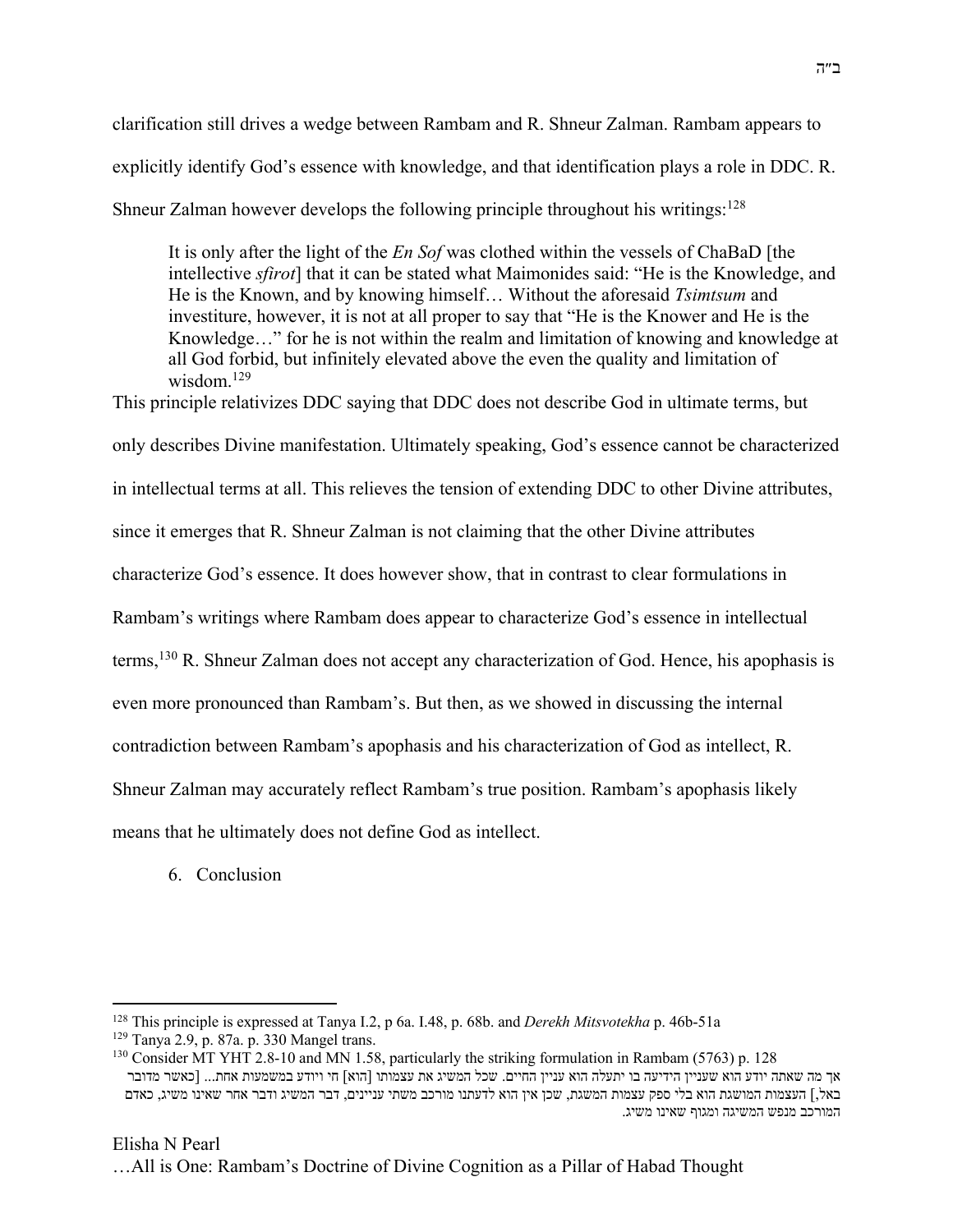clarification still drives a wedge between Rambam and R. Shneur Zalman. Rambam appears to explicitly identify God's essence with knowledge, and that identification plays a role in DDC. R. Shneur Zalman however develops the following principle throughout his writings:[128]

> It is only after the light of the *En Sof* was clothed within the vessels of ChaBaD [the intellective *sfirot*] that it can be stated what Maimonides said: "He is the Knowledge, and He is the Known, and by knowing himself… Without the aforesaid *Tsimtsum* and investiture, however, it is not at all proper to say that "He is the Knower and He is the Knowledge…" for he is not within the realm and limitation of knowing and knowledge at all God forbid, but infinitely elevated above the even the quality and limitation of wisdom.[129]

This principle relativizes DDC saying that DDC does not describe God in ultimate terms, but only describes Divine manifestation. Ultimately speaking, God's essence cannot be characterized in intellectual terms at all. This relieves the tension of extending DDC to other Divine attributes, since it emerges that R. Shneur Zalman is not claiming that the other Divine attributes characterize God's essence. It does however show, that in contrast to clear formulations in Rambam's writings where Rambam does appear to characterize God's essence in intellectual terms,[130] R. Shneur Zalman does not accept any characterization of God. Hence, his apophasis is even more pronounced than Rambam's. But then, as we showed in discussing the internal contradiction between Rambam's apophasis and his characterization of God as intellect, R. Shneur Zalman may accurately reflect Rambam's true position. Rambam's apophasis likely means that he ultimately does not define God as intellect.

6. Conclusion

---

[128] This principle is expressed at Tanya I.2, p 6a. I.48, p. 68b. and *Derekh Mitsvotekha* p. 46b-51a

[129] Tanya 2.9, p. 87a. p. 330 Mangel trans.

[130] Consider MT YHT 2.8-10 and MN 1.58, particularly the striking formulation in Rambam (5763) p. 128
אך מה שאתה יודע הוא שעניין הידיעה בו יתעלה הוא עניין החיים. שכל המשיג את עצמותו [הוא] חי ויודע במשמעות אחת... [כאשר מדובר באל,] העצמות המושגת הוא בלי ספק עצמות המשגת, שכן אין הוא לדעתנו מורכב משתי עניינים, דבר המשיג ודבר אחר שאינו משיג, כאדם המורכב מנפש המשיגה ומגוף שאינו משיג.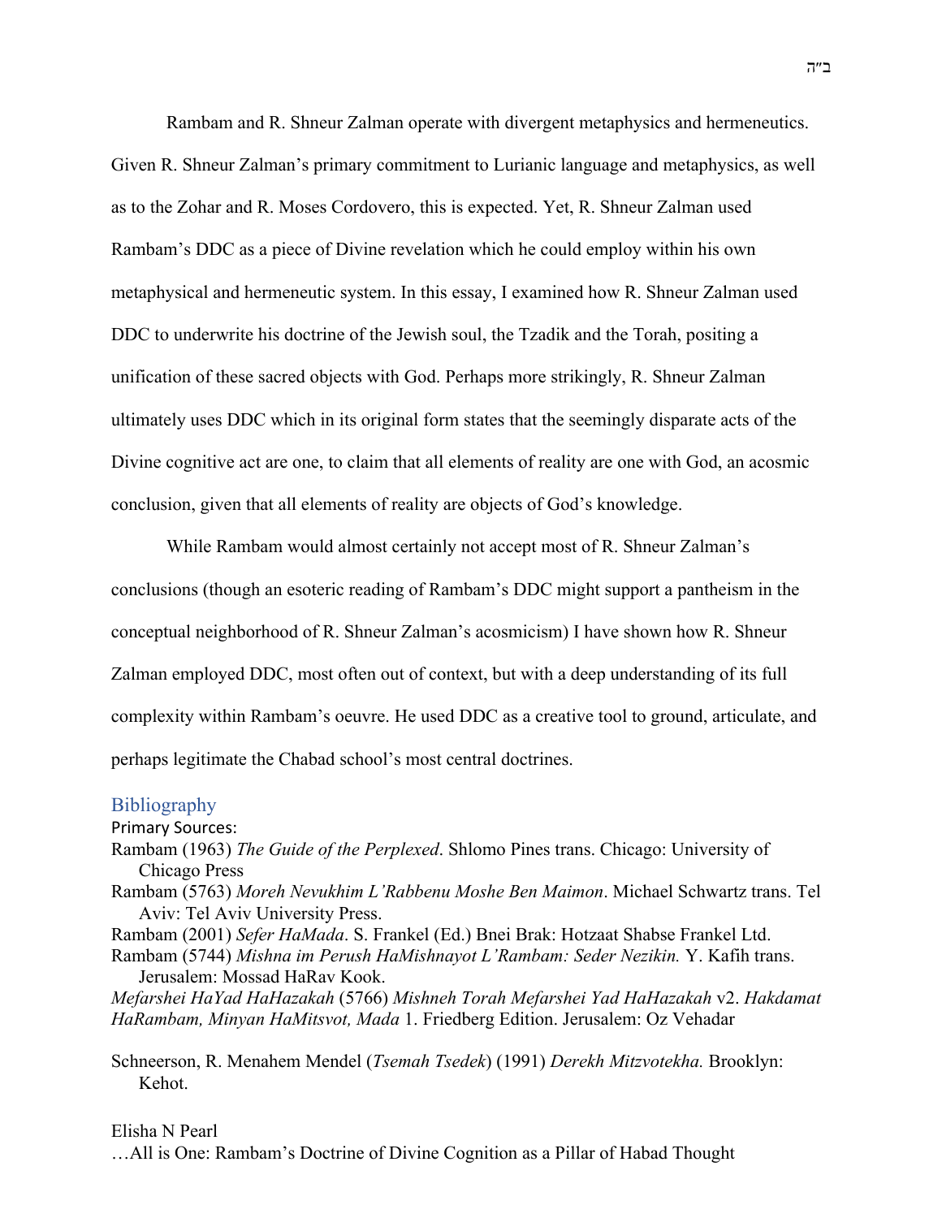Rambam and R. Shneur Zalman operate with divergent metaphysics and hermeneutics. Given R. Shneur Zalman's primary commitment to Lurianic language and metaphysics, as well as to the Zohar and R. Moses Cordovero, this is expected. Yet, R. Shneur Zalman used Rambam's DDC as a piece of Divine revelation which he could employ within his own metaphysical and hermeneutic system. In this essay, I examined how R. Shneur Zalman used DDC to underwrite his doctrine of the Jewish soul, the Tzadik and the Torah, positing a unification of these sacred objects with God. Perhaps more strikingly, R. Shneur Zalman ultimately uses DDC which in its original form states that the seemingly disparate acts of the Divine cognitive act are one, to claim that all elements of reality are one with God, an acosmic conclusion, given that all elements of reality are objects of God's knowledge.

While Rambam would almost certainly not accept most of R. Shneur Zalman's conclusions (though an esoteric reading of Rambam's DDC might support a pantheism in the conceptual neighborhood of R. Shneur Zalman's acosmicism) I have shown how R. Shneur Zalman employed DDC, most often out of context, but with a deep understanding of its full complexity within Rambam's oeuvre. He used DDC as a creative tool to ground, articulate, and perhaps legitimate the Chabad school's most central doctrines.

## Bibliography

Primary Sources:

Rambam (1963) *The Guide of the Perplexed*. Shlomo Pines trans. Chicago: University of Chicago Press

Rambam (5763) *Moreh Nevukhim L'Rabbenu Moshe Ben Maimon*. Michael Schwartz trans. Tel Aviv: Tel Aviv University Press.

Rambam (2001) *Sefer HaMada*. S. Frankel (Ed.) Bnei Brak: Hotzaat Shabse Frankel Ltd.

Rambam (5744) *Mishna im Perush HaMishnayot L'Rambam: Seder Nezikin.* Y. Kafih trans. Jerusalem: Mossad HaRav Kook.

*Mefarshei HaYad HaHazakah* (5766) *Mishneh Torah Mefarshei Yad HaHazakah* v2. *Hakdamat HaRambam, Minyan HaMitsvot, Mada* 1. Friedberg Edition. Jerusalem: Oz Vehadar

Schneerson, R. Menahem Mendel (*Tsemah Tsedek*) (1991) *Derekh Mitzvotekha.* Brooklyn: Kehot.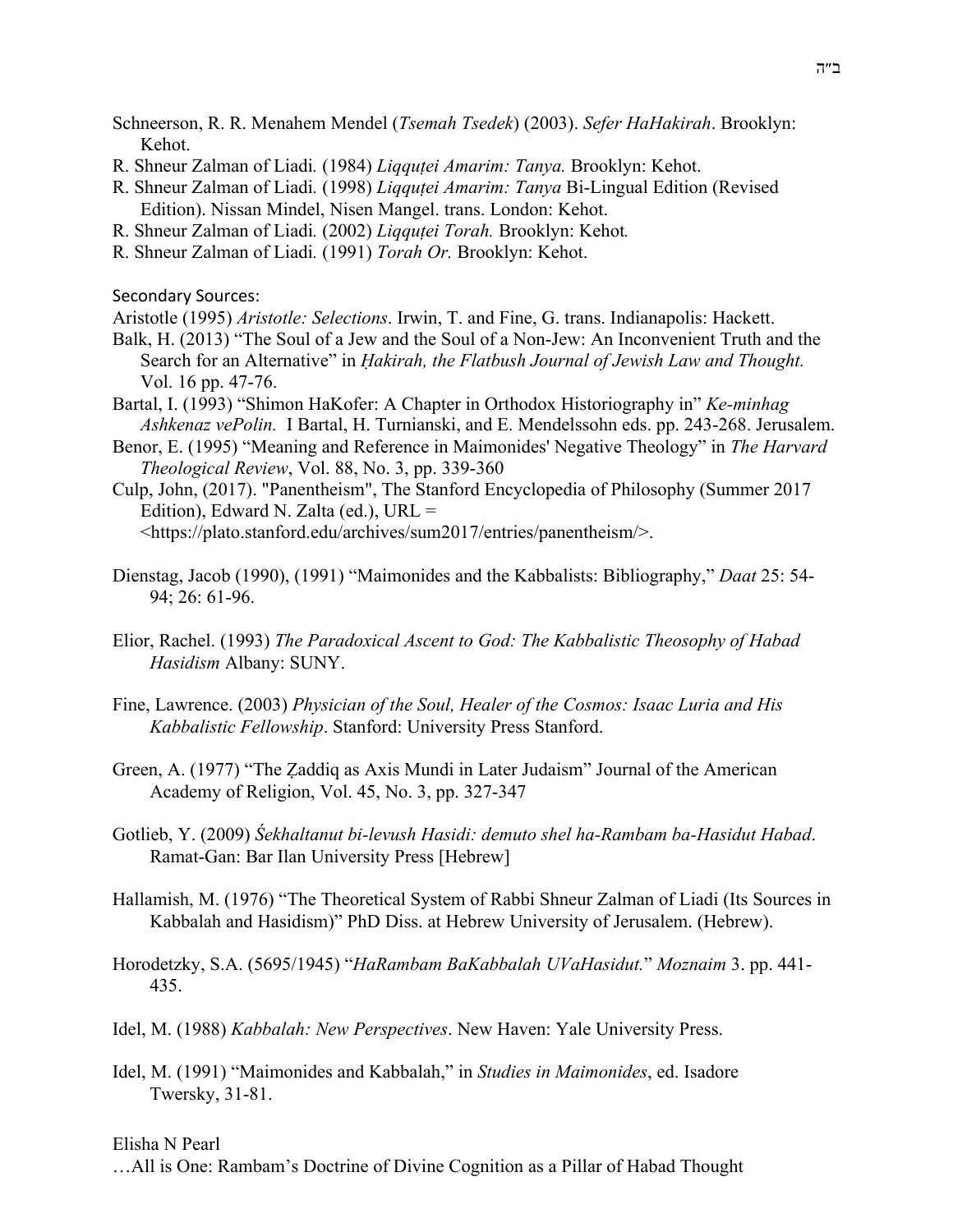Schneerson, R. R. Menahem Mendel (*Tsemah Tsedek*) (2003). *Sefer HaHakirah*. Brooklyn: Kehot.

R. Shneur Zalman of Liadi. (1984) *Liqquṭei Amarim: Tanya.* Brooklyn: Kehot.

R. Shneur Zalman of Liadi. (1998) *Liqquṭei Amarim: Tanya* Bi-Lingual Edition (Revised Edition). Nissan Mindel, Nisen Mangel. trans. London: Kehot.

R. Shneur Zalman of Liadi. (2002) *Liqquṭei Torah.* Brooklyn: Kehot.

R. Shneur Zalman of Liadi. (1991) *Torah Or.* Brooklyn: Kehot.

Secondary Sources:

Aristotle (1995) *Aristotle: Selections*. Irwin, T. and Fine, G. trans. Indianapolis: Hackett.

Balk, H. (2013) "The Soul of a Jew and the Soul of a Non-Jew: An Inconvenient Truth and the Search for an Alternative" in *Ḥakirah, the Flatbush Journal of Jewish Law and Thought.* Vol. 16 pp. 47-76.

Bartal, I. (1993) "Shimon HaKofer: A Chapter in Orthodox Historiography in" *Ke-minhag Ashkenaz vePolin.* I Bartal, H. Turnianski, and E. Mendelssohn eds. pp. 243-268. Jerusalem.

Benor, E. (1995) "Meaning and Reference in Maimonides' Negative Theology" in *The Harvard Theological Review*, Vol. 88, No. 3, pp. 339-360

Culp, John, (2017). "Panentheism", The Stanford Encyclopedia of Philosophy (Summer 2017 Edition), Edward N. Zalta (ed.), URL = <https://plato.stanford.edu/archives/sum2017/entries/panentheism/>.

Dienstag, Jacob (1990), (1991) "Maimonides and the Kabbalists: Bibliography," *Daat* 25: 54-94; 26: 61-96.

Elior, Rachel. (1993) *The Paradoxical Ascent to God: The Kabbalistic Theosophy of Habad Hasidism* Albany: SUNY.

Fine, Lawrence. (2003) *Physician of the Soul, Healer of the Cosmos: Isaac Luria and His Kabbalistic Fellowship*. Stanford: University Press Stanford.

Green, A. (1977) "The Ẓaddiq as Axis Mundi in Later Judaism" Journal of the American Academy of Religion, Vol. 45, No. 3, pp. 327-347

Gotlieb, Y. (2009) *Śekhaltanut bi-levush Hasidi: demuto shel ha-Rambam ba-Hasidut Habad*. Ramat-Gan: Bar Ilan University Press [Hebrew]

Hallamish, M. (1976) "The Theoretical System of Rabbi Shneur Zalman of Liadi (Its Sources in Kabbalah and Hasidism)" PhD Diss. at Hebrew University of Jerusalem. (Hebrew).

Horodetzky, S.A. (5695/1945) "*HaRambam BaKabbalah UVaHasidut.*" *Moznaim* 3. pp. 441-435.

Idel, M. (1988) *Kabbalah: New Perspectives*. New Haven: Yale University Press.

Idel, M. (1991) "Maimonides and Kabbalah," in *Studies in Maimonides*, ed. Isadore Twersky, 31-81.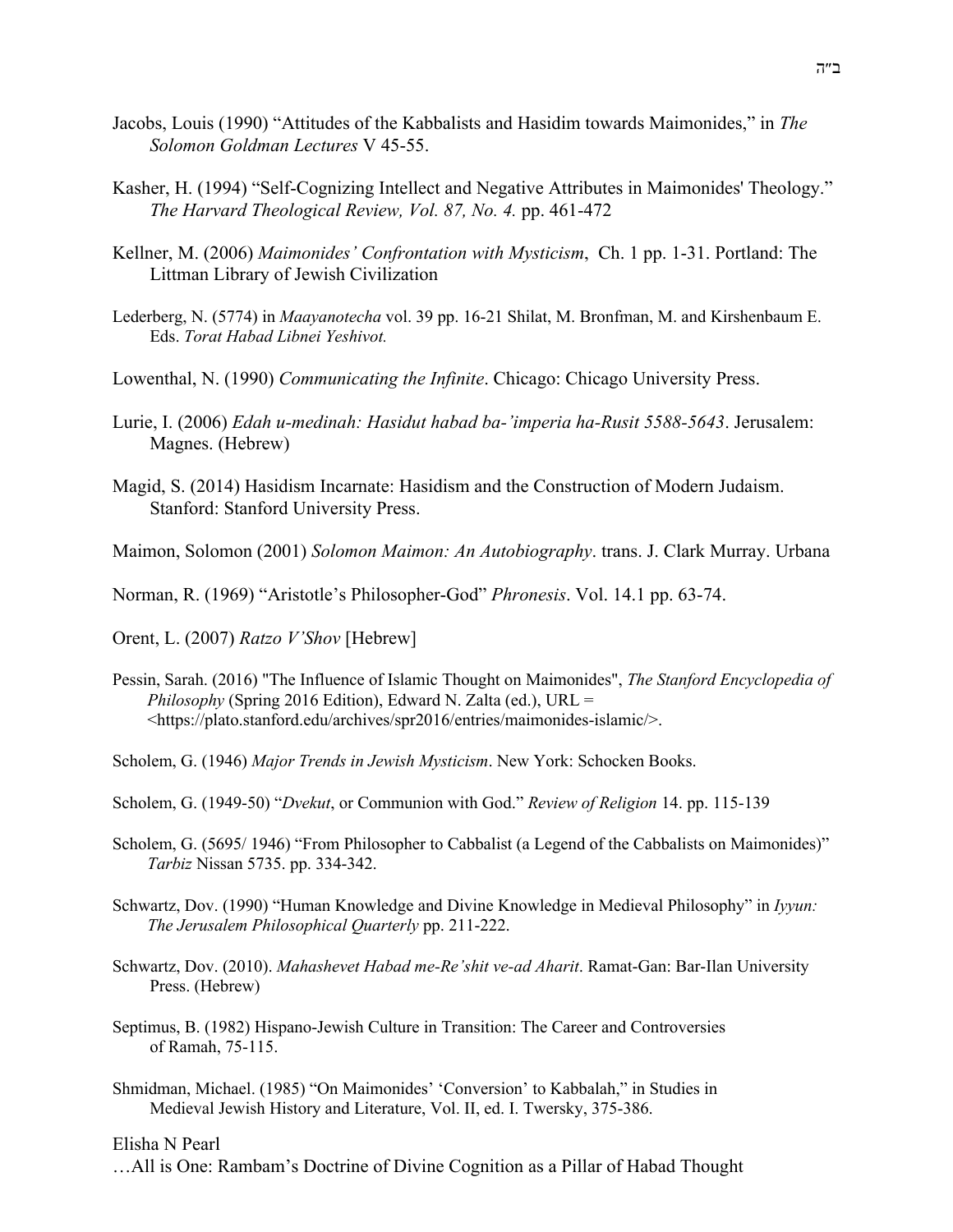Jacobs, Louis (1990) "Attitudes of the Kabbalists and Hasidim towards Maimonides," in *The Solomon Goldman Lectures* V 45-55.

Kasher, H. (1994) "Self-Cognizing Intellect and Negative Attributes in Maimonides' Theology." *The Harvard Theological Review, Vol. 87, No. 4.* pp. 461-472

Kellner, M. (2006) *Maimonides' Confrontation with Mysticism*, Ch. 1 pp. 1-31. Portland: The Littman Library of Jewish Civilization

Lederberg, N. (5774) in *Maayanotecha* vol. 39 pp. 16-21 Shilat, M. Bronfman, M. and Kirshenbaum E. Eds. *Torat Habad Libnei Yeshivot.*

Lowenthal, N. (1990) *Communicating the Infinite*. Chicago: Chicago University Press.

Lurie, I. (2006) *Edah u-medinah: Hasidut habad ba-'imperia ha-Rusit 5588-5643*. Jerusalem: Magnes. (Hebrew)

Magid, S. (2014) Hasidism Incarnate: Hasidism and the Construction of Modern Judaism. Stanford: Stanford University Press.

Maimon, Solomon (2001) *Solomon Maimon: An Autobiography*. trans. J. Clark Murray. Urbana

Norman, R. (1969) "Aristotle's Philosopher-God" *Phronesis*. Vol. 14.1 pp. 63-74.

Orent, L. (2007) *Ratzo V'Shov* [Hebrew]

Pessin, Sarah. (2016) "The Influence of Islamic Thought on Maimonides", *The Stanford Encyclopedia of Philosophy* (Spring 2016 Edition), Edward N. Zalta (ed.), URL = <https://plato.stanford.edu/archives/spr2016/entries/maimonides-islamic/>.

Scholem, G. (1946) *Major Trends in Jewish Mysticism*. New York: Schocken Books.

Scholem, G. (1949-50) "*Dvekut*, or Communion with God." *Review of Religion* 14. pp. 115-139

Scholem, G. (5695/ 1946) "From Philosopher to Cabbalist (a Legend of the Cabbalists on Maimonides)" *Tarbiz* Nissan 5735. pp. 334-342.

Schwartz, Dov. (1990) "Human Knowledge and Divine Knowledge in Medieval Philosophy" in *Iyyun: The Jerusalem Philosophical Quarterly* pp. 211-222.

Schwartz, Dov. (2010). *Mahashevet Habad me-Re'shit ve-ad Aharit*. Ramat-Gan: Bar-Ilan University Press. (Hebrew)

Septimus, B. (1982) Hispano-Jewish Culture in Transition: The Career and Controversies of Ramah, 75-115.

Shmidman, Michael. (1985) "On Maimonides' 'Conversion' to Kabbalah," in Studies in Medieval Jewish History and Literature, Vol. II, ed. I. Twersky, 375-386.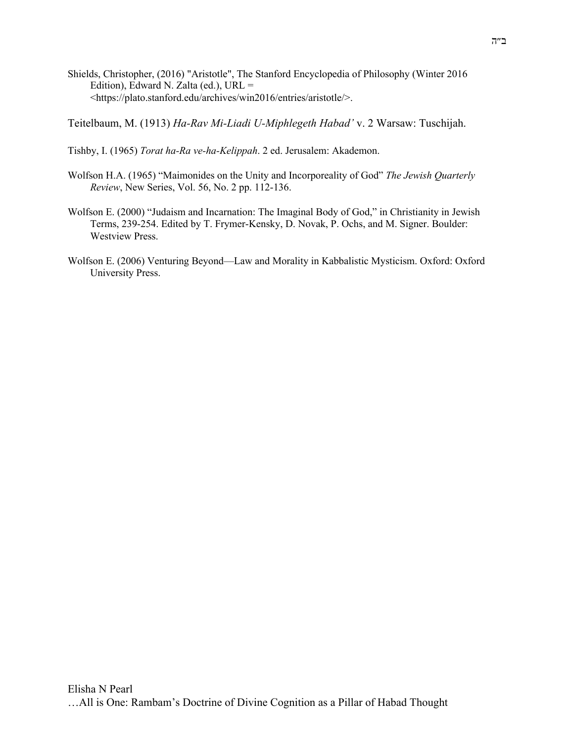Shields, Christopher, (2016) "Aristotle", The Stanford Encyclopedia of Philosophy (Winter 2016 Edition), Edward N. Zalta (ed.), URL = <https://plato.stanford.edu/archives/win2016/entries/aristotle/>.

Teitelbaum, M. (1913) *Ha-Rav Mi-Liadi U-Miphlegeth Habad'* v. 2 Warsaw: Tuschijah.

Tishby, I. (1965) *Torat ha-Ra ve-ha-Kelippah*. 2 ed. Jerusalem: Akademon.

Wolfson H.A. (1965) "Maimonides on the Unity and Incorporeality of God" *The Jewish Quarterly Review*, New Series, Vol. 56, No. 2 pp. 112-136.

Wolfson E. (2000) "Judaism and Incarnation: The Imaginal Body of God," in Christianity in Jewish Terms, 239-254. Edited by T. Frymer-Kensky, D. Novak, P. Ochs, and M. Signer. Boulder: Westview Press.

Wolfson E. (2006) Venturing Beyond—Law and Morality in Kabbalistic Mysticism. Oxford: Oxford University Press.